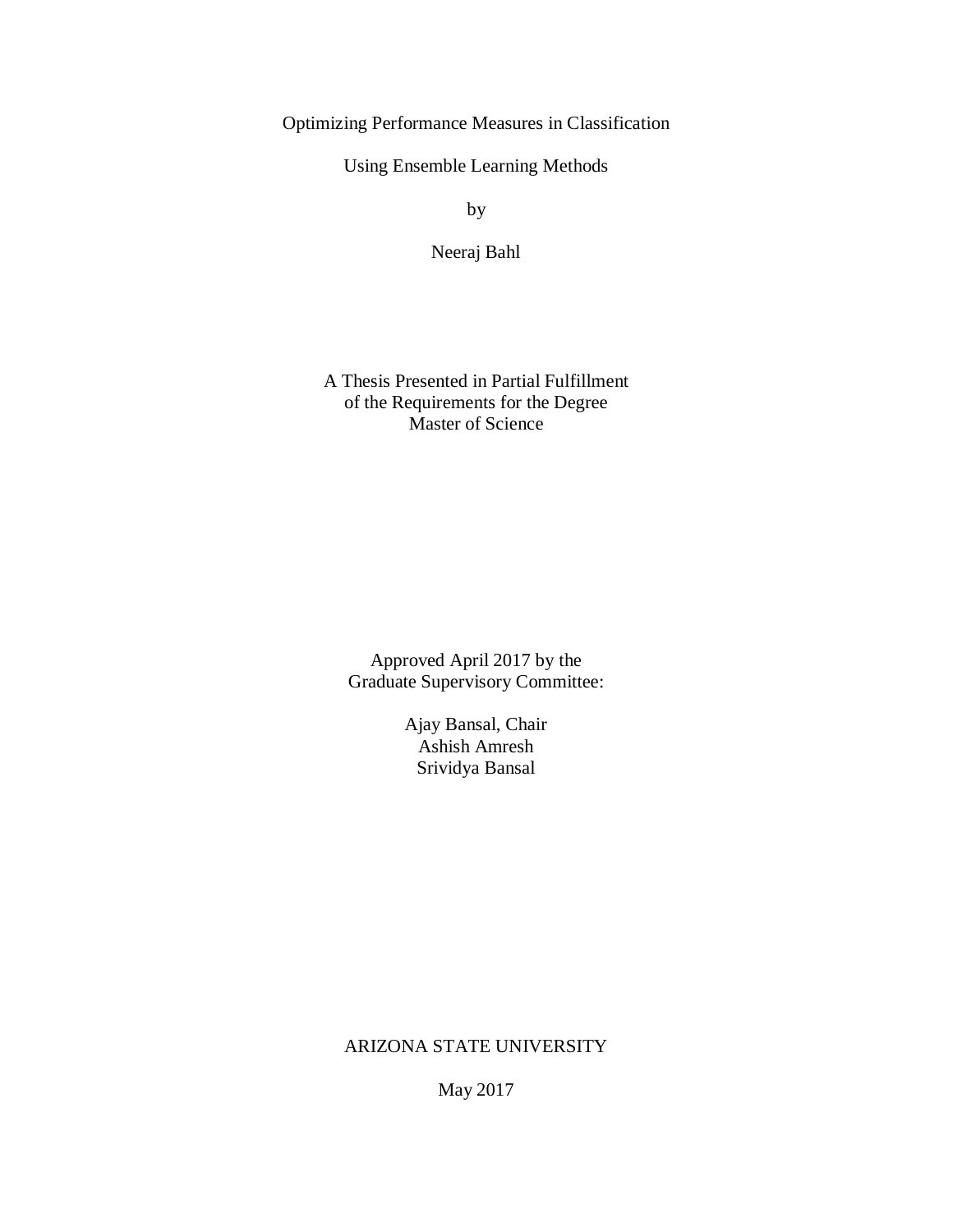# Optimizing Performance Measures in Classification

# Using Ensemble Learning Methods

by

Neeraj Bahl

A Thesis Presented in Partial Fulfillment
of the Requirements for the Degree
Master of Science

Approved April 2017 by the
Graduate Supervisory Committee:

Ajay Bansal, Chair
Ashish Amresh
Srividya Bansal

ARIZONA STATE UNIVERSITY

May 2017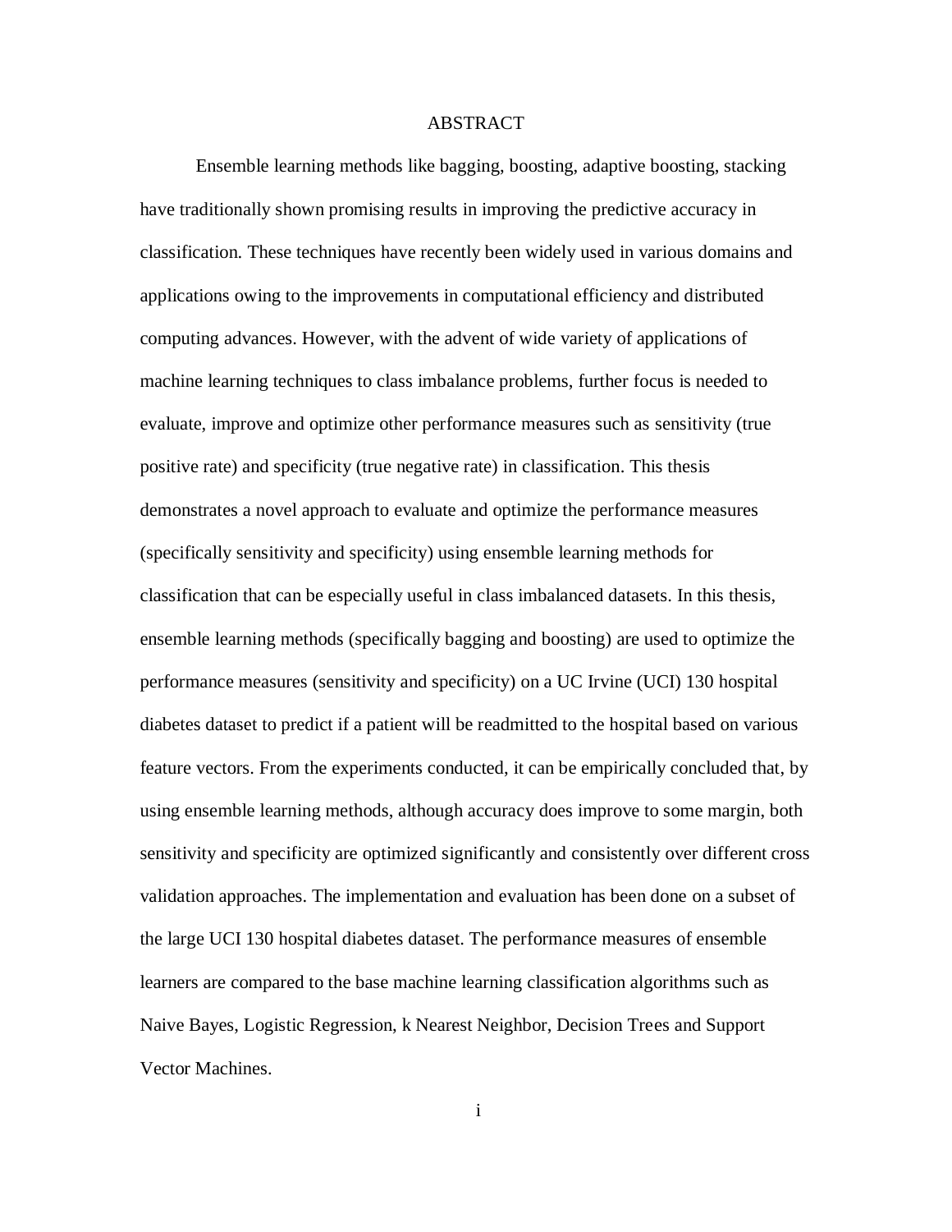# ABSTRACT

Ensemble learning methods like bagging, boosting, adaptive boosting, stacking have traditionally shown promising results in improving the predictive accuracy in classification. These techniques have recently been widely used in various domains and applications owing to the improvements in computational efficiency and distributed computing advances. However, with the advent of wide variety of applications of machine learning techniques to class imbalance problems, further focus is needed to evaluate, improve and optimize other performance measures such as sensitivity (true positive rate) and specificity (true negative rate) in classification. This thesis demonstrates a novel approach to evaluate and optimize the performance measures (specifically sensitivity and specificity) using ensemble learning methods for classification that can be especially useful in class imbalanced datasets. In this thesis, ensemble learning methods (specifically bagging and boosting) are used to optimize the performance measures (sensitivity and specificity) on a UC Irvine (UCI) 130 hospital diabetes dataset to predict if a patient will be readmitted to the hospital based on various feature vectors. From the experiments conducted, it can be empirically concluded that, by using ensemble learning methods, although accuracy does improve to some margin, both sensitivity and specificity are optimized significantly and consistently over different cross validation approaches. The implementation and evaluation has been done on a subset of the large UCI 130 hospital diabetes dataset. The performance measures of ensemble learners are compared to the base machine learning classification algorithms such as Naive Bayes, Logistic Regression, k Nearest Neighbor, Decision Trees and Support Vector Machines.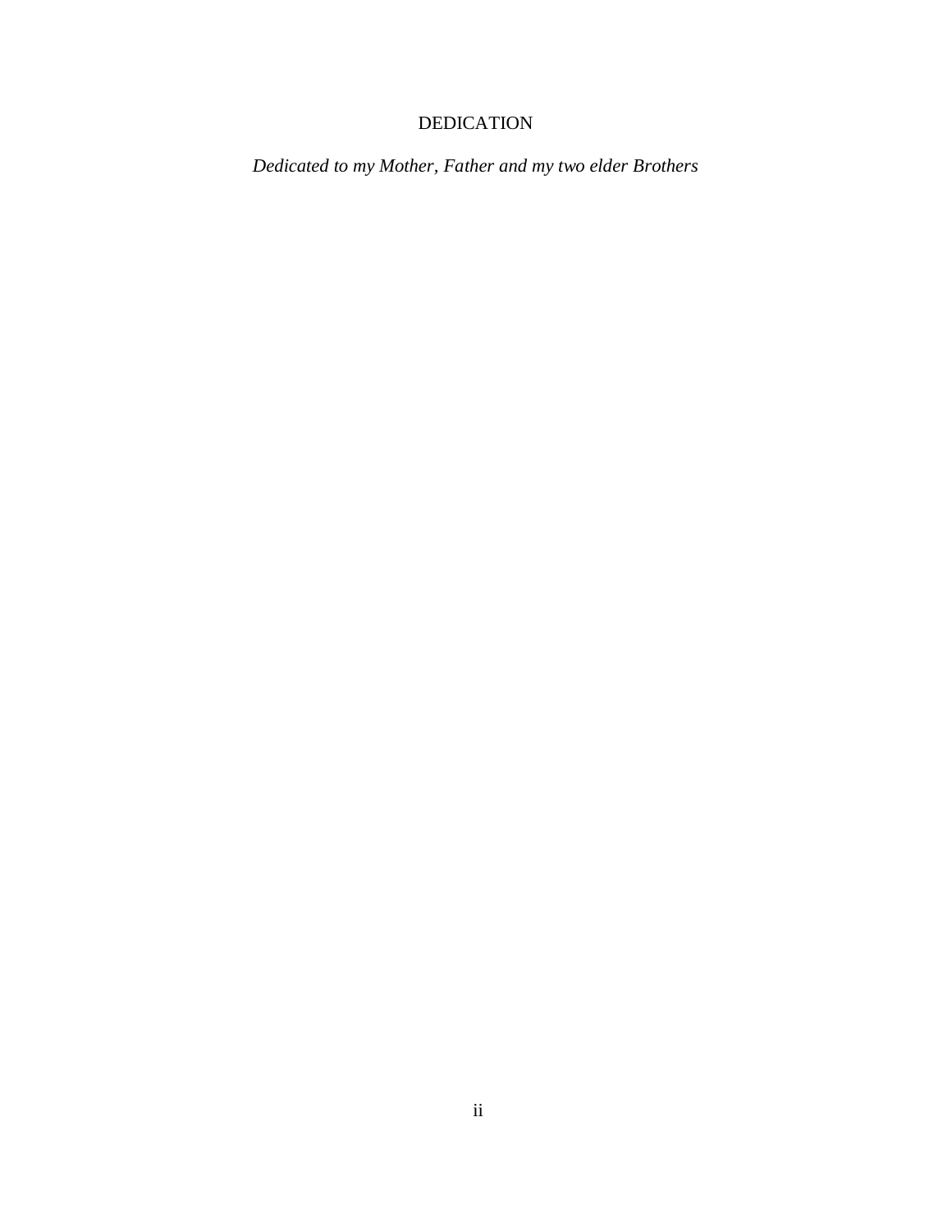# DEDICATION

*Dedicated to my Mother, Father and my two elder Brothers*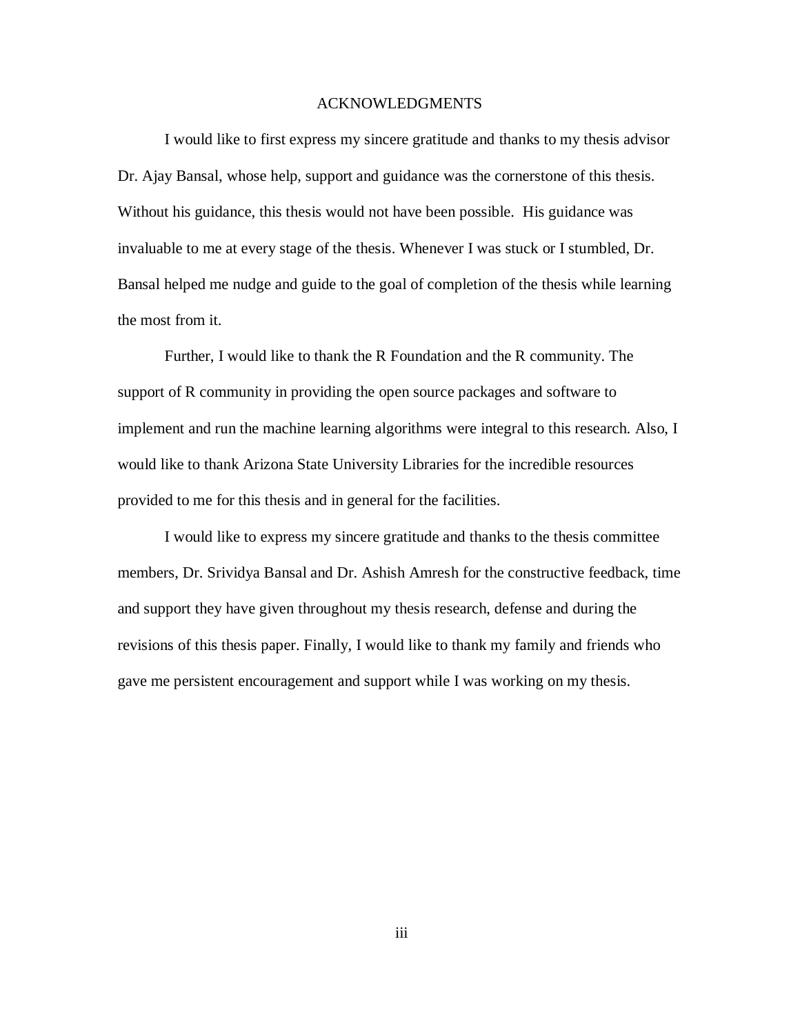# ACKNOWLEDGMENTS

I would like to first express my sincere gratitude and thanks to my thesis advisor Dr. Ajay Bansal, whose help, support and guidance was the cornerstone of this thesis. Without his guidance, this thesis would not have been possible. His guidance was invaluable to me at every stage of the thesis. Whenever I was stuck or I stumbled, Dr. Bansal helped me nudge and guide to the goal of completion of the thesis while learning the most from it.

Further, I would like to thank the R Foundation and the R community. The support of R community in providing the open source packages and software to implement and run the machine learning algorithms were integral to this research. Also, I would like to thank Arizona State University Libraries for the incredible resources provided to me for this thesis and in general for the facilities.

I would like to express my sincere gratitude and thanks to the thesis committee members, Dr. Srividya Bansal and Dr. Ashish Amresh for the constructive feedback, time and support they have given throughout my thesis research, defense and during the revisions of this thesis paper. Finally, I would like to thank my family and friends who gave me persistent encouragement and support while I was working on my thesis.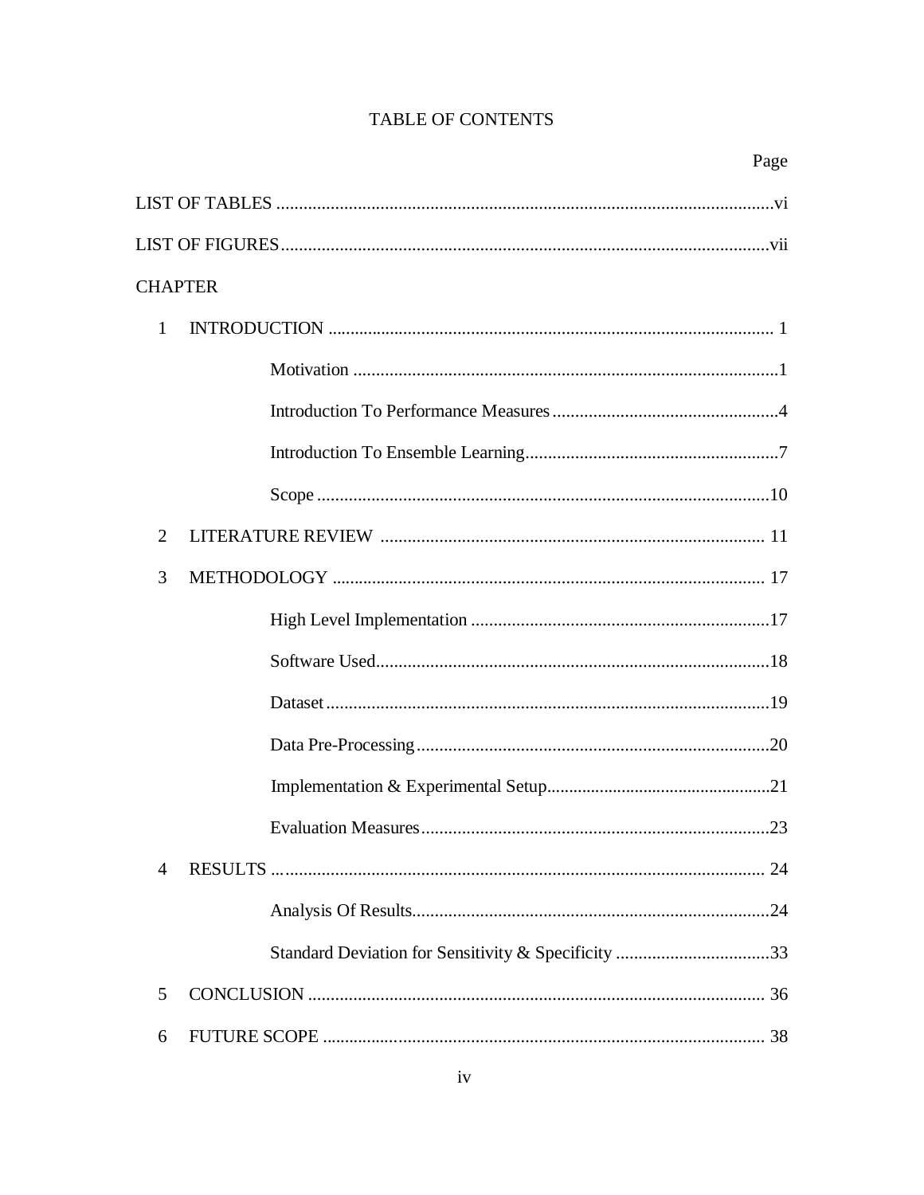# TABLE OF CONTENTS

Page

LIST OF TABLES ............................................................................................................vi

LIST OF FIGURES..........................................................................................................vii

CHAPTER

1 INTRODUCTION .................................................................................................. 1

- Motivation .............................................................................................1
- Introduction To Performance Measures ..................................................4
- Introduction To Ensemble Learning........................................................7
- Scope ....................................................................................................10

2 LITERATURE REVIEW .................................................................................... 11

3 METHODOLOGY ............................................................................................... 17

- High Level Implementation ..................................................................17
- Software Used.......................................................................................18
- Dataset .................................................................................................19
- Data Pre-Processing .............................................................................20
- Implementation & Experimental Setup..................................................21
- Evaluation Measures.............................................................................23

4 RESULTS ............................................................................................................ 24

- Analysis Of Results...............................................................................24
- Standard Deviation for Sensitivity & Specificity ..................................33

5 CONCLUSION .................................................................................................... 36

6 FUTURE SCOPE ................................................................................................. 38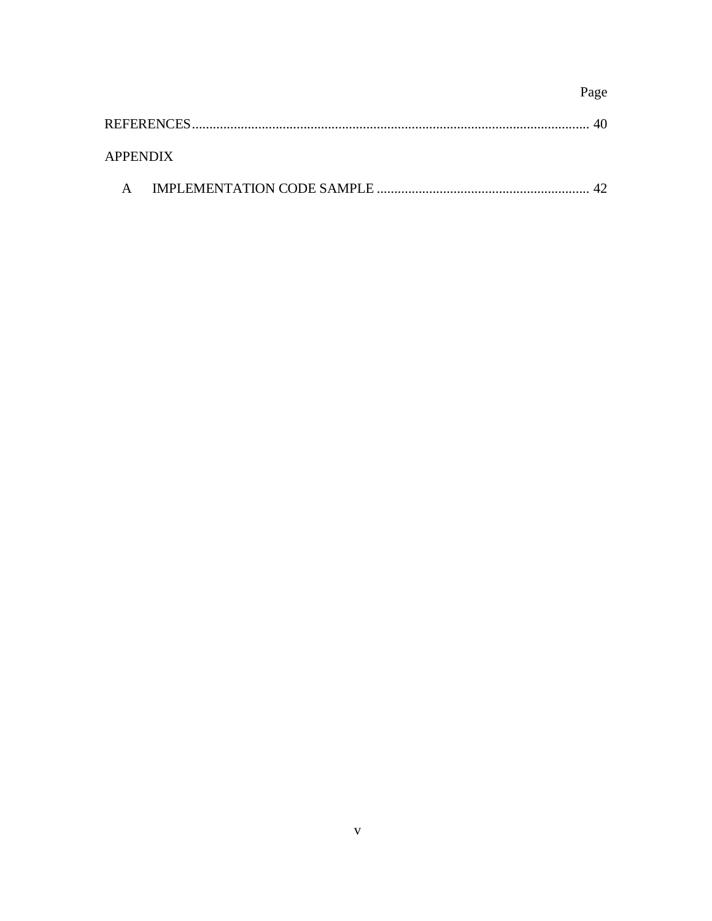| | Page |
|---|---|
| REFERENCES | 40 |
| APPENDIX | |
| A IMPLEMENTATION CODE SAMPLE | 42 |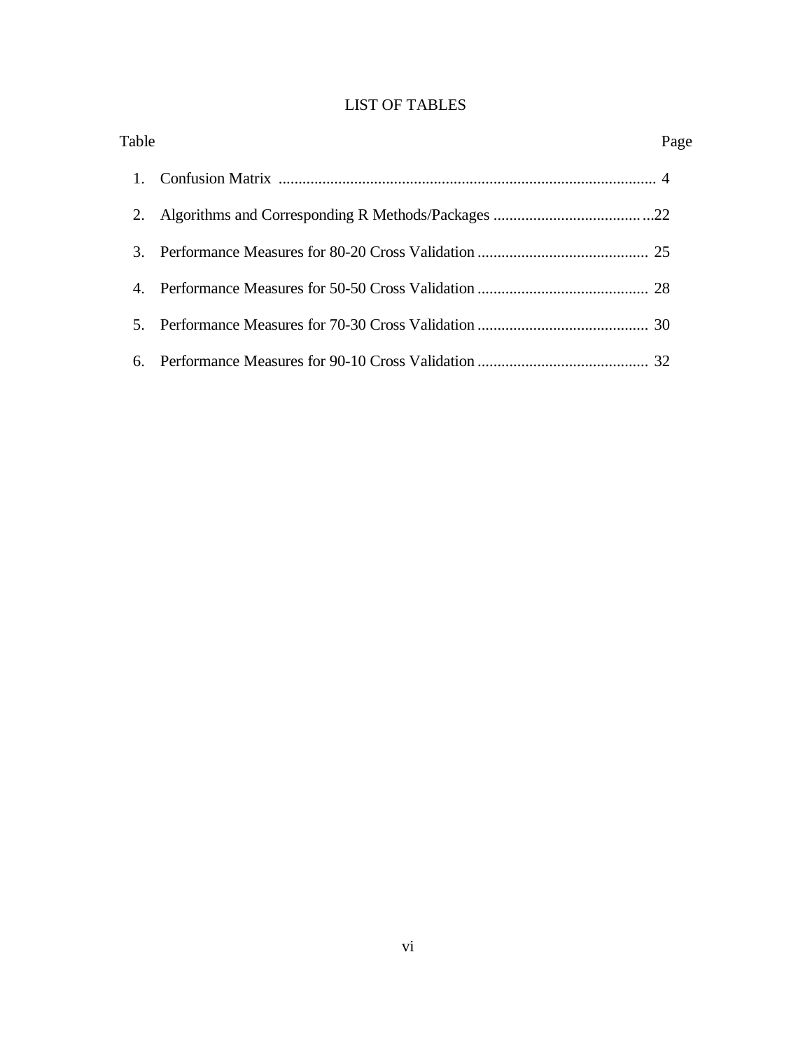# LIST OF TABLES

| Table | | Page |
|---|---|---|
| 1. | Confusion Matrix | 4 |
| 2. | Algorithms and Corresponding R Methods/Packages | 22 |
| 3. | Performance Measures for 80-20 Cross Validation | 25 |
| 4. | Performance Measures for 50-50 Cross Validation | 28 |
| 5. | Performance Measures for 70-30 Cross Validation | 30 |
| 6. | Performance Measures for 90-10 Cross Validation | 32 |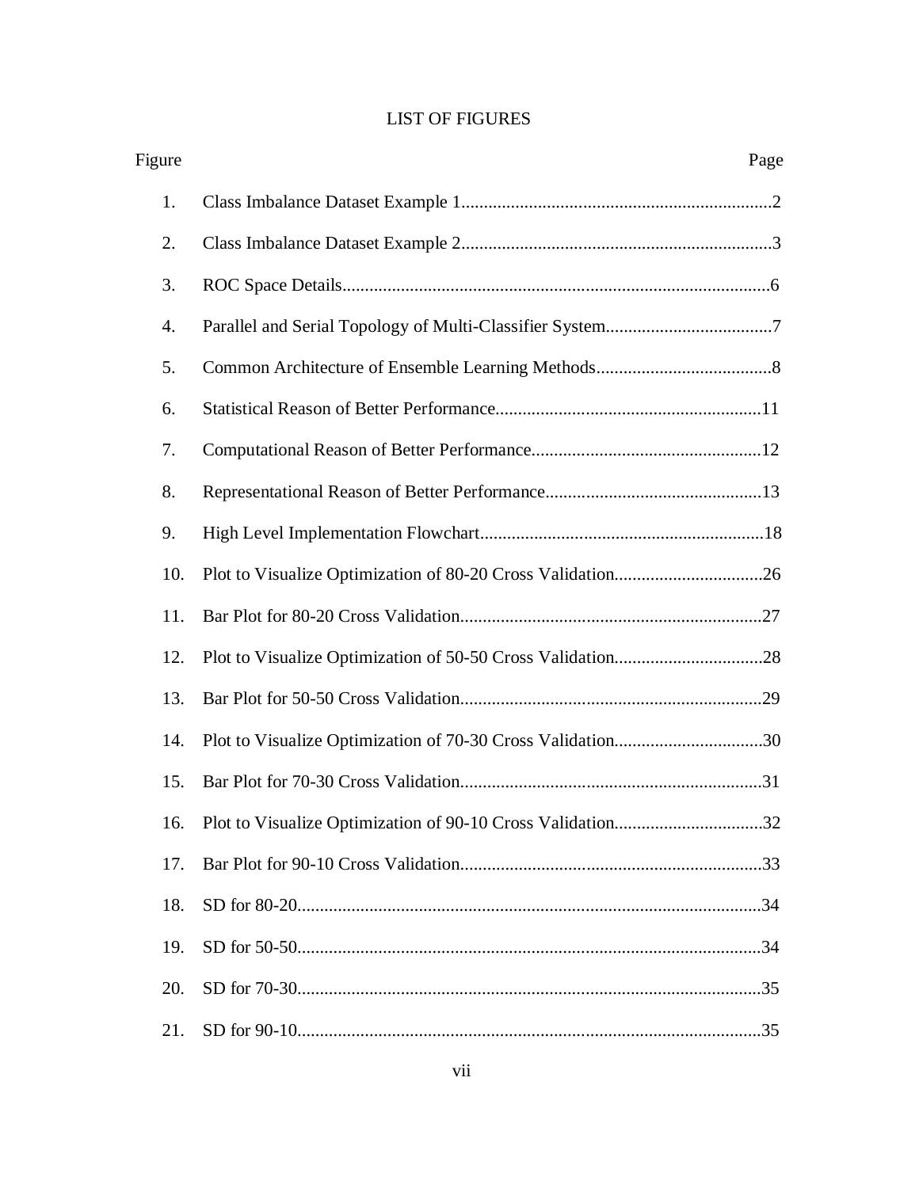# LIST OF FIGURES

| Figure | | Page |
|---|---|---|
| 1. | Class Imbalance Dataset Example 1 | 2 |
| 2. | Class Imbalance Dataset Example 2 | 3 |
| 3. | ROC Space Details | 6 |
| 4. | Parallel and Serial Topology of Multi-Classifier System | 7 |
| 5. | Common Architecture of Ensemble Learning Methods | 8 |
| 6. | Statistical Reason of Better Performance | 11 |
| 7. | Computational Reason of Better Performance | 12 |
| 8. | Representational Reason of Better Performance | 13 |
| 9. | High Level Implementation Flowchart | 18 |
| 10. | Plot to Visualize Optimization of 80-20 Cross Validation | 26 |
| 11. | Bar Plot for 80-20 Cross Validation | 27 |
| 12. | Plot to Visualize Optimization of 50-50 Cross Validation | 28 |
| 13. | Bar Plot for 50-50 Cross Validation | 29 |
| 14. | Plot to Visualize Optimization of 70-30 Cross Validation | 30 |
| 15. | Bar Plot for 70-30 Cross Validation | 31 |
| 16. | Plot to Visualize Optimization of 90-10 Cross Validation | 32 |
| 17. | Bar Plot for 90-10 Cross Validation | 33 |
| 18. | SD for 80-20 | 34 |
| 19. | SD for 50-50 | 34 |
| 20. | SD for 70-30 | 35 |
| 21. | SD for 90-10 | 35 |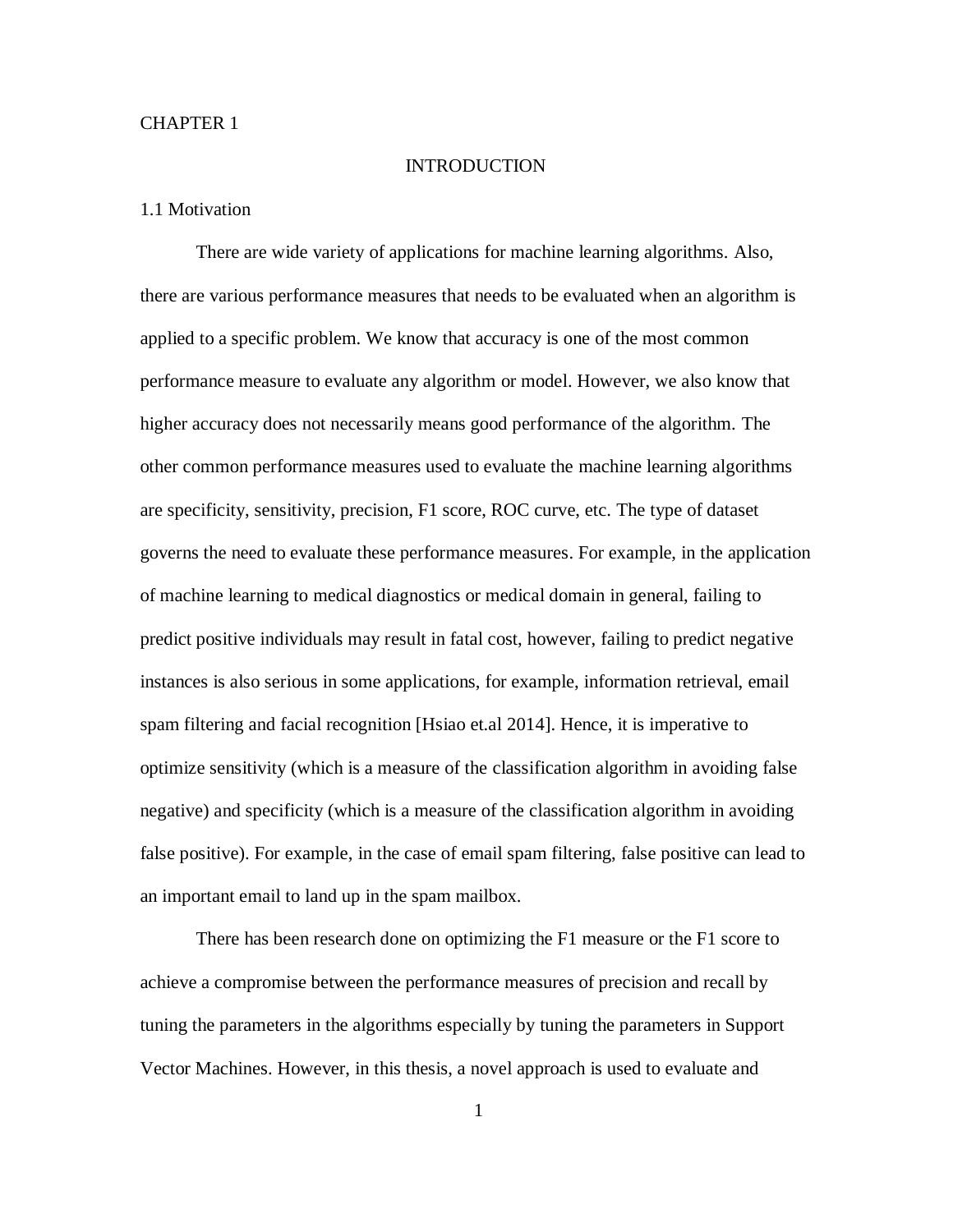# CHAPTER 1

## INTRODUCTION

### 1.1 Motivation

There are wide variety of applications for machine learning algorithms. Also, there are various performance measures that needs to be evaluated when an algorithm is applied to a specific problem. We know that accuracy is one of the most common performance measure to evaluate any algorithm or model. However, we also know that higher accuracy does not necessarily means good performance of the algorithm. The other common performance measures used to evaluate the machine learning algorithms are specificity, sensitivity, precision, F1 score, ROC curve, etc. The type of dataset governs the need to evaluate these performance measures. For example, in the application of machine learning to medical diagnostics or medical domain in general, failing to predict positive individuals may result in fatal cost, however, failing to predict negative instances is also serious in some applications, for example, information retrieval, email spam filtering and facial recognition [Hsiao et.al 2014]. Hence, it is imperative to optimize sensitivity (which is a measure of the classification algorithm in avoiding false negative) and specificity (which is a measure of the classification algorithm in avoiding false positive). For example, in the case of email spam filtering, false positive can lead to an important email to land up in the spam mailbox.

There has been research done on optimizing the F1 measure or the F1 score to achieve a compromise between the performance measures of precision and recall by tuning the parameters in the algorithms especially by tuning the parameters in Support Vector Machines. However, in this thesis, a novel approach is used to evaluate and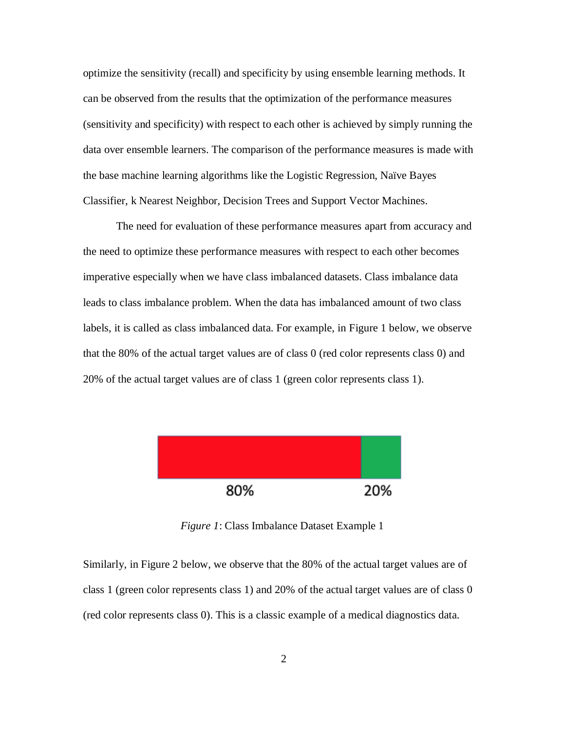optimize the sensitivity (recall) and specificity by using ensemble learning methods. It can be observed from the results that the optimization of the performance measures (sensitivity and specificity) with respect to each other is achieved by simply running the data over ensemble learners. The comparison of the performance measures is made with the base machine learning algorithms like the Logistic Regression, Naïve Bayes Classifier, k Nearest Neighbor, Decision Trees and Support Vector Machines.

The need for evaluation of these performance measures apart from accuracy and the need to optimize these performance measures with respect to each other becomes imperative especially when we have class imbalanced datasets. Class imbalance data leads to class imbalance problem. When the data has imbalanced amount of two class labels, it is called as class imbalanced data. For example, in Figure 1 below, we observe that the 80% of the actual target values are of class 0 (red color represents class 0) and 20% of the actual target values are of class 1 (green color represents class 1).

80% 20%

*Figure 1*: Class Imbalance Dataset Example 1

Similarly, in Figure 2 below, we observe that the 80% of the actual target values are of class 1 (green color represents class 1) and 20% of the actual target values are of class 0 (red color represents class 0). This is a classic example of a medical diagnostics data.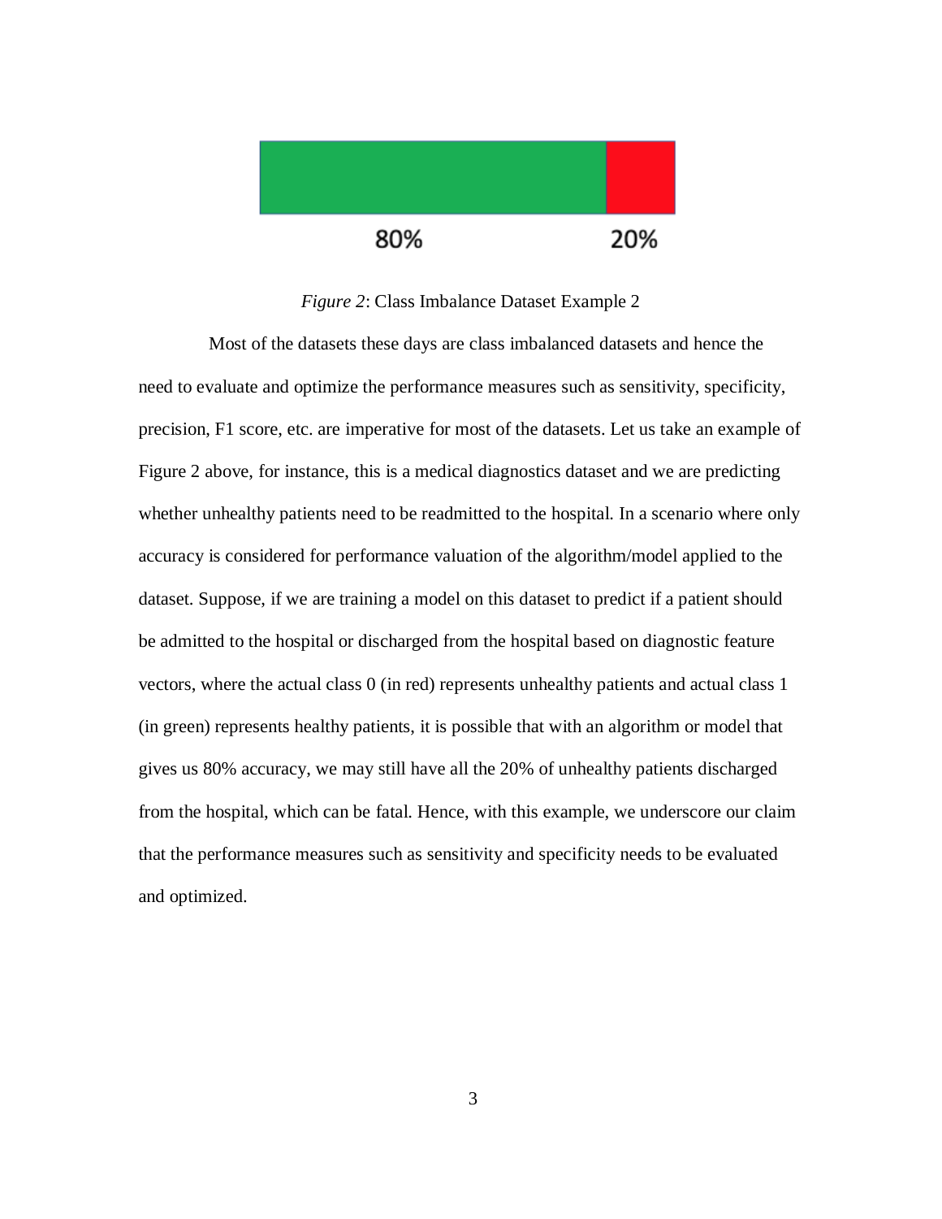80% 20%

*Figure 2*: Class Imbalance Dataset Example 2

Most of the datasets these days are class imbalanced datasets and hence the need to evaluate and optimize the performance measures such as sensitivity, specificity, precision, F1 score, etc. are imperative for most of the datasets. Let us take an example of Figure 2 above, for instance, this is a medical diagnostics dataset and we are predicting whether unhealthy patients need to be readmitted to the hospital. In a scenario where only accuracy is considered for performance valuation of the algorithm/model applied to the dataset. Suppose, if we are training a model on this dataset to predict if a patient should be admitted to the hospital or discharged from the hospital based on diagnostic feature vectors, where the actual class 0 (in red) represents unhealthy patients and actual class 1 (in green) represents healthy patients, it is possible that with an algorithm or model that gives us 80% accuracy, we may still have all the 20% of unhealthy patients discharged from the hospital, which can be fatal. Hence, with this example, we underscore our claim that the performance measures such as sensitivity and specificity needs to be evaluated and optimized.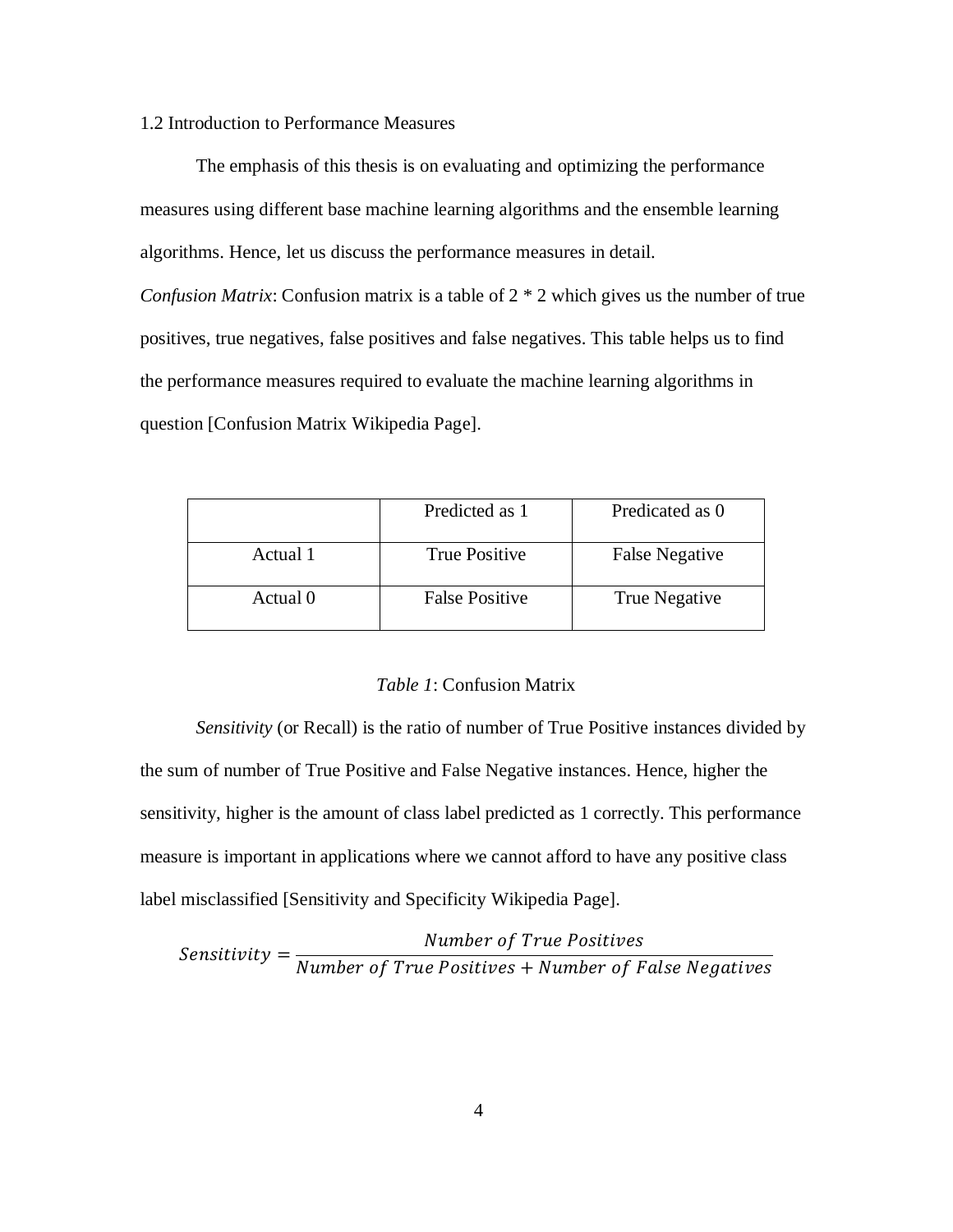## 1.2 Introduction to Performance Measures

The emphasis of this thesis is on evaluating and optimizing the performance measures using different base machine learning algorithms and the ensemble learning algorithms. Hence, let us discuss the performance measures in detail.

*Confusion Matrix*: Confusion matrix is a table of 2 * 2 which gives us the number of true positives, true negatives, false positives and false negatives. This table helps us to find the performance measures required to evaluate the machine learning algorithms in question [Confusion Matrix Wikipedia Page].

| | Predicted as 1 | Predicated as 0 |
|---|---|---|
| Actual 1 | True Positive | False Negative |
| Actual 0 | False Positive | True Negative |

*Table 1*: Confusion Matrix

*Sensitivity* (or Recall) is the ratio of number of True Positive instances divided by the sum of number of True Positive and False Negative instances. Hence, higher the sensitivity, higher is the amount of class label predicted as 1 correctly. This performance measure is important in applications where we cannot afford to have any positive class label misclassified [Sensitivity and Specificity Wikipedia Page].

$$Sensitivity = \frac{Number\ of\ True\ Positives}{Number\ of\ True\ Positives + Number\ of\ False\ Negatives}$$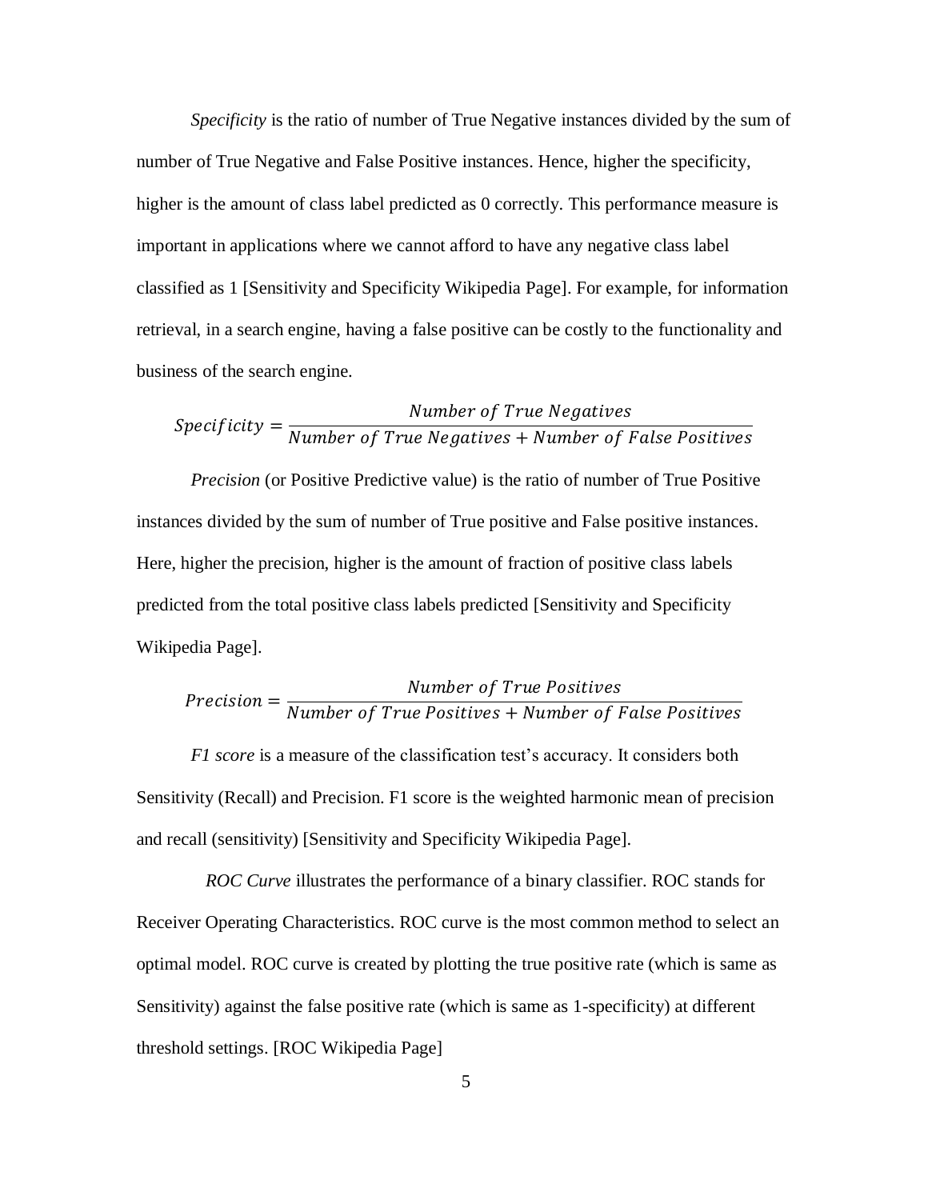*Specificity* is the ratio of number of True Negative instances divided by the sum of number of True Negative and False Positive instances. Hence, higher the specificity, higher is the amount of class label predicted as 0 correctly. This performance measure is important in applications where we cannot afford to have any negative class label classified as 1 [Sensitivity and Specificity Wikipedia Page]. For example, for information retrieval, in a search engine, having a false positive can be costly to the functionality and business of the search engine.

$$Specificity = \frac{Number\ of\ True\ Negatives}{Number\ of\ True\ Negatives + Number\ of\ False\ Positives}$$

*Precision* (or Positive Predictive value) is the ratio of number of True Positive instances divided by the sum of number of True positive and False positive instances. Here, higher the precision, higher is the amount of fraction of positive class labels predicted from the total positive class labels predicted [Sensitivity and Specificity Wikipedia Page].

$$Precision = \frac{Number\ of\ True\ Positives}{Number\ of\ True\ Positives + Number\ of\ False\ Positives}$$

*F1 score* is a measure of the classification test's accuracy. It considers both Sensitivity (Recall) and Precision. F1 score is the weighted harmonic mean of precision and recall (sensitivity) [Sensitivity and Specificity Wikipedia Page].

*ROC Curve* illustrates the performance of a binary classifier. ROC stands for Receiver Operating Characteristics. ROC curve is the most common method to select an optimal model. ROC curve is created by plotting the true positive rate (which is same as Sensitivity) against the false positive rate (which is same as 1-specificity) at different threshold settings. [ROC Wikipedia Page]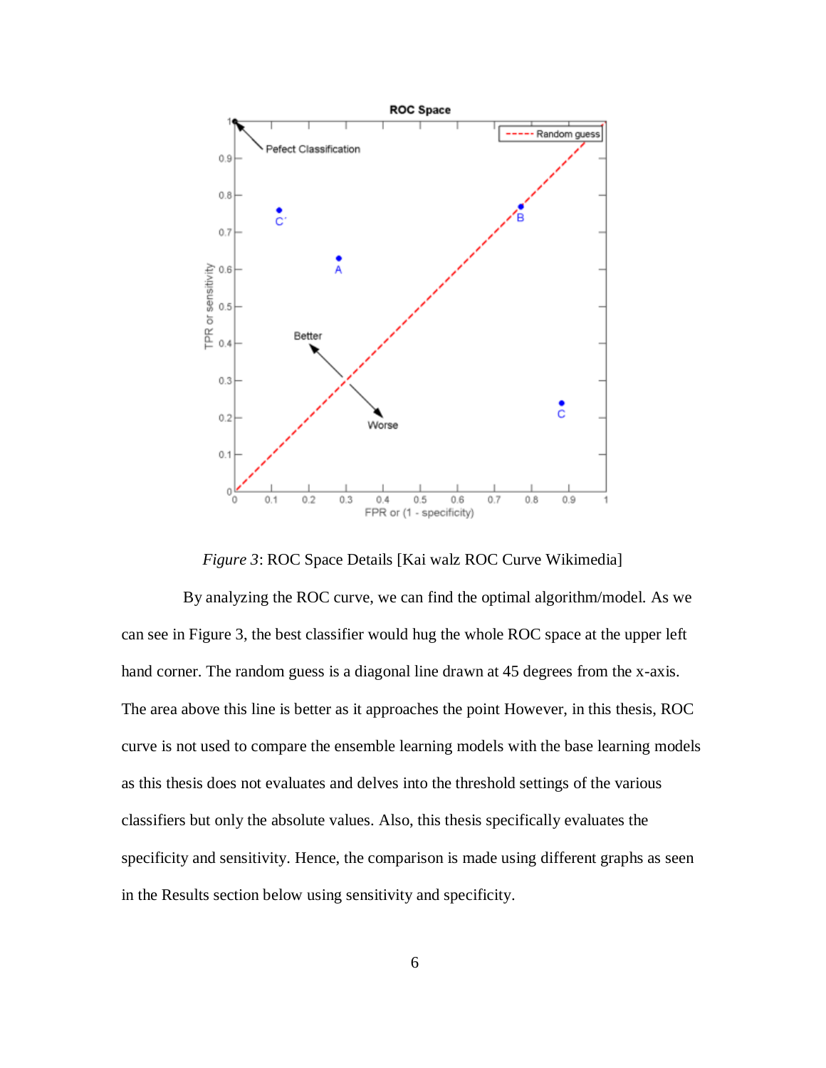*Figure 3*: ROC Space Details [Kai walz ROC Curve Wikimedia]

By analyzing the ROC curve, we can find the optimal algorithm/model. As we can see in Figure 3, the best classifier would hug the whole ROC space at the upper left hand corner. The random guess is a diagonal line drawn at 45 degrees from the x-axis. The area above this line is better as it approaches the point However, in this thesis, ROC curve is not used to compare the ensemble learning models with the base learning models as this thesis does not evaluates and delves into the threshold settings of the various classifiers but only the absolute values. Also, this thesis specifically evaluates the specificity and sensitivity. Hence, the comparison is made using different graphs as seen in the Results section below using sensitivity and specificity.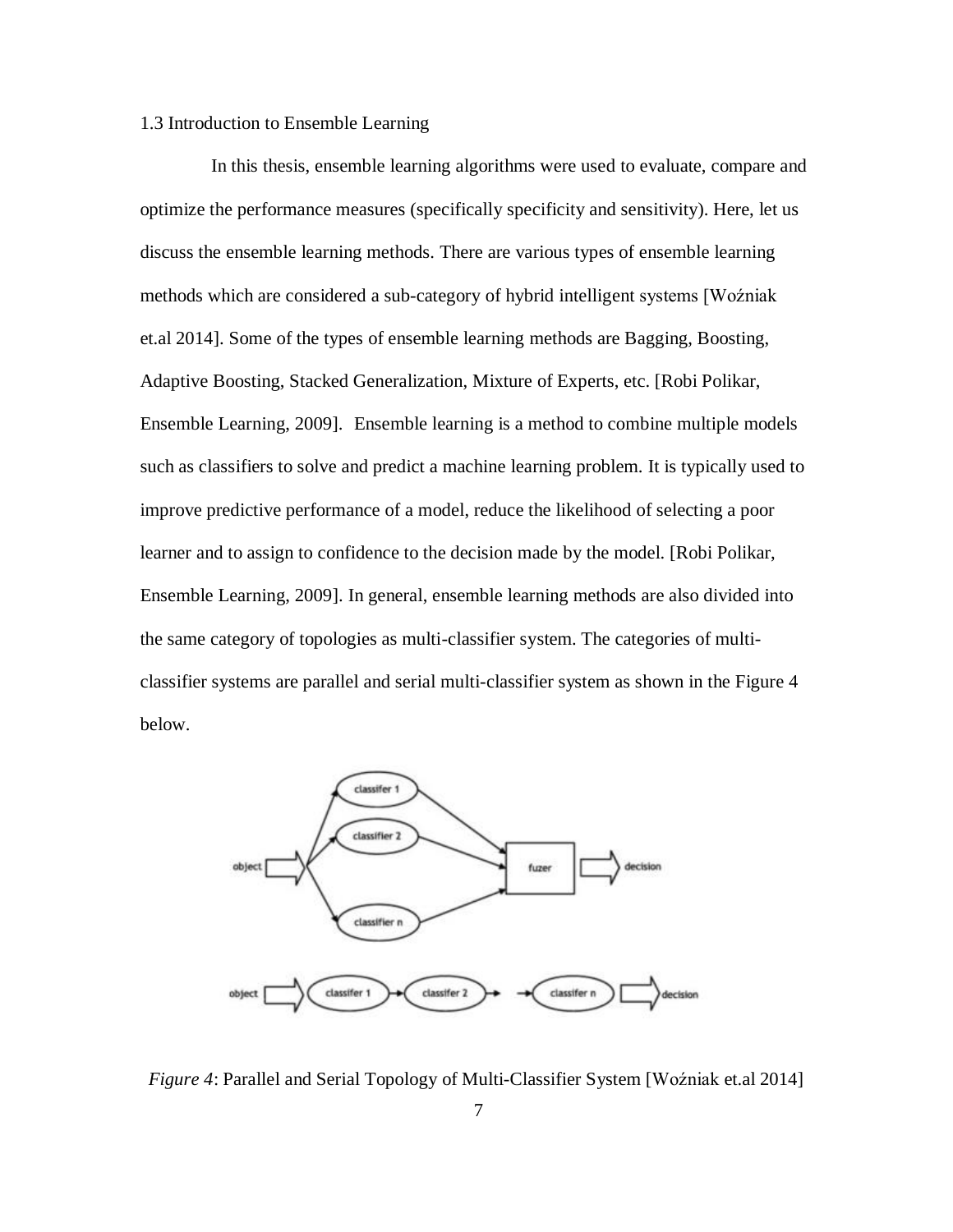1.3 Introduction to Ensemble Learning

In this thesis, ensemble learning algorithms were used to evaluate, compare and optimize the performance measures (specifically specificity and sensitivity). Here, let us discuss the ensemble learning methods. There are various types of ensemble learning methods which are considered a sub-category of hybrid intelligent systems [Woźniak et.al 2014]. Some of the types of ensemble learning methods are Bagging, Boosting, Adaptive Boosting, Stacked Generalization, Mixture of Experts, etc. [Robi Polikar, Ensemble Learning, 2009]. Ensemble learning is a method to combine multiple models such as classifiers to solve and predict a machine learning problem. It is typically used to improve predictive performance of a model, reduce the likelihood of selecting a poor learner and to assign to confidence to the decision made by the model. [Robi Polikar, Ensemble Learning, 2009]. In general, ensemble learning methods are also divided into the same category of topologies as multi-classifier system. The categories of multi-classifier systems are parallel and serial multi-classifier system as shown in the Figure 4 below.

*Figure 4*: Parallel and Serial Topology of Multi-Classifier System [Woźniak et.al 2014]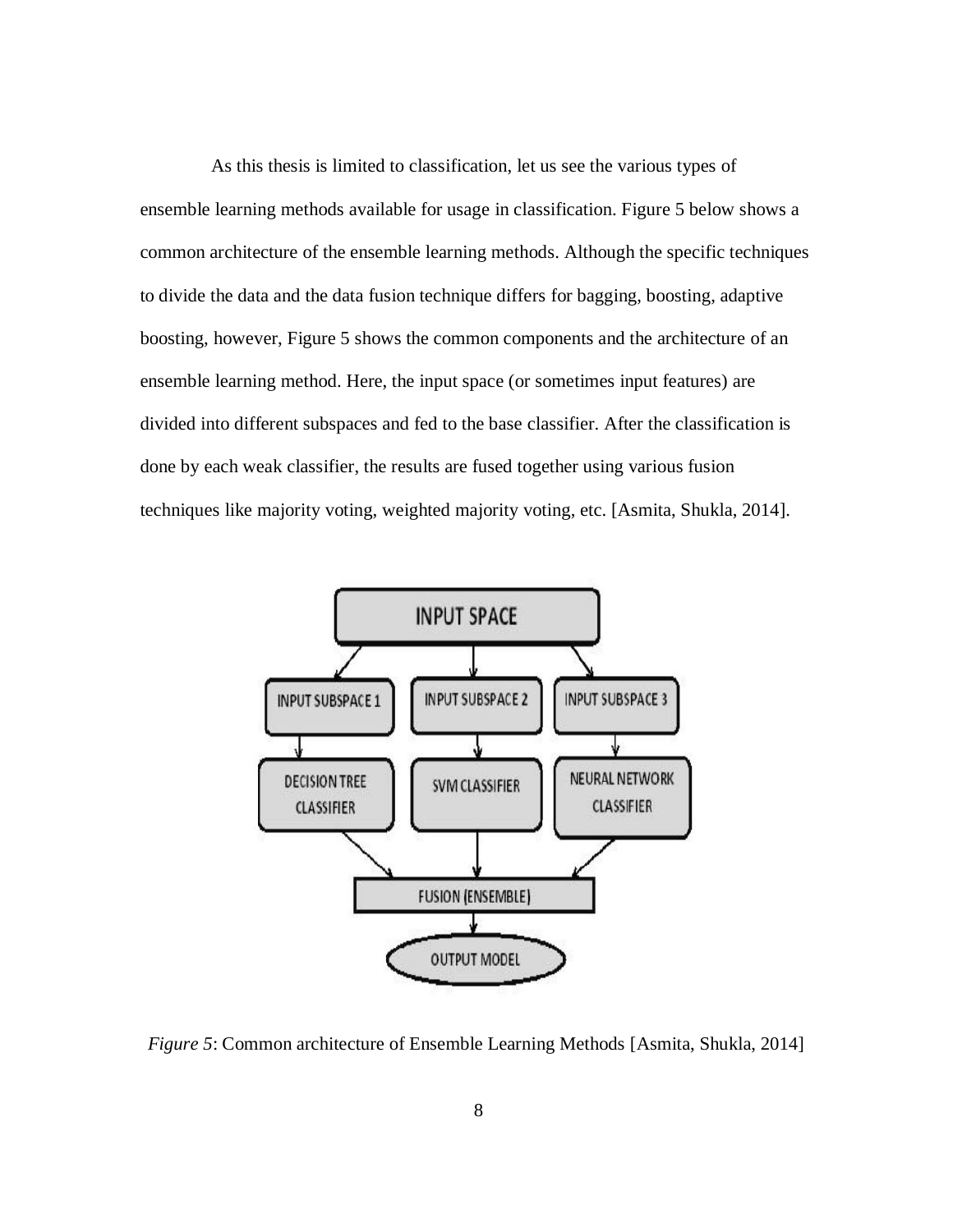As this thesis is limited to classification, let us see the various types of ensemble learning methods available for usage in classification. Figure 5 below shows a common architecture of the ensemble learning methods. Although the specific techniques to divide the data and the data fusion technique differs for bagging, boosting, adaptive boosting, however, Figure 5 shows the common components and the architecture of an ensemble learning method. Here, the input space (or sometimes input features) are divided into different subspaces and fed to the base classifier. After the classification is done by each weak classifier, the results are fused together using various fusion techniques like majority voting, weighted majority voting, etc. [Asmita, Shukla, 2014].

*Figure 5*: Common architecture of Ensemble Learning Methods [Asmita, Shukla, 2014]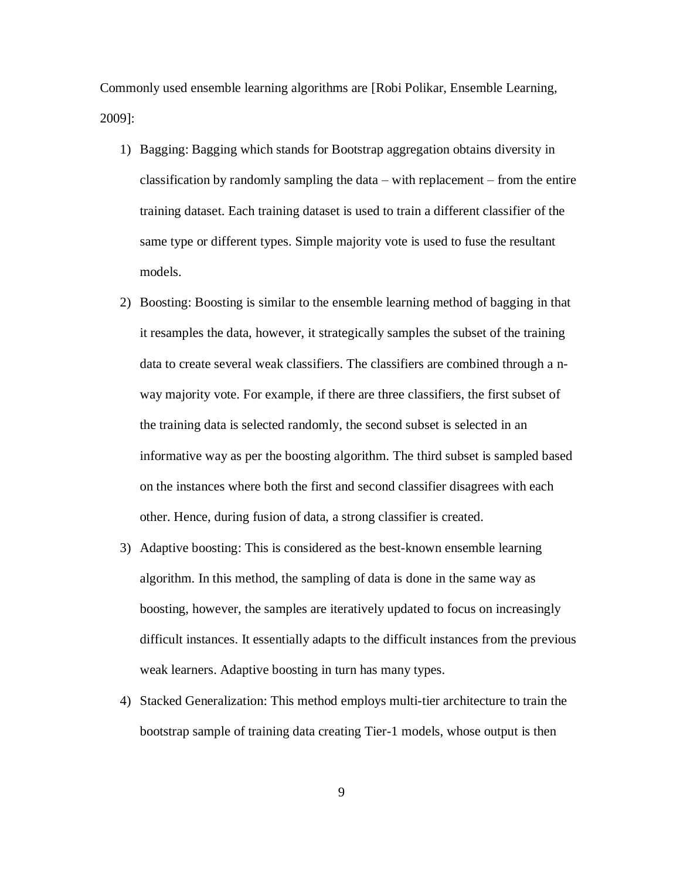Commonly used ensemble learning algorithms are [Robi Polikar, Ensemble Learning, 2009]:

1) Bagging: Bagging which stands for Bootstrap aggregation obtains diversity in classification by randomly sampling the data – with replacement – from the entire training dataset. Each training dataset is used to train a different classifier of the same type or different types. Simple majority vote is used to fuse the resultant models.

2) Boosting: Boosting is similar to the ensemble learning method of bagging in that it resamples the data, however, it strategically samples the subset of the training data to create several weak classifiers. The classifiers are combined through a n-way majority vote. For example, if there are three classifiers, the first subset of the training data is selected randomly, the second subset is selected in an informative way as per the boosting algorithm. The third subset is sampled based on the instances where both the first and second classifier disagrees with each other. Hence, during fusion of data, a strong classifier is created.

3) Adaptive boosting: This is considered as the best-known ensemble learning algorithm. In this method, the sampling of data is done in the same way as boosting, however, the samples are iteratively updated to focus on increasingly difficult instances. It essentially adapts to the difficult instances from the previous weak learners. Adaptive boosting in turn has many types.

4) Stacked Generalization: This method employs multi-tier architecture to train the bootstrap sample of training data creating Tier-1 models, whose output is then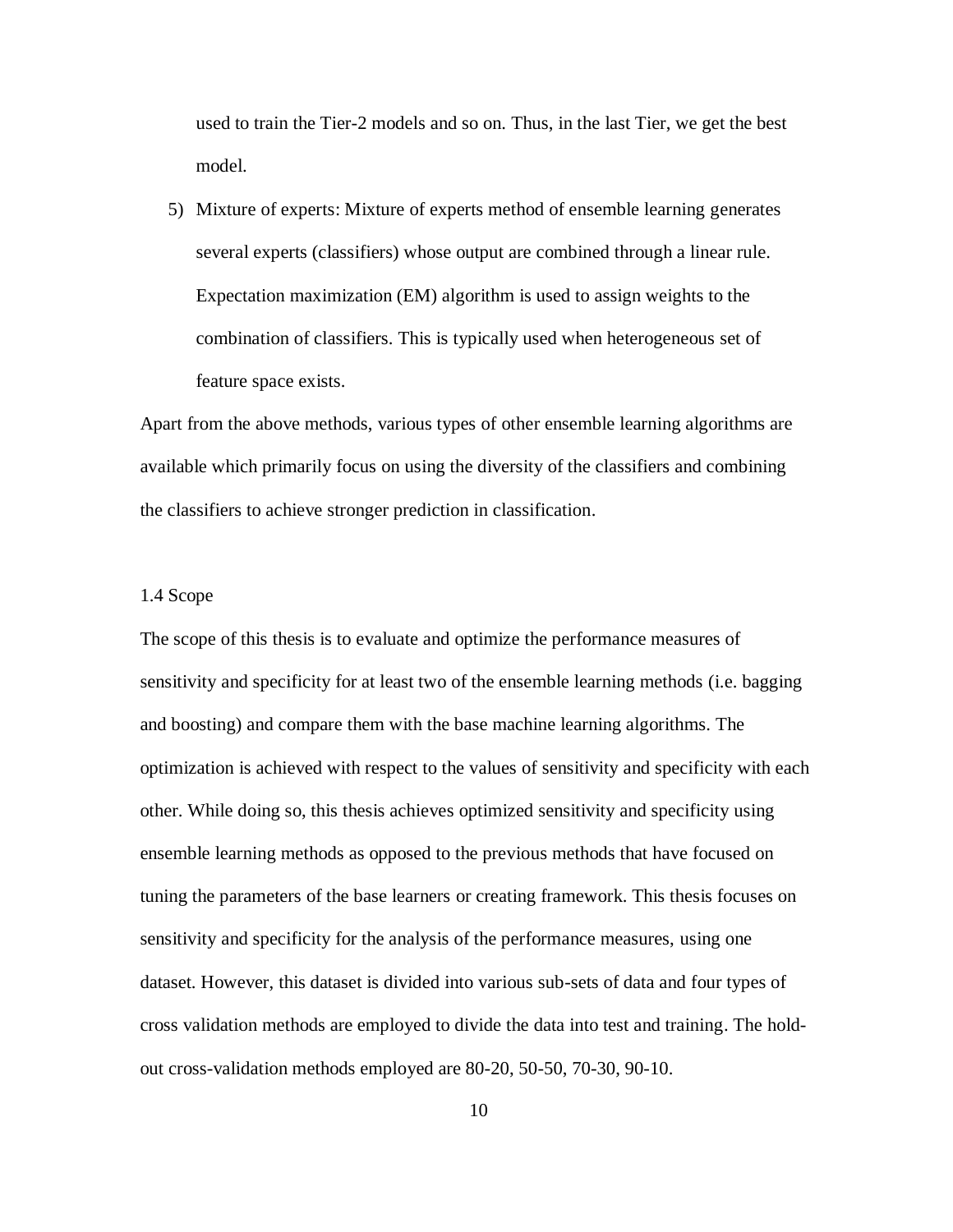used to train the Tier-2 models and so on. Thus, in the last Tier, we get the best model.

5) Mixture of experts: Mixture of experts method of ensemble learning generates several experts (classifiers) whose output are combined through a linear rule. Expectation maximization (EM) algorithm is used to assign weights to the combination of classifiers. This is typically used when heterogeneous set of feature space exists.

Apart from the above methods, various types of other ensemble learning algorithms are available which primarily focus on using the diversity of the classifiers and combining the classifiers to achieve stronger prediction in classification.

## 1.4 Scope

The scope of this thesis is to evaluate and optimize the performance measures of sensitivity and specificity for at least two of the ensemble learning methods (i.e. bagging and boosting) and compare them with the base machine learning algorithms. The optimization is achieved with respect to the values of sensitivity and specificity with each other. While doing so, this thesis achieves optimized sensitivity and specificity using ensemble learning methods as opposed to the previous methods that have focused on tuning the parameters of the base learners or creating framework. This thesis focuses on sensitivity and specificity for the analysis of the performance measures, using one dataset. However, this dataset is divided into various sub-sets of data and four types of cross validation methods are employed to divide the data into test and training. The hold-out cross-validation methods employed are 80-20, 50-50, 70-30, 90-10.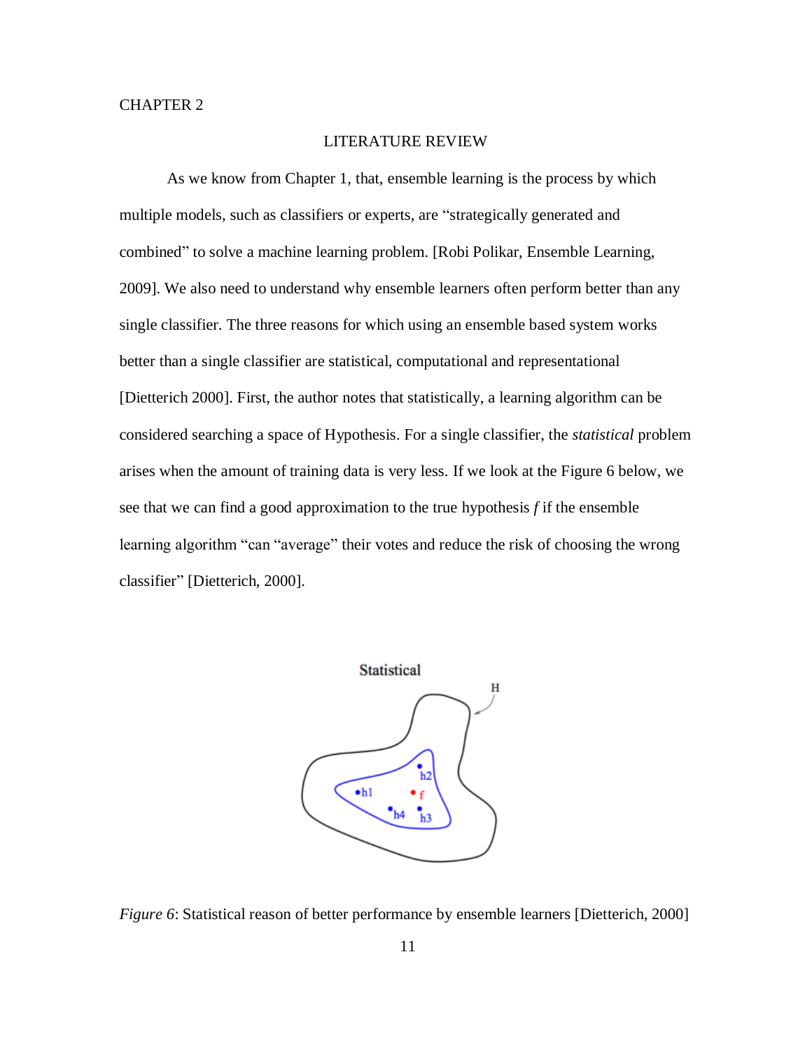CHAPTER 2

# LITERATURE REVIEW

As we know from Chapter 1, that, ensemble learning is the process by which multiple models, such as classifiers or experts, are "strategically generated and combined" to solve a machine learning problem. [Robi Polikar, Ensemble Learning, 2009]. We also need to understand why ensemble learners often perform better than any single classifier. The three reasons for which using an ensemble based system works better than a single classifier are statistical, computational and representational [Dietterich 2000]. First, the author notes that statistically, a learning algorithm can be considered searching a space of Hypothesis. For a single classifier, the *statistical* problem arises when the amount of training data is very less. If we look at the Figure 6 below, we see that we can find a good approximation to the true hypothesis *f* if the ensemble learning algorithm "can "average" their votes and reduce the risk of choosing the wrong classifier" [Dietterich, 2000].

*Figure 6*: Statistical reason of better performance by ensemble learners [Dietterich, 2000]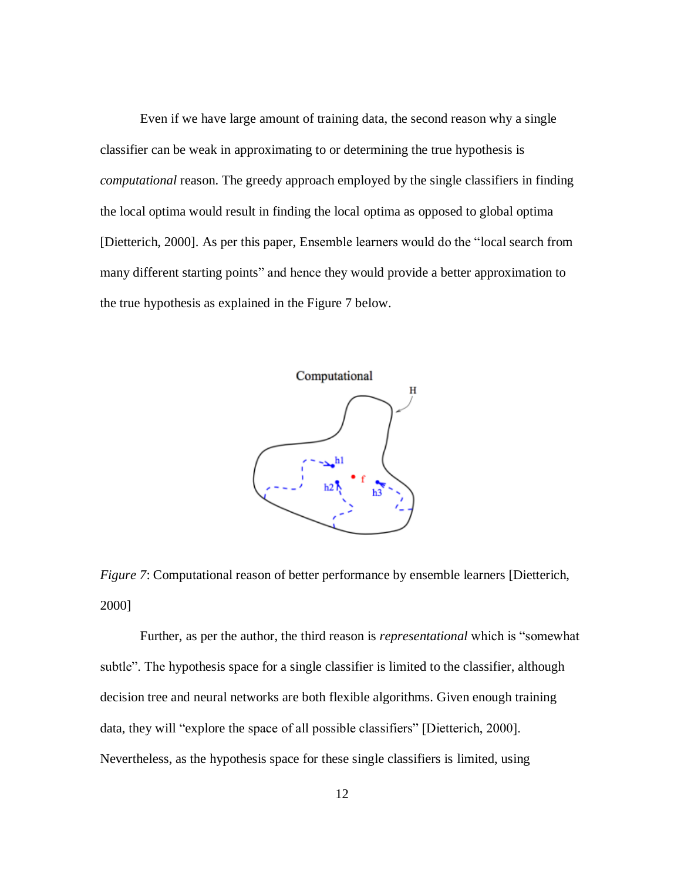Even if we have large amount of training data, the second reason why a single classifier can be weak in approximating to or determining the true hypothesis is *computational* reason. The greedy approach employed by the single classifiers in finding the local optima would result in finding the local optima as opposed to global optima [Dietterich, 2000]. As per this paper, Ensemble learners would do the “local search from many different starting points” and hence they would provide a better approximation to the true hypothesis as explained in the Figure 7 below.

*Figure 7*: Computational reason of better performance by ensemble learners [Dietterich, 2000]

Further, as per the author, the third reason is *representational* which is “somewhat subtle”. The hypothesis space for a single classifier is limited to the classifier, although decision tree and neural networks are both flexible algorithms. Given enough training data, they will “explore the space of all possible classifiers” [Dietterich, 2000]. Nevertheless, as the hypothesis space for these single classifiers is limited, using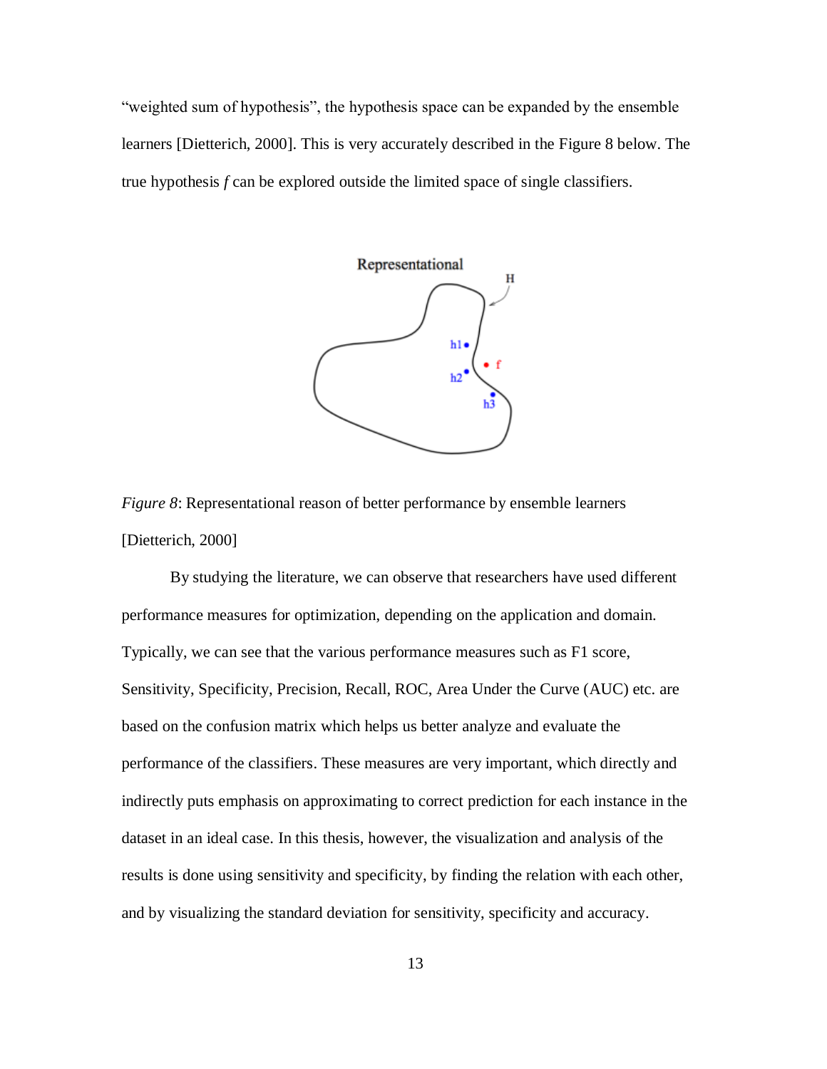"weighted sum of hypothesis", the hypothesis space can be expanded by the ensemble learners [Dietterich, 2000]. This is very accurately described in the Figure 8 below. The true hypothesis *f* can be explored outside the limited space of single classifiers.

*Figure 8*: Representational reason of better performance by ensemble learners [Dietterich, 2000]

By studying the literature, we can observe that researchers have used different performance measures for optimization, depending on the application and domain. Typically, we can see that the various performance measures such as F1 score, Sensitivity, Specificity, Precision, Recall, ROC, Area Under the Curve (AUC) etc. are based on the confusion matrix which helps us better analyze and evaluate the performance of the classifiers. These measures are very important, which directly and indirectly puts emphasis on approximating to correct prediction for each instance in the dataset in an ideal case. In this thesis, however, the visualization and analysis of the results is done using sensitivity and specificity, by finding the relation with each other, and by visualizing the standard deviation for sensitivity, specificity and accuracy.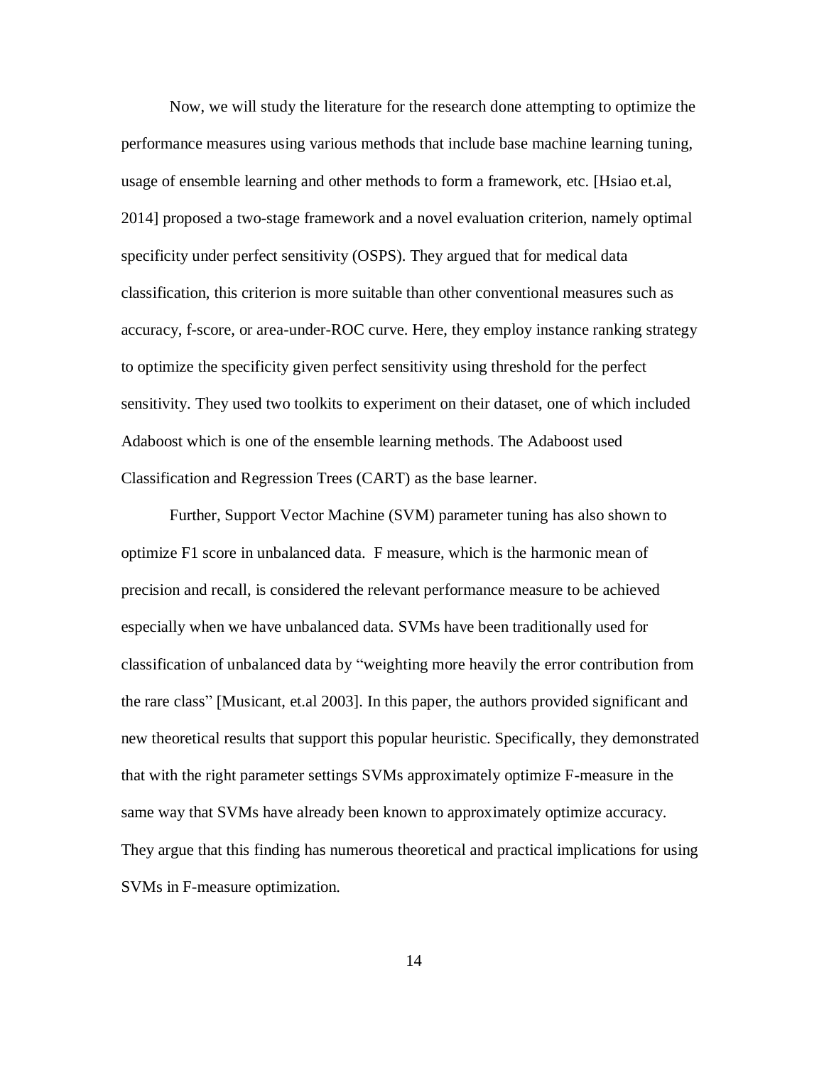Now, we will study the literature for the research done attempting to optimize the performance measures using various methods that include base machine learning tuning, usage of ensemble learning and other methods to form a framework, etc. [Hsiao et.al, 2014] proposed a two-stage framework and a novel evaluation criterion, namely optimal specificity under perfect sensitivity (OSPS). They argued that for medical data classification, this criterion is more suitable than other conventional measures such as accuracy, f-score, or area-under-ROC curve. Here, they employ instance ranking strategy to optimize the specificity given perfect sensitivity using threshold for the perfect sensitivity. They used two toolkits to experiment on their dataset, one of which included Adaboost which is one of the ensemble learning methods. The Adaboost used Classification and Regression Trees (CART) as the base learner.

Further, Support Vector Machine (SVM) parameter tuning has also shown to optimize F1 score in unbalanced data. F measure, which is the harmonic mean of precision and recall, is considered the relevant performance measure to be achieved especially when we have unbalanced data. SVMs have been traditionally used for classification of unbalanced data by "weighting more heavily the error contribution from the rare class" [Musicant, et.al 2003]. In this paper, the authors provided significant and new theoretical results that support this popular heuristic. Specifically, they demonstrated that with the right parameter settings SVMs approximately optimize F-measure in the same way that SVMs have already been known to approximately optimize accuracy. They argue that this finding has numerous theoretical and practical implications for using SVMs in F-measure optimization.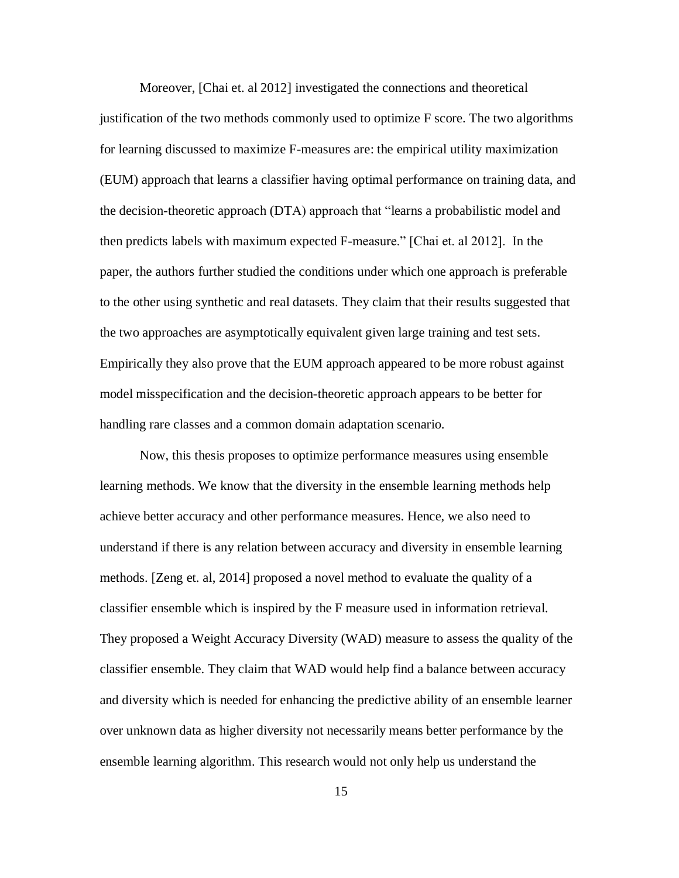Moreover, [Chai et. al 2012] investigated the connections and theoretical justification of the two methods commonly used to optimize F score. The two algorithms for learning discussed to maximize F-measures are: the empirical utility maximization (EUM) approach that learns a classifier having optimal performance on training data, and the decision-theoretic approach (DTA) approach that "learns a probabilistic model and then predicts labels with maximum expected F-measure." [Chai et. al 2012]. In the paper, the authors further studied the conditions under which one approach is preferable to the other using synthetic and real datasets. They claim that their results suggested that the two approaches are asymptotically equivalent given large training and test sets. Empirically they also prove that the EUM approach appeared to be more robust against model misspecification and the decision-theoretic approach appears to be better for handling rare classes and a common domain adaptation scenario.

Now, this thesis proposes to optimize performance measures using ensemble learning methods. We know that the diversity in the ensemble learning methods help achieve better accuracy and other performance measures. Hence, we also need to understand if there is any relation between accuracy and diversity in ensemble learning methods. [Zeng et. al, 2014] proposed a novel method to evaluate the quality of a classifier ensemble which is inspired by the F measure used in information retrieval. They proposed a Weight Accuracy Diversity (WAD) measure to assess the quality of the classifier ensemble. They claim that WAD would help find a balance between accuracy and diversity which is needed for enhancing the predictive ability of an ensemble learner over unknown data as higher diversity not necessarily means better performance by the ensemble learning algorithm. This research would not only help us understand the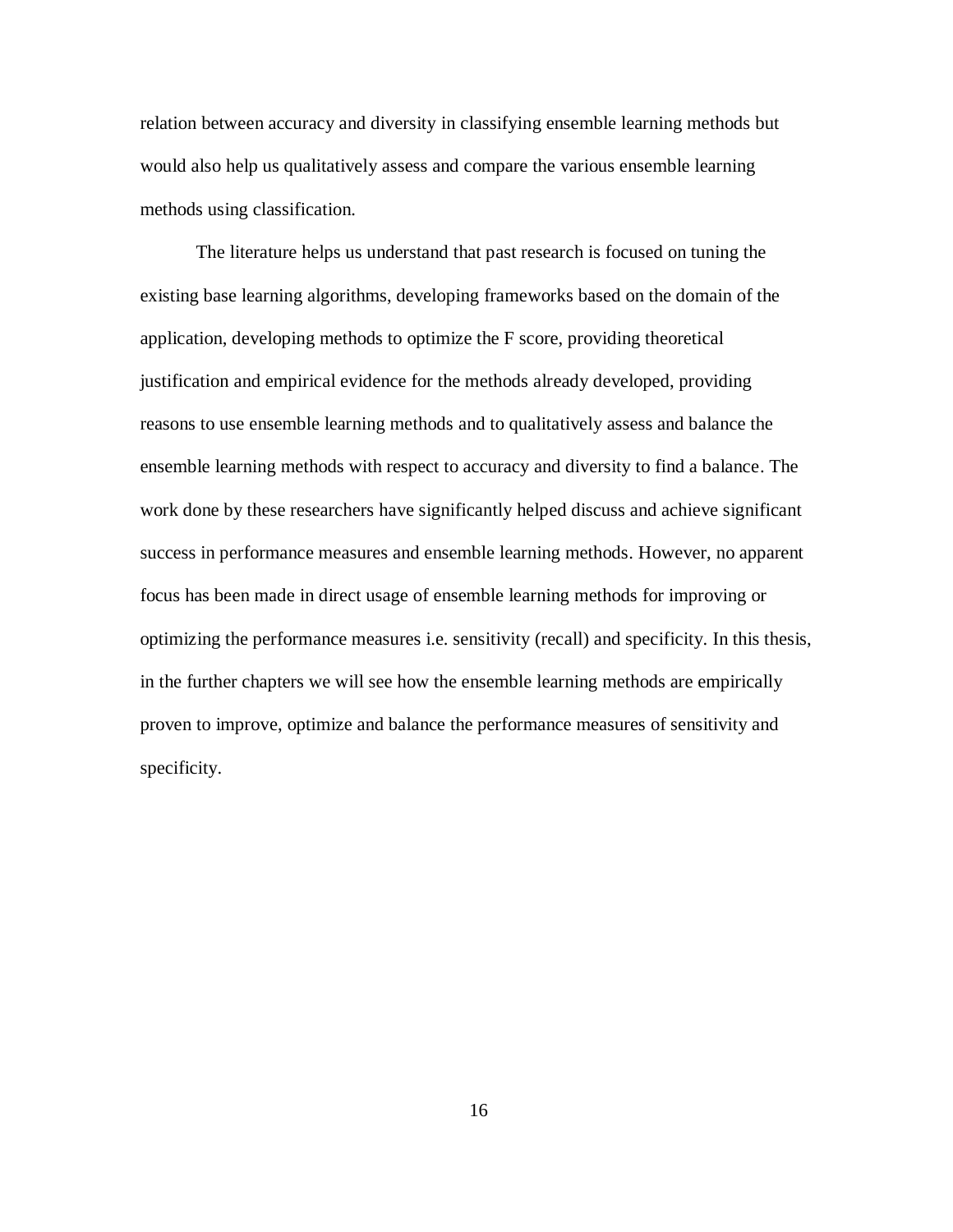relation between accuracy and diversity in classifying ensemble learning methods but would also help us qualitatively assess and compare the various ensemble learning methods using classification.

The literature helps us understand that past research is focused on tuning the existing base learning algorithms, developing frameworks based on the domain of the application, developing methods to optimize the F score, providing theoretical justification and empirical evidence for the methods already developed, providing reasons to use ensemble learning methods and to qualitatively assess and balance the ensemble learning methods with respect to accuracy and diversity to find a balance. The work done by these researchers have significantly helped discuss and achieve significant success in performance measures and ensemble learning methods. However, no apparent focus has been made in direct usage of ensemble learning methods for improving or optimizing the performance measures i.e. sensitivity (recall) and specificity. In this thesis, in the further chapters we will see how the ensemble learning methods are empirically proven to improve, optimize and balance the performance measures of sensitivity and specificity.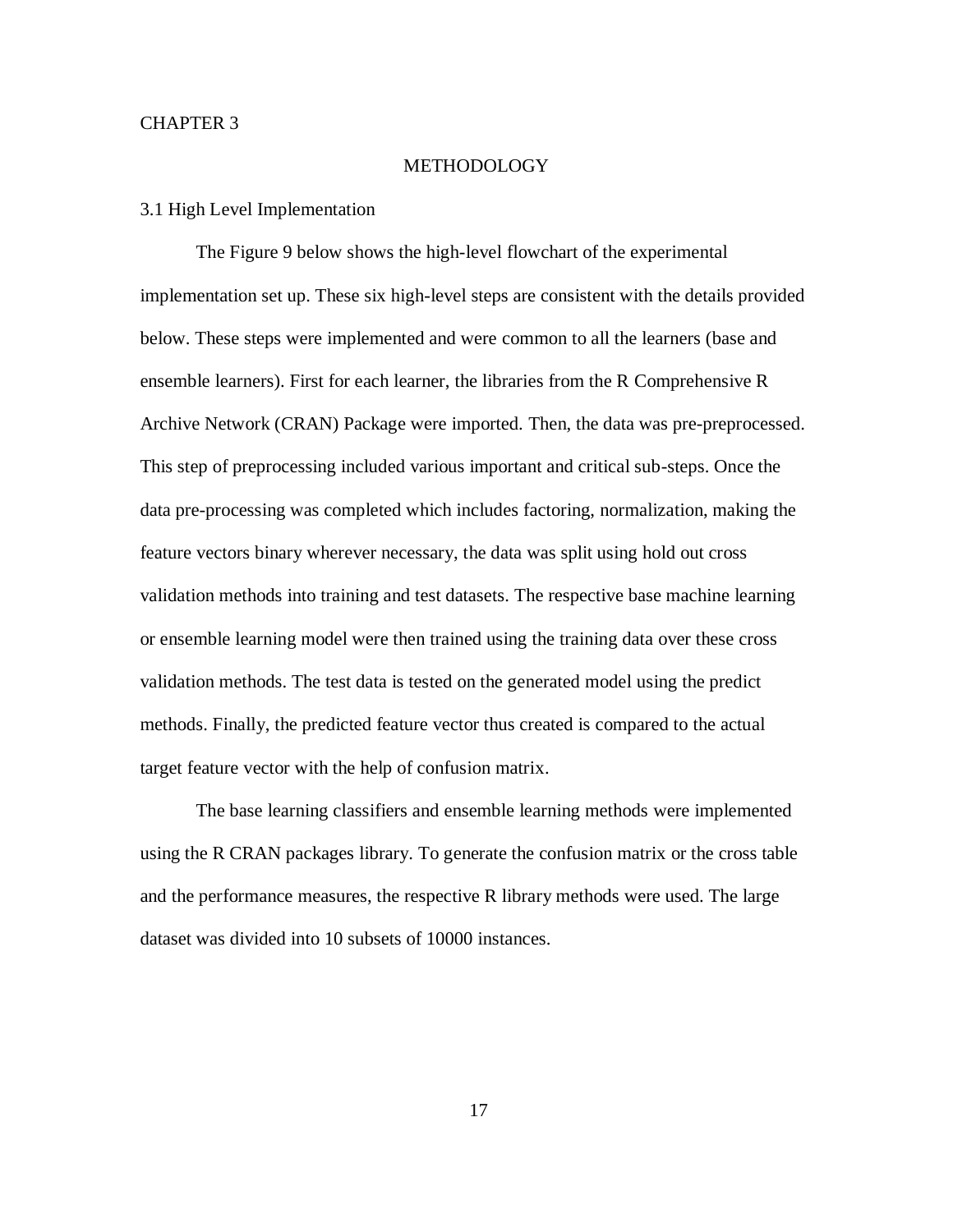CHAPTER 3

# METHODOLOGY

## 3.1 High Level Implementation

The Figure 9 below shows the high-level flowchart of the experimental implementation set up. These six high-level steps are consistent with the details provided below. These steps were implemented and were common to all the learners (base and ensemble learners). First for each learner, the libraries from the R Comprehensive R Archive Network (CRAN) Package were imported. Then, the data was pre-preprocessed. This step of preprocessing included various important and critical sub-steps. Once the data pre-processing was completed which includes factoring, normalization, making the feature vectors binary wherever necessary, the data was split using hold out cross validation methods into training and test datasets. The respective base machine learning or ensemble learning model were then trained using the training data over these cross validation methods. The test data is tested on the generated model using the predict methods. Finally, the predicted feature vector thus created is compared to the actual target feature vector with the help of confusion matrix.

The base learning classifiers and ensemble learning methods were implemented using the R CRAN packages library. To generate the confusion matrix or the cross table and the performance measures, the respective R library methods were used. The large dataset was divided into 10 subsets of 10000 instances.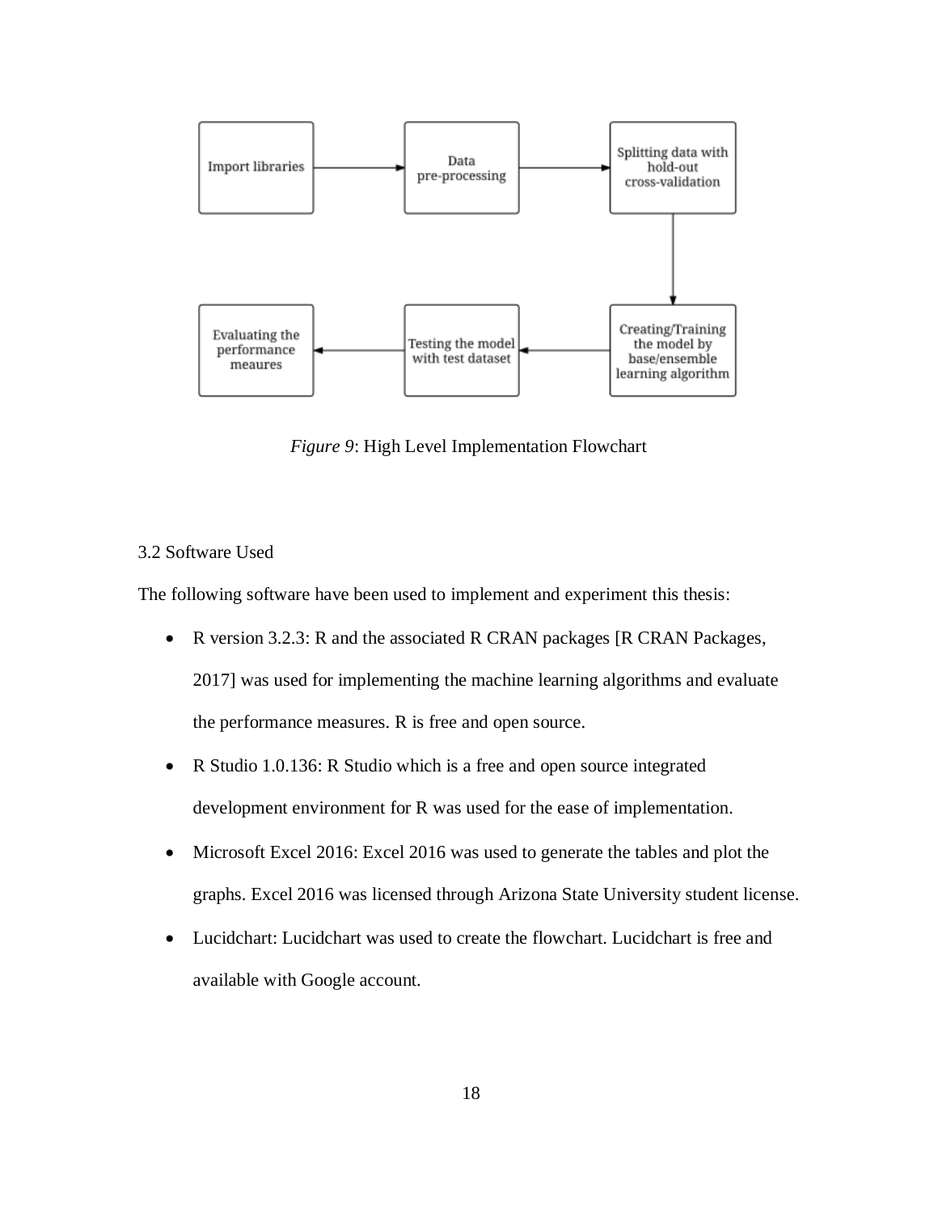Import libraries → Data pre-processing → Splitting data with hold-out cross-validation → Creating/Training the model by base/ensemble learning algorithm → Testing the model with test dataset → Evaluating the performance meaures

*Figure 9*: High Level Implementation Flowchart

3.2 Software Used

The following software have been used to implement and experiment this thesis:

- R version 3.2.3: R and the associated R CRAN packages [R CRAN Packages, 2017] was used for implementing the machine learning algorithms and evaluate the performance measures. R is free and open source.
- R Studio 1.0.136: R Studio which is a free and open source integrated development environment for R was used for the ease of implementation.
- Microsoft Excel 2016: Excel 2016 was used to generate the tables and plot the graphs. Excel 2016 was licensed through Arizona State University student license.
- Lucidchart: Lucidchart was used to create the flowchart. Lucidchart is free and available with Google account.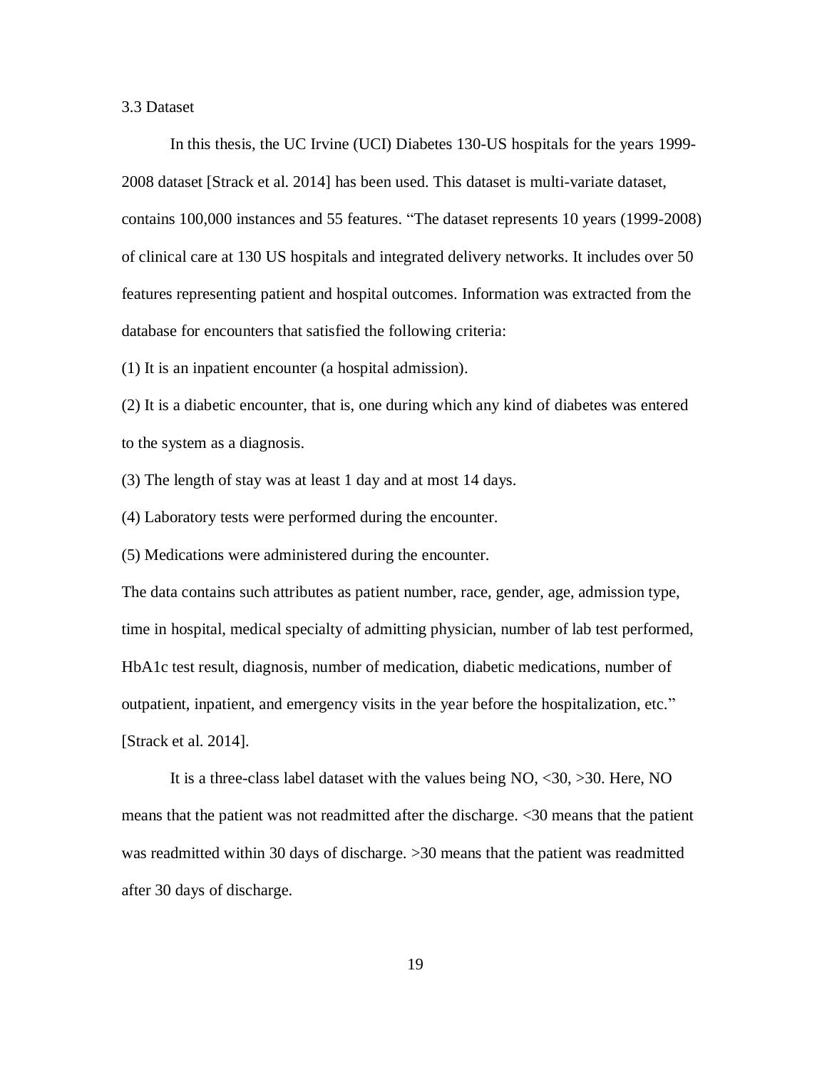### 3.3 Dataset

In this thesis, the UC Irvine (UCI) Diabetes 130-US hospitals for the years 1999-2008 dataset [Strack et al. 2014] has been used. This dataset is multi-variate dataset, contains 100,000 instances and 55 features. "The dataset represents 10 years (1999-2008) of clinical care at 130 US hospitals and integrated delivery networks. It includes over 50 features representing patient and hospital outcomes. Information was extracted from the database for encounters that satisfied the following criteria:

(1) It is an inpatient encounter (a hospital admission).

(2) It is a diabetic encounter, that is, one during which any kind of diabetes was entered to the system as a diagnosis.

(3) The length of stay was at least 1 day and at most 14 days.

(4) Laboratory tests were performed during the encounter.

(5) Medications were administered during the encounter.

The data contains such attributes as patient number, race, gender, age, admission type, time in hospital, medical specialty of admitting physician, number of lab test performed, HbA1c test result, diagnosis, number of medication, diabetic medications, number of outpatient, inpatient, and emergency visits in the year before the hospitalization, etc." [Strack et al. 2014].

It is a three-class label dataset with the values being NO, <30, >30. Here, NO means that the patient was not readmitted after the discharge. <30 means that the patient was readmitted within 30 days of discharge. >30 means that the patient was readmitted after 30 days of discharge.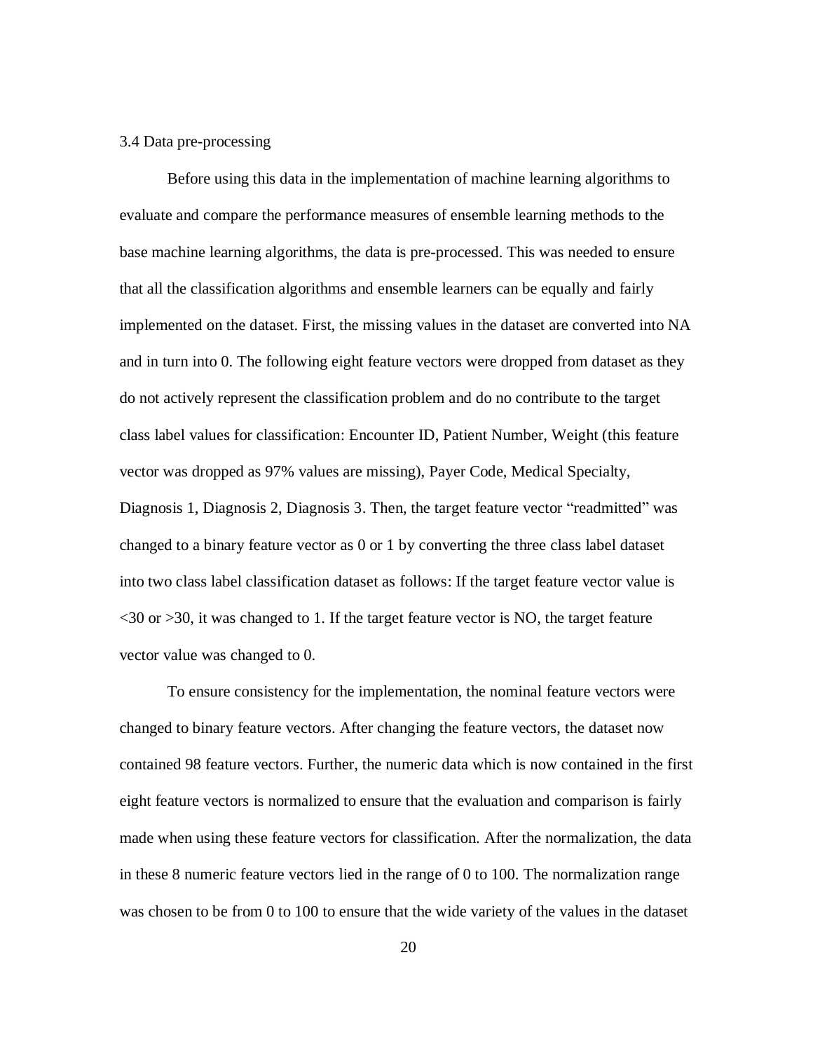### 3.4 Data pre-processing

Before using this data in the implementation of machine learning algorithms to evaluate and compare the performance measures of ensemble learning methods to the base machine learning algorithms, the data is pre-processed. This was needed to ensure that all the classification algorithms and ensemble learners can be equally and fairly implemented on the dataset. First, the missing values in the dataset are converted into NA and in turn into 0. The following eight feature vectors were dropped from dataset as they do not actively represent the classification problem and do no contribute to the target class label values for classification: Encounter ID, Patient Number, Weight (this feature vector was dropped as 97% values are missing), Payer Code, Medical Specialty, Diagnosis 1, Diagnosis 2, Diagnosis 3. Then, the target feature vector "readmitted" was changed to a binary feature vector as 0 or 1 by converting the three class label dataset into two class label classification dataset as follows: If the target feature vector value is <30 or >30, it was changed to 1. If the target feature vector is NO, the target feature vector value was changed to 0.

To ensure consistency for the implementation, the nominal feature vectors were changed to binary feature vectors. After changing the feature vectors, the dataset now contained 98 feature vectors. Further, the numeric data which is now contained in the first eight feature vectors is normalized to ensure that the evaluation and comparison is fairly made when using these feature vectors for classification. After the normalization, the data in these 8 numeric feature vectors lied in the range of 0 to 100. The normalization range was chosen to be from 0 to 100 to ensure that the wide variety of the values in the dataset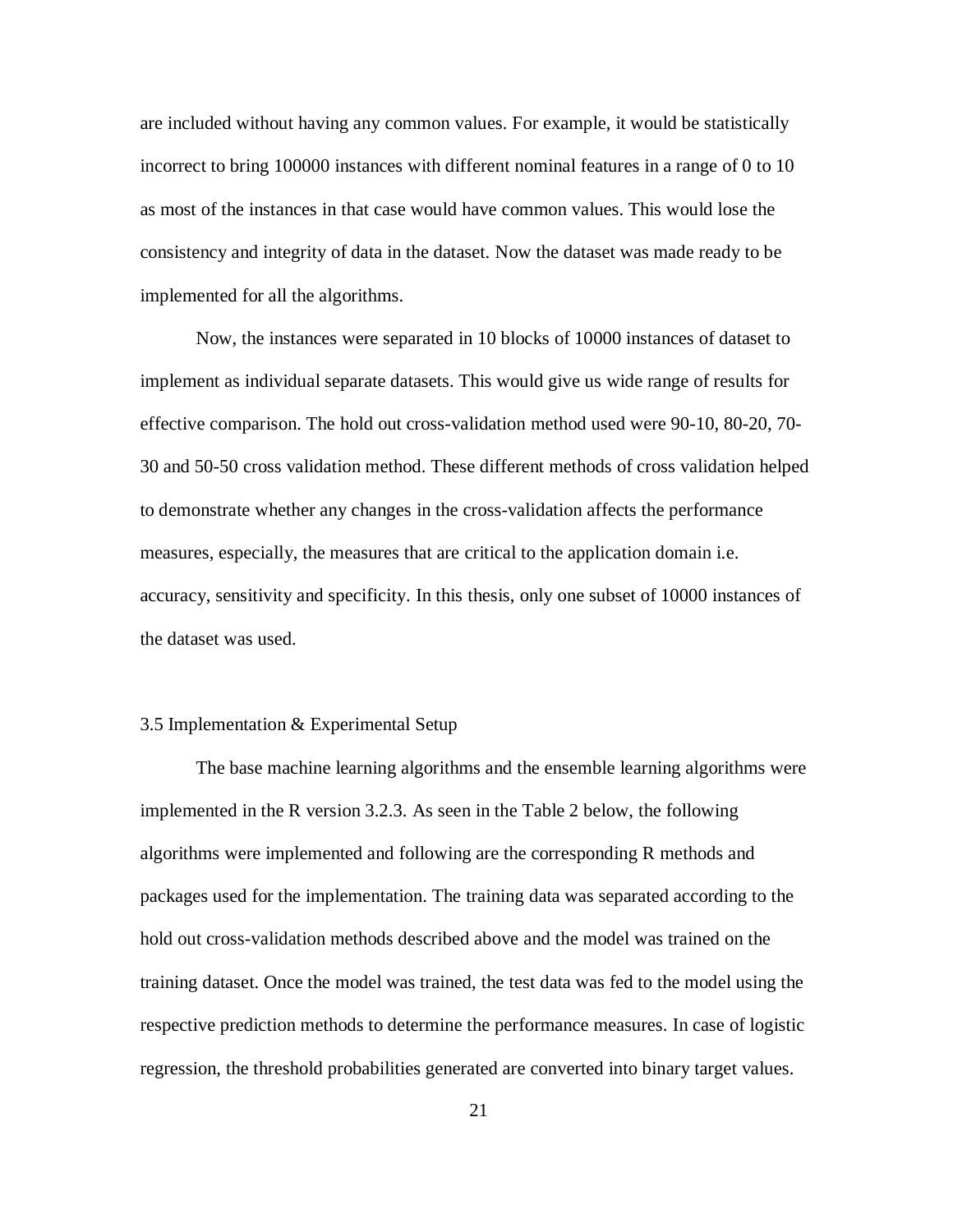are included without having any common values. For example, it would be statistically incorrect to bring 100000 instances with different nominal features in a range of 0 to 10 as most of the instances in that case would have common values. This would lose the consistency and integrity of data in the dataset. Now the dataset was made ready to be implemented for all the algorithms.

Now, the instances were separated in 10 blocks of 10000 instances of dataset to implement as individual separate datasets. This would give us wide range of results for effective comparison. The hold out cross-validation method used were 90-10, 80-20, 70-30 and 50-50 cross validation method. These different methods of cross validation helped to demonstrate whether any changes in the cross-validation affects the performance measures, especially, the measures that are critical to the application domain i.e. accuracy, sensitivity and specificity. In this thesis, only one subset of 10000 instances of the dataset was used.

## 3.5 Implementation & Experimental Setup

The base machine learning algorithms and the ensemble learning algorithms were implemented in the R version 3.2.3. As seen in the Table 2 below, the following algorithms were implemented and following are the corresponding R methods and packages used for the implementation. The training data was separated according to the hold out cross-validation methods described above and the model was trained on the training dataset. Once the model was trained, the test data was fed to the model using the respective prediction methods to determine the performance measures. In case of logistic regression, the threshold probabilities generated are converted into binary target values.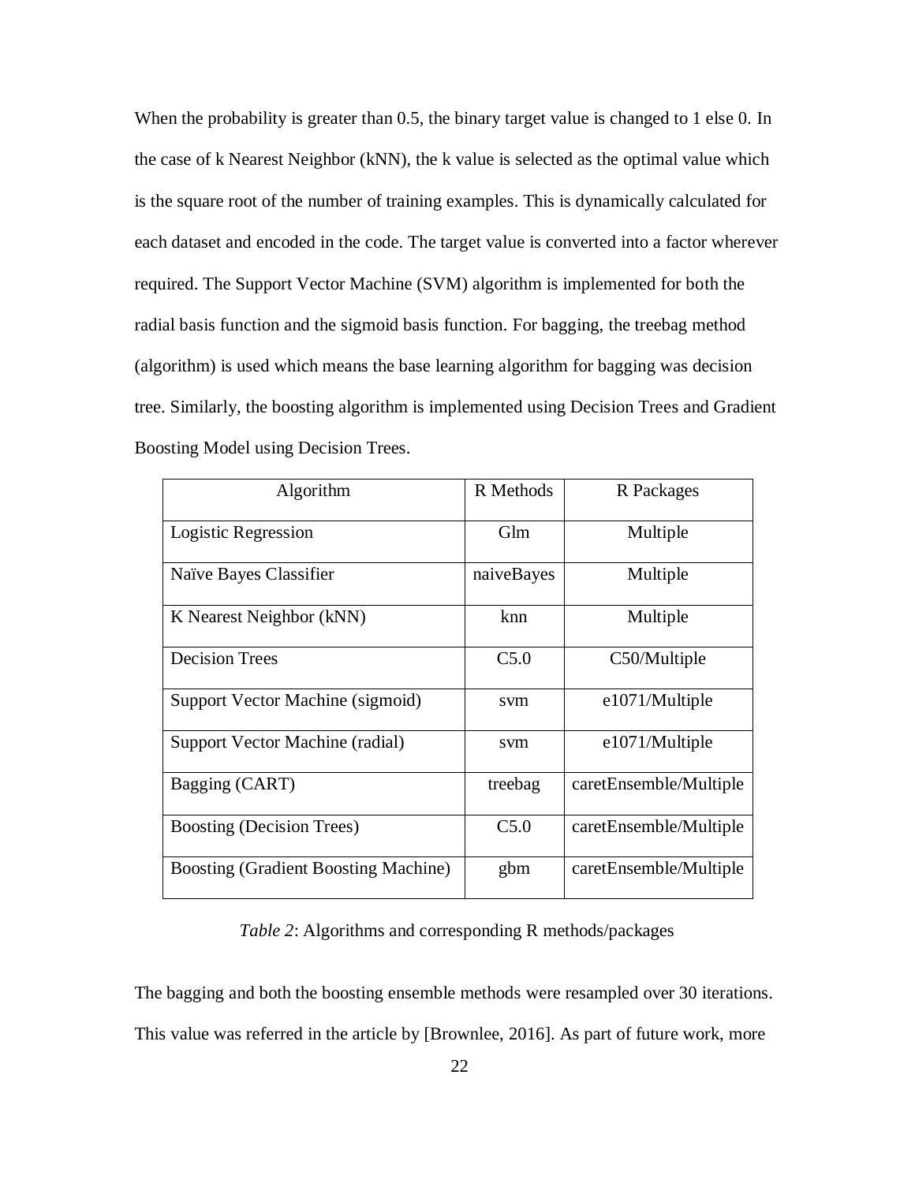When the probability is greater than 0.5, the binary target value is changed to 1 else 0. In the case of k Nearest Neighbor (kNN), the k value is selected as the optimal value which is the square root of the number of training examples. This is dynamically calculated for each dataset and encoded in the code. The target value is converted into a factor wherever required. The Support Vector Machine (SVM) algorithm is implemented for both the radial basis function and the sigmoid basis function. For bagging, the treebag method (algorithm) is used which means the base learning algorithm for bagging was decision tree. Similarly, the boosting algorithm is implemented using Decision Trees and Gradient Boosting Model using Decision Trees.

| Algorithm | R Methods | R Packages |
|---|---|---|
| Logistic Regression | Glm | Multiple |
| Naïve Bayes Classifier | naiveBayes | Multiple |
| K Nearest Neighbor (kNN) | knn | Multiple |
| Decision Trees | C5.0 | C50/Multiple |
| Support Vector Machine (sigmoid) | svm | e1071/Multiple |
| Support Vector Machine (radial) | svm | e1071/Multiple |
| Bagging (CART) | treebag | caretEnsemble/Multiple |
| Boosting (Decision Trees) | C5.0 | caretEnsemble/Multiple |
| Boosting (Gradient Boosting Machine) | gbm | caretEnsemble/Multiple |

*Table 2*: Algorithms and corresponding R methods/packages

The bagging and both the boosting ensemble methods were resampled over 30 iterations. This value was referred in the article by [Brownlee, 2016]. As part of future work, more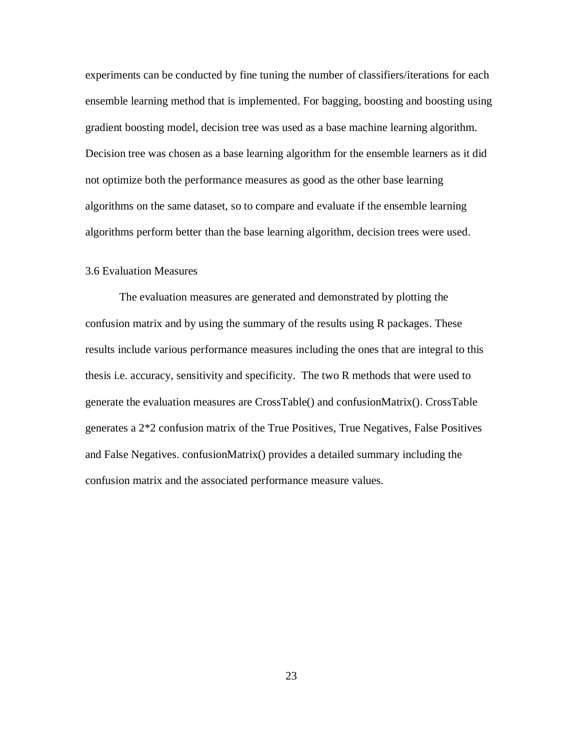experiments can be conducted by fine tuning the number of classifiers/iterations for each ensemble learning method that is implemented. For bagging, boosting and boosting using gradient boosting model, decision tree was used as a base machine learning algorithm. Decision tree was chosen as a base learning algorithm for the ensemble learners as it did not optimize both the performance measures as good as the other base learning algorithms on the same dataset, so to compare and evaluate if the ensemble learning algorithms perform better than the base learning algorithm, decision trees were used.

### 3.6 Evaluation Measures

The evaluation measures are generated and demonstrated by plotting the confusion matrix and by using the summary of the results using R packages. These results include various performance measures including the ones that are integral to this thesis i.e. accuracy, sensitivity and specificity. The two R methods that were used to generate the evaluation measures are CrossTable() and confusionMatrix(). CrossTable generates a 2*2 confusion matrix of the True Positives, True Negatives, False Positives and False Negatives. confusionMatrix() provides a detailed summary including the confusion matrix and the associated performance measure values.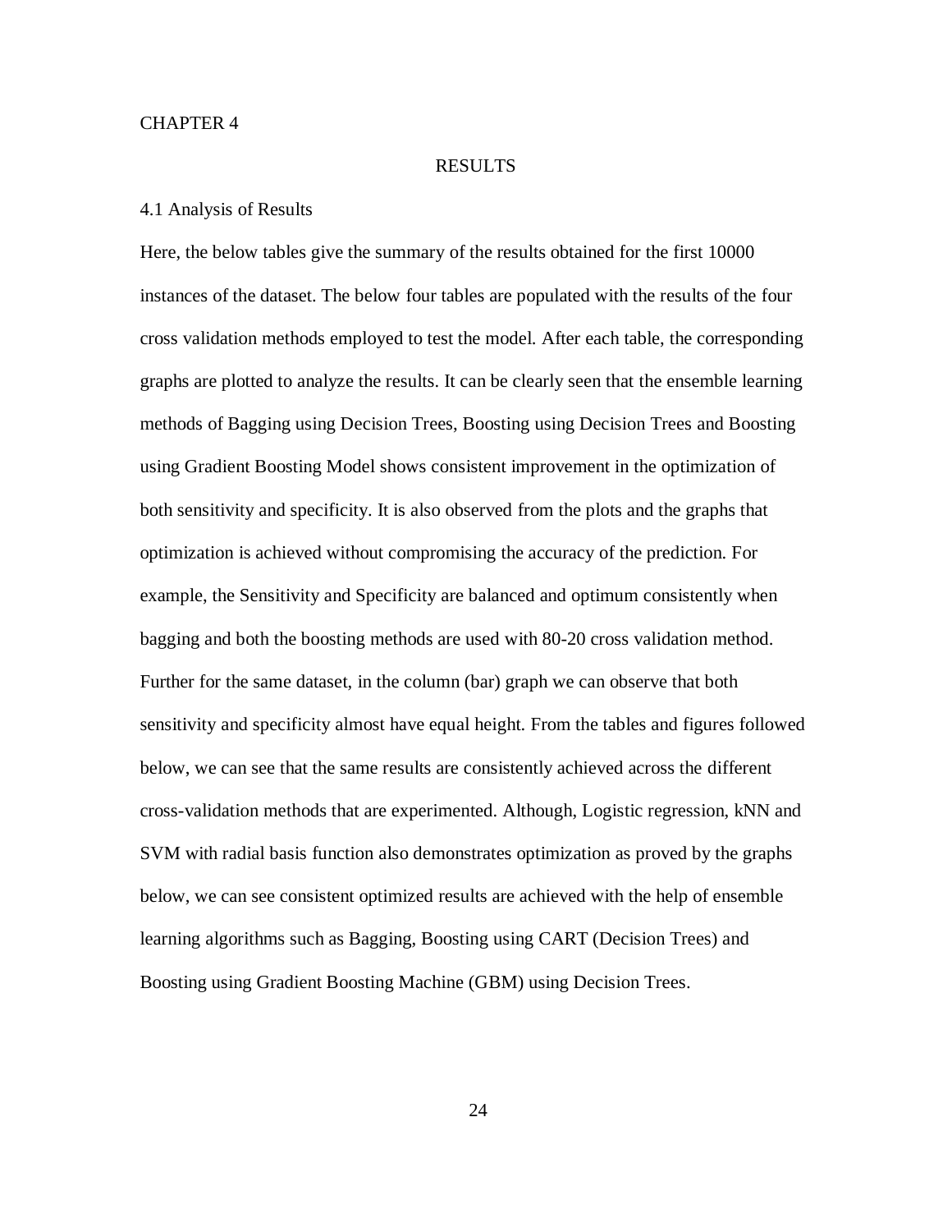CHAPTER 4

# RESULTS

## 4.1 Analysis of Results

Here, the below tables give the summary of the results obtained for the first 10000 instances of the dataset. The below four tables are populated with the results of the four cross validation methods employed to test the model. After each table, the corresponding graphs are plotted to analyze the results. It can be clearly seen that the ensemble learning methods of Bagging using Decision Trees, Boosting using Decision Trees and Boosting using Gradient Boosting Model shows consistent improvement in the optimization of both sensitivity and specificity. It is also observed from the plots and the graphs that optimization is achieved without compromising the accuracy of the prediction. For example, the Sensitivity and Specificity are balanced and optimum consistently when bagging and both the boosting methods are used with 80-20 cross validation method. Further for the same dataset, in the column (bar) graph we can observe that both sensitivity and specificity almost have equal height. From the tables and figures followed below, we can see that the same results are consistently achieved across the different cross-validation methods that are experimented. Although, Logistic regression, kNN and SVM with radial basis function also demonstrates optimization as proved by the graphs below, we can see consistent optimized results are achieved with the help of ensemble learning algorithms such as Bagging, Boosting using CART (Decision Trees) and Boosting using Gradient Boosting Machine (GBM) using Decision Trees.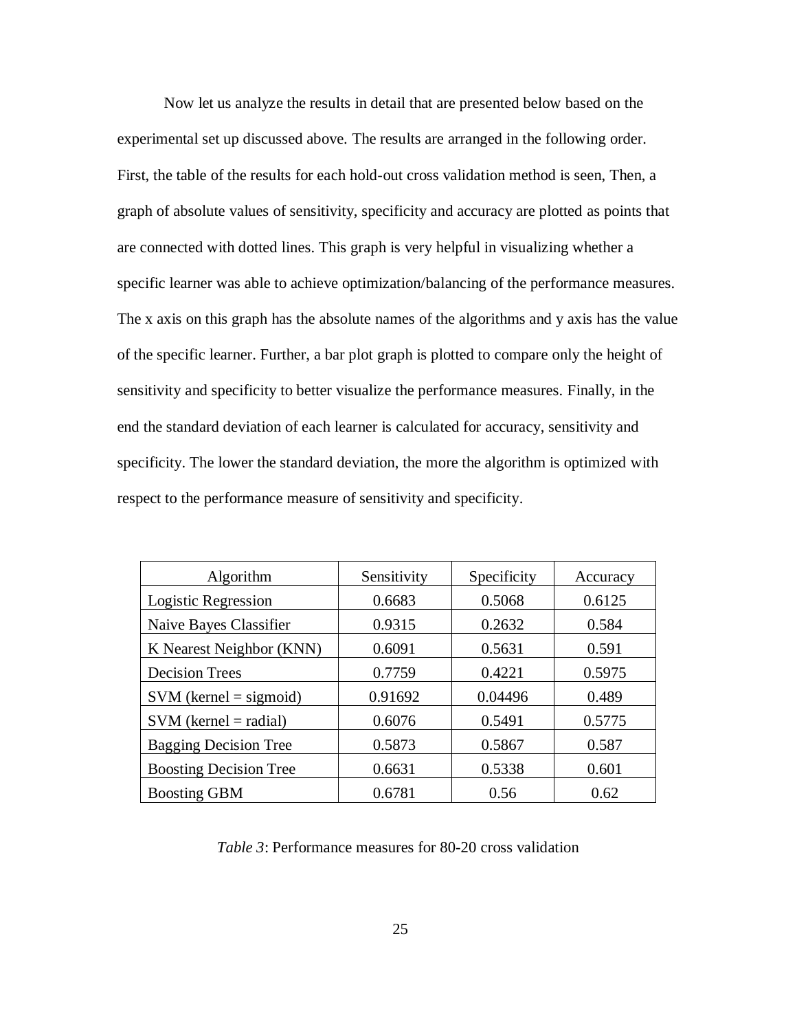Now let us analyze the results in detail that are presented below based on the experimental set up discussed above. The results are arranged in the following order. First, the table of the results for each hold-out cross validation method is seen, Then, a graph of absolute values of sensitivity, specificity and accuracy are plotted as points that are connected with dotted lines. This graph is very helpful in visualizing whether a specific learner was able to achieve optimization/balancing of the performance measures. The x axis on this graph has the absolute names of the algorithms and y axis has the value of the specific learner. Further, a bar plot graph is plotted to compare only the height of sensitivity and specificity to better visualize the performance measures. Finally, in the end the standard deviation of each learner is calculated for accuracy, sensitivity and specificity. The lower the standard deviation, the more the algorithm is optimized with respect to the performance measure of sensitivity and specificity.

| Algorithm | Sensitivity | Specificity | Accuracy |
|---|---|---|---|
| Logistic Regression | 0.6683 | 0.5068 | 0.6125 |
| Naive Bayes Classifier | 0.9315 | 0.2632 | 0.584 |
| K Nearest Neighbor (KNN) | 0.6091 | 0.5631 | 0.591 |
| Decision Trees | 0.7759 | 0.4221 | 0.5975 |
| SVM (kernel = sigmoid) | 0.91692 | 0.04496 | 0.489 |
| SVM (kernel = radial) | 0.6076 | 0.5491 | 0.5775 |
| Bagging Decision Tree | 0.5873 | 0.5867 | 0.587 |
| Boosting Decision Tree | 0.6631 | 0.5338 | 0.601 |
| Boosting GBM | 0.6781 | 0.56 | 0.62 |

*Table 3*: Performance measures for 80-20 cross validation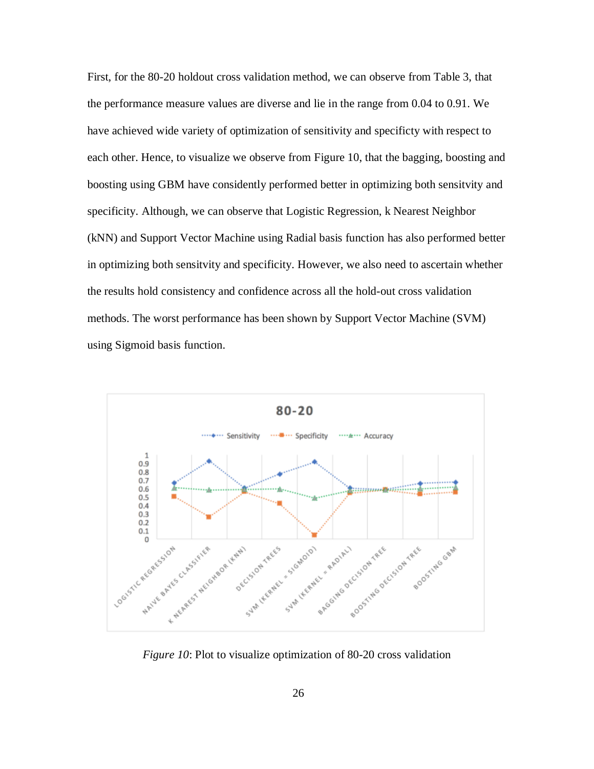First, for the 80-20 holdout cross validation method, we can observe from Table 3, that the performance measure values are diverse and lie in the range from 0.04 to 0.91. We have achieved wide variety of optimization of sensitivity and specificty with respect to each other. Hence, to visualize we observe from Figure 10, that the bagging, boosting and boosting using GBM have considently performed better in optimizing both sensitvity and specificity. Although, we can observe that Logistic Regression, k Nearest Neighbor (kNN) and Support Vector Machine using Radial basis function has also performed better in optimizing both sensitvity and specificity. However, we also need to ascertain whether the results hold consistency and confidence across all the hold-out cross validation methods. The worst performance has been shown by Support Vector Machine (SVM) using Sigmoid basis function.

*Figure 10*: Plot to visualize optimization of 80-20 cross validation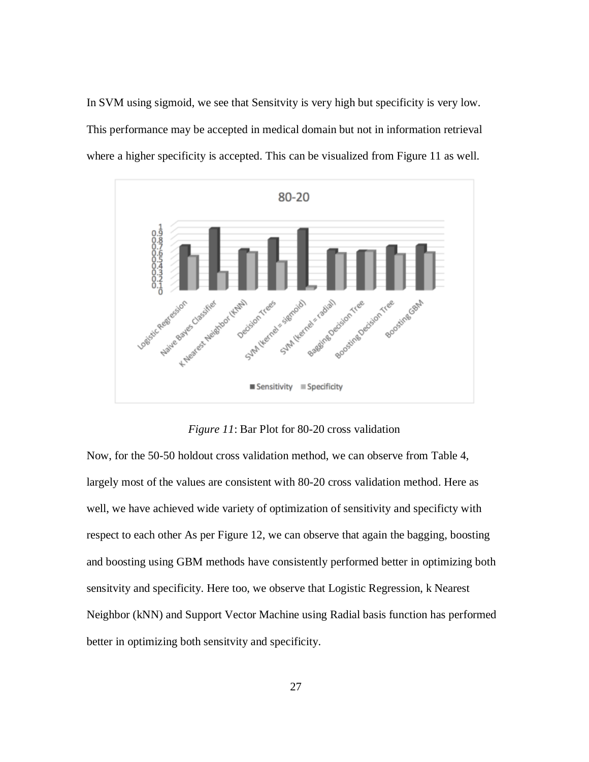In SVM using sigmoid, we see that Sensitvity is very high but specificity is very low. This performance may be accepted in medical domain but not in information retrieval where a higher specificity is accepted. This can be visualized from Figure 11 as well.

*Figure 11*: Bar Plot for 80-20 cross validation

Now, for the 50-50 holdout cross validation method, we can observe from Table 4, largely most of the values are consistent with 80-20 cross validation method. Here as well, we have achieved wide variety of optimization of sensitivity and specificty with respect to each other As per Figure 12, we can observe that again the bagging, boosting and boosting using GBM methods have consistently performed better in optimizing both sensitvity and specificity. Here too, we observe that Logistic Regression, k Nearest Neighbor (kNN) and Support Vector Machine using Radial basis function has performed better in optimizing both sensitvity and specificity.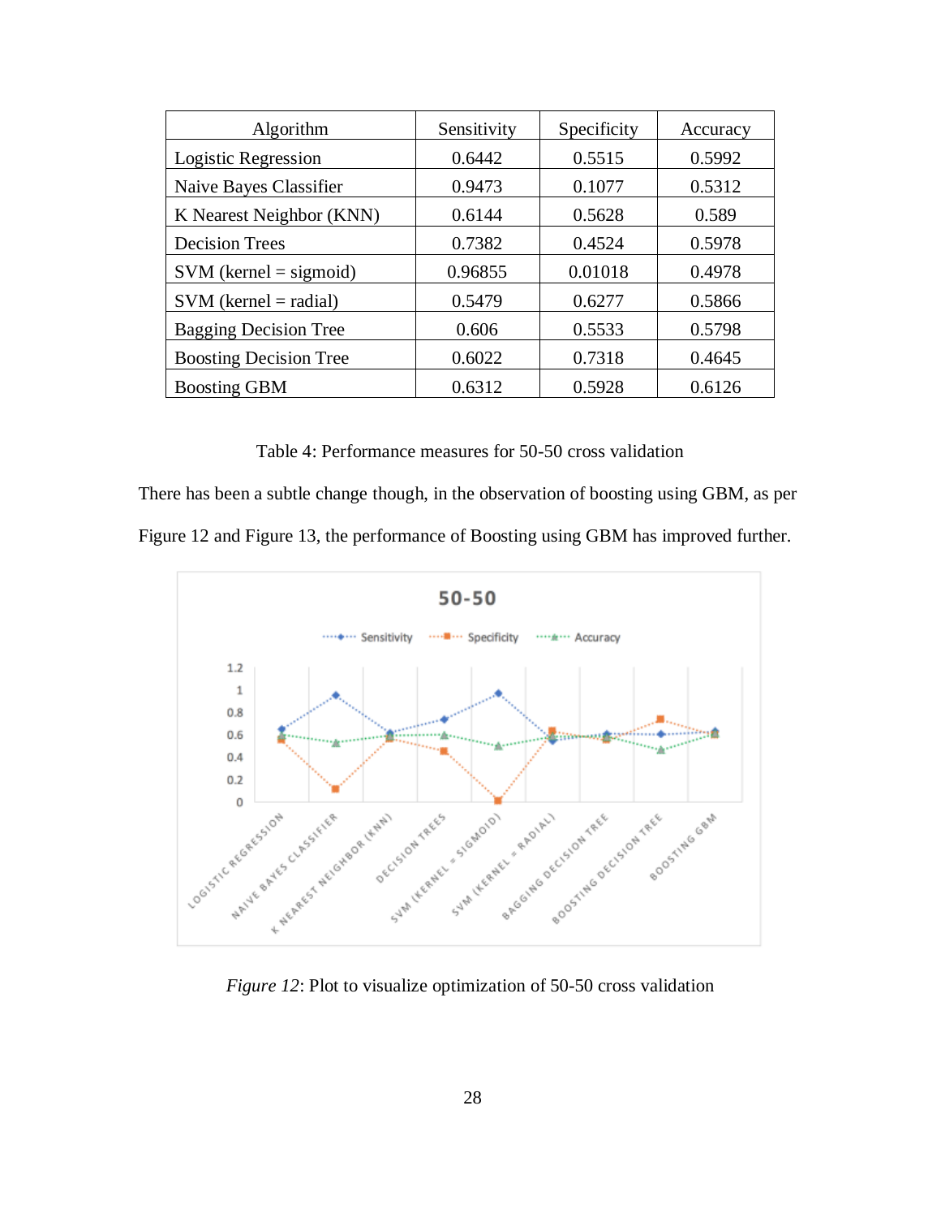| Algorithm | Sensitivity | Specificity | Accuracy |
|---|---|---|---|
| Logistic Regression | 0.6442 | 0.5515 | 0.5992 |
| Naive Bayes Classifier | 0.9473 | 0.1077 | 0.5312 |
| K Nearest Neighbor (KNN) | 0.6144 | 0.5628 | 0.589 |
| Decision Trees | 0.7382 | 0.4524 | 0.5978 |
| SVM (kernel = sigmoid) | 0.96855 | 0.01018 | 0.4978 |
| SVM (kernel = radial) | 0.5479 | 0.6277 | 0.5866 |
| Bagging Decision Tree | 0.606 | 0.5533 | 0.5798 |
| Boosting Decision Tree | 0.6022 | 0.7318 | 0.4645 |
| Boosting GBM | 0.6312 | 0.5928 | 0.6126 |

Table 4: Performance measures for 50-50 cross validation

There has been a subtle change though, in the observation of boosting using GBM, as per Figure 12 and Figure 13, the performance of Boosting using GBM has improved further.

*Figure 12*: Plot to visualize optimization of 50-50 cross validation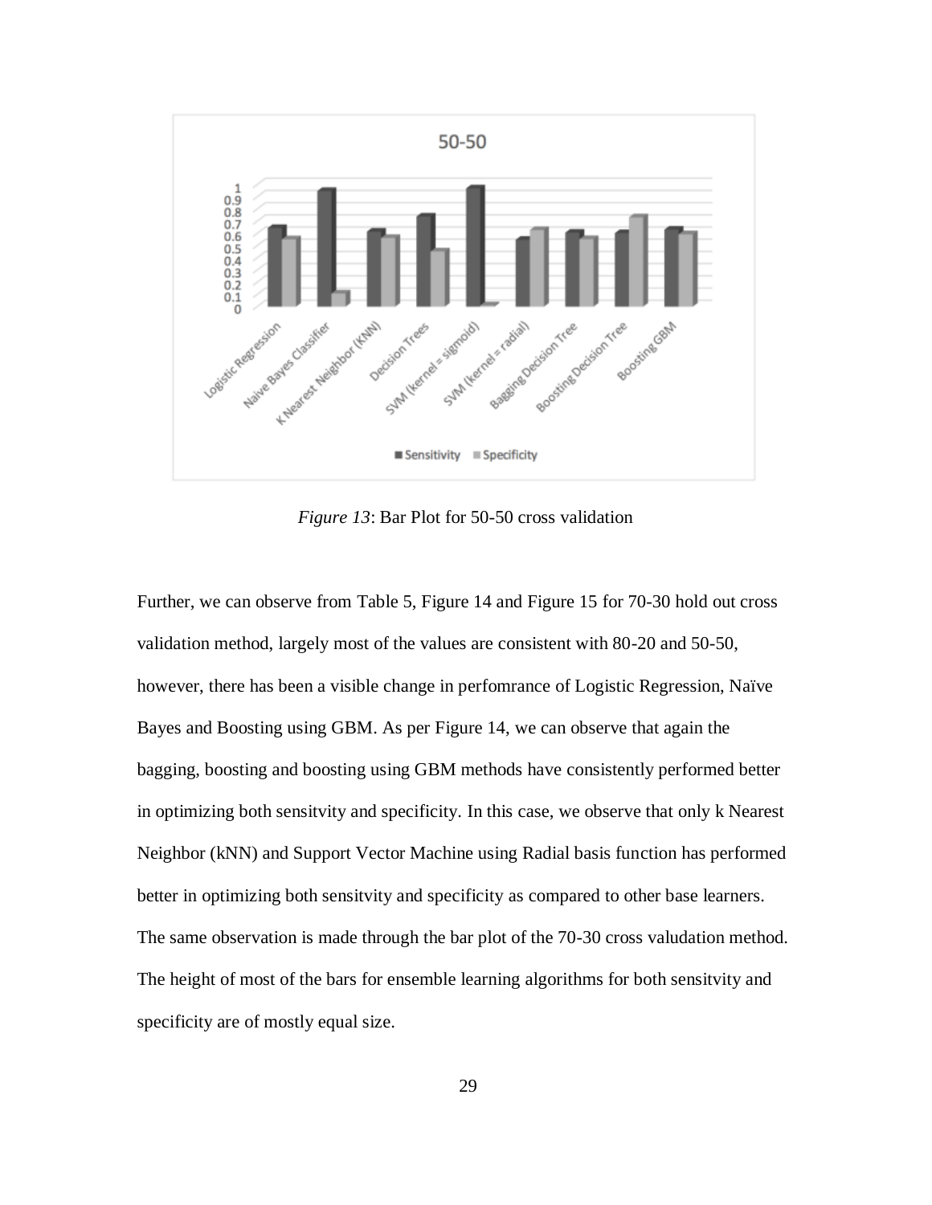*Figure 13*: Bar Plot for 50-50 cross validation

Further, we can observe from Table 5, Figure 14 and Figure 15 for 70-30 hold out cross validation method, largely most of the values are consistent with 80-20 and 50-50, however, there has been a visible change in perfomrance of Logistic Regression, Naïve Bayes and Boosting using GBM. As per Figure 14, we can observe that again the bagging, boosting and boosting using GBM methods have consistently performed better in optimizing both sensitvity and specificity. In this case, we observe that only k Nearest Neighbor (kNN) and Support Vector Machine using Radial basis function has performed better in optimizing both sensitvity and specificity as compared to other base learners. The same observation is made through the bar plot of the 70-30 cross valudation method. The height of most of the bars for ensemble learning algorithms for both sensitvity and specificity are of mostly equal size.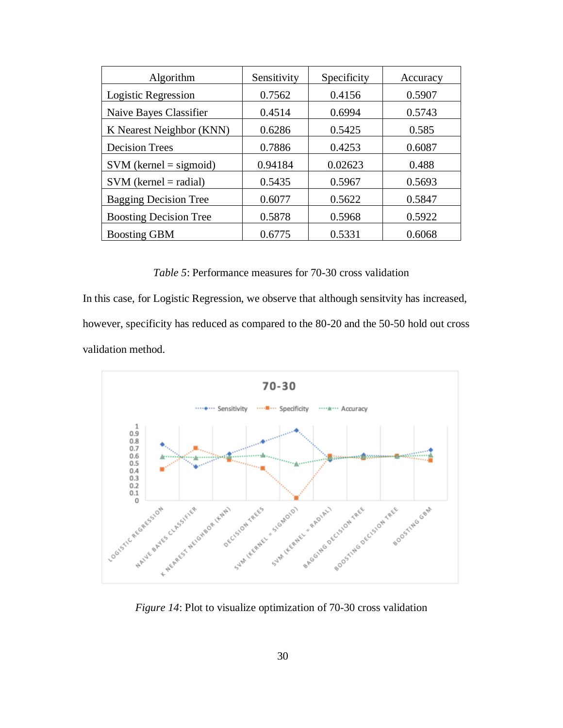| Algorithm | Sensitivity | Specificity | Accuracy |
|---|---|---|---|
| Logistic Regression | 0.7562 | 0.4156 | 0.5907 |
| Naive Bayes Classifier | 0.4514 | 0.6994 | 0.5743 |
| K Nearest Neighbor (KNN) | 0.6286 | 0.5425 | 0.585 |
| Decision Trees | 0.7886 | 0.4253 | 0.6087 |
| SVM (kernel = sigmoid) | 0.94184 | 0.02623 | 0.488 |
| SVM (kernel = radial) | 0.5435 | 0.5967 | 0.5693 |
| Bagging Decision Tree | 0.6077 | 0.5622 | 0.5847 |
| Boosting Decision Tree | 0.5878 | 0.5968 | 0.5922 |
| Boosting GBM | 0.6775 | 0.5331 | 0.6068 |

*Table 5*: Performance measures for 70-30 cross validation

In this case, for Logistic Regression, we observe that although sensitvity has increased, however, specificity has reduced as compared to the 80-20 and the 50-50 hold out cross validation method.

*Figure 14*: Plot to visualize optimization of 70-30 cross validation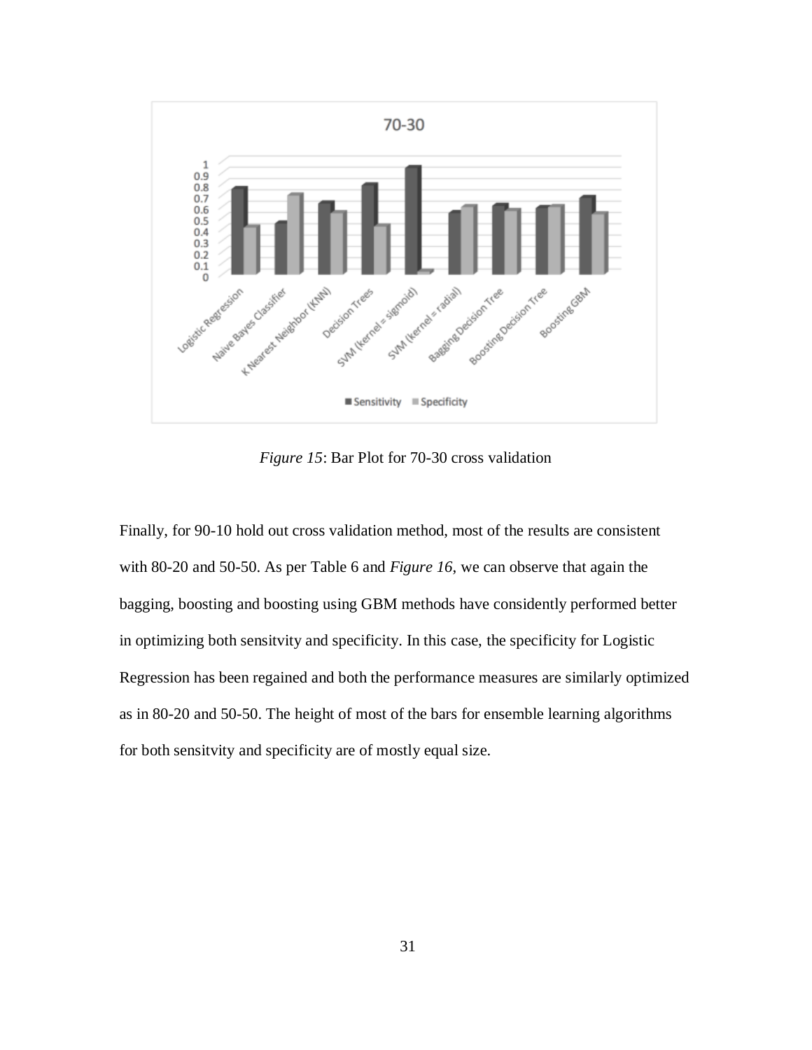*Figure 15*: Bar Plot for 70-30 cross validation

Finally, for 90-10 hold out cross validation method, most of the results are consistent with 80-20 and 50-50. As per Table 6 and *Figure 16*, we can observe that again the bagging, boosting and boosting using GBM methods have considently performed better in optimizing both sensitvity and specificity. In this case, the specificity for Logistic Regression has been regained and both the performance measures are similarly optimized as in 80-20 and 50-50. The height of most of the bars for ensemble learning algorithms for both sensitvity and specificity are of mostly equal size.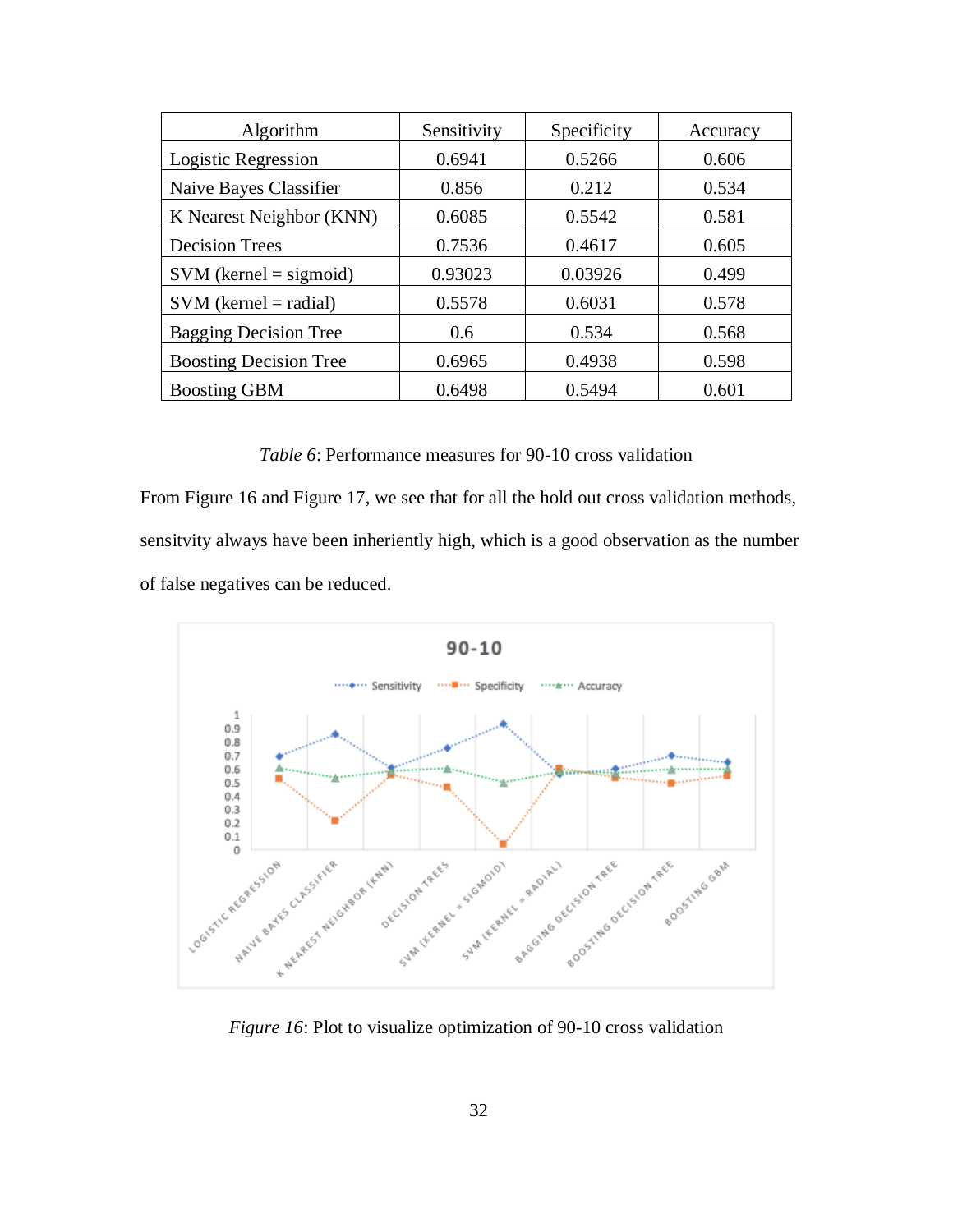| Algorithm | Sensitivity | Specificity | Accuracy |
|---|---|---|---|
| Logistic Regression | 0.6941 | 0.5266 | 0.606 |
| Naive Bayes Classifier | 0.856 | 0.212 | 0.534 |
| K Nearest Neighbor (KNN) | 0.6085 | 0.5542 | 0.581 |
| Decision Trees | 0.7536 | 0.4617 | 0.605 |
| SVM (kernel = sigmoid) | 0.93023 | 0.03926 | 0.499 |
| SVM (kernel = radial) | 0.5578 | 0.6031 | 0.578 |
| Bagging Decision Tree | 0.6 | 0.534 | 0.568 |
| Boosting Decision Tree | 0.6965 | 0.4938 | 0.598 |
| Boosting GBM | 0.6498 | 0.5494 | 0.601 |

*Table 6*: Performance measures for 90-10 cross validation

From Figure 16 and Figure 17, we see that for all the hold out cross validation methods, sensitvity always have been inheriently high, which is a good observation as the number of false negatives can be reduced.

*Figure 16*: Plot to visualize optimization of 90-10 cross validation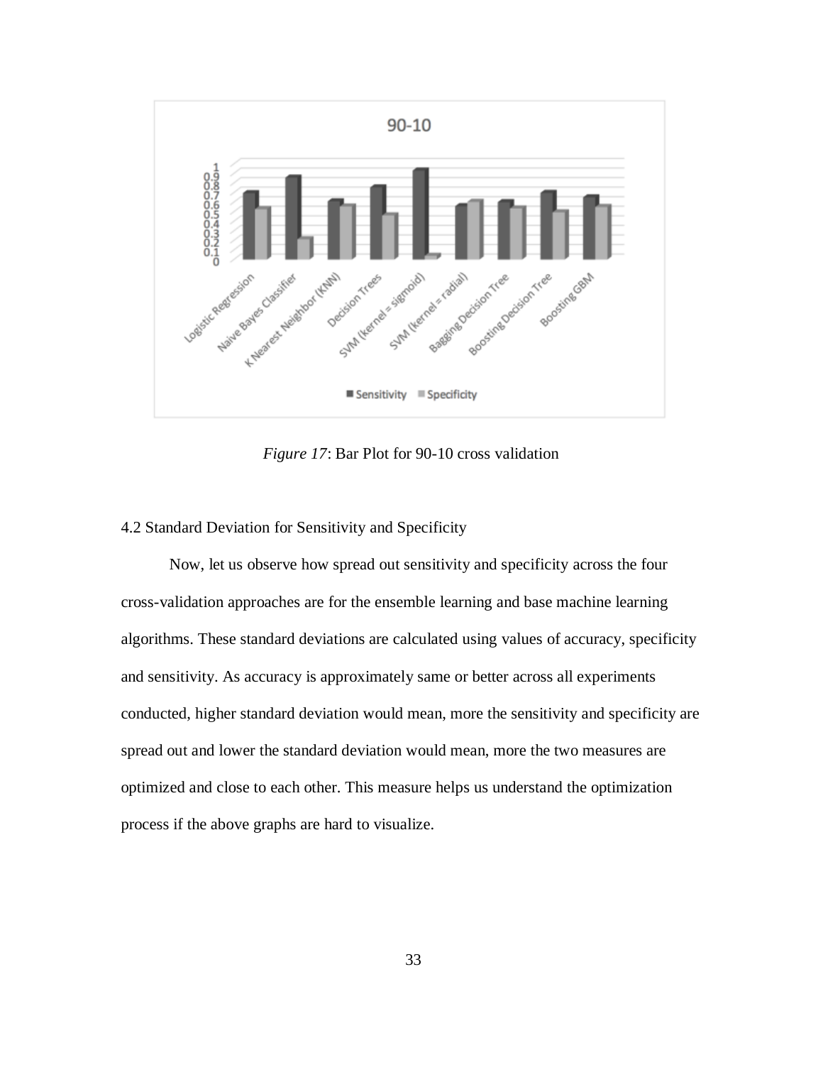*Figure 17*: Bar Plot for 90-10 cross validation

4.2 Standard Deviation for Sensitivity and Specificity

Now, let us observe how spread out sensitivity and specificity across the four cross-validation approaches are for the ensemble learning and base machine learning algorithms. These standard deviations are calculated using values of accuracy, specificity and sensitivity. As accuracy is approximately same or better across all experiments conducted, higher standard deviation would mean, more the sensitivity and specificity are spread out and lower the standard deviation would mean, more the two measures are optimized and close to each other. This measure helps us understand the optimization process if the above graphs are hard to visualize.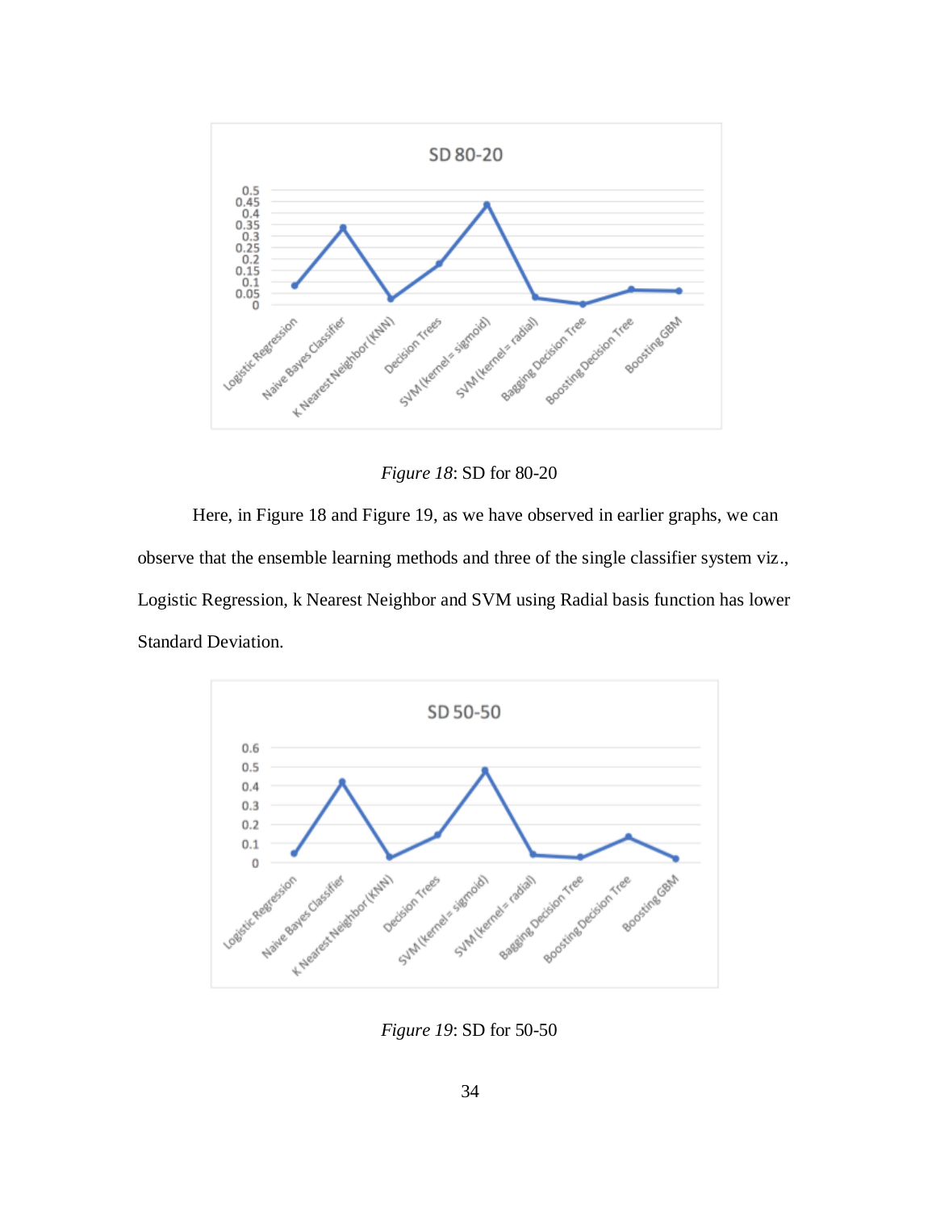*Figure 18*: SD for 80-20

Here, in Figure 18 and Figure 19, as we have observed in earlier graphs, we can observe that the ensemble learning methods and three of the single classifier system viz., Logistic Regression, k Nearest Neighbor and SVM using Radial basis function has lower Standard Deviation.

*Figure 19*: SD for 50-50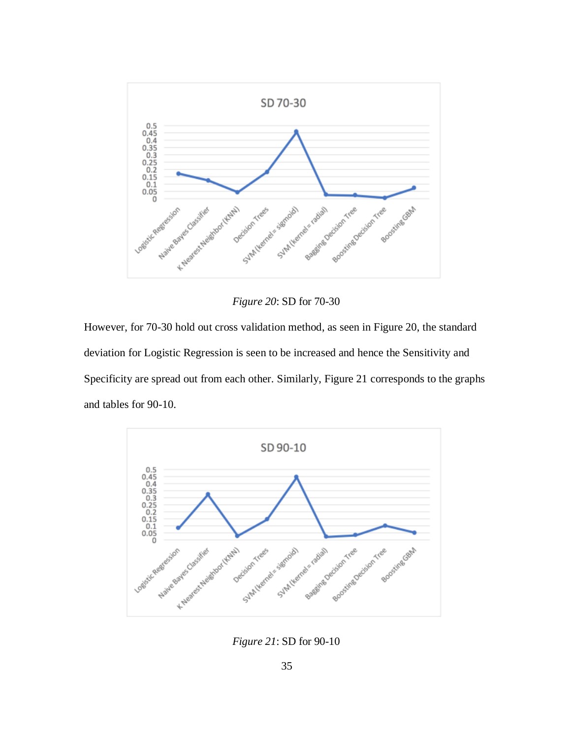*Figure 20*: SD for 70-30

However, for 70-30 hold out cross validation method, as seen in Figure 20, the standard deviation for Logistic Regression is seen to be increased and hence the Sensitivity and Specificity are spread out from each other. Similarly, Figure 21 corresponds to the graphs and tables for 90-10.

*Figure 21*: SD for 90-10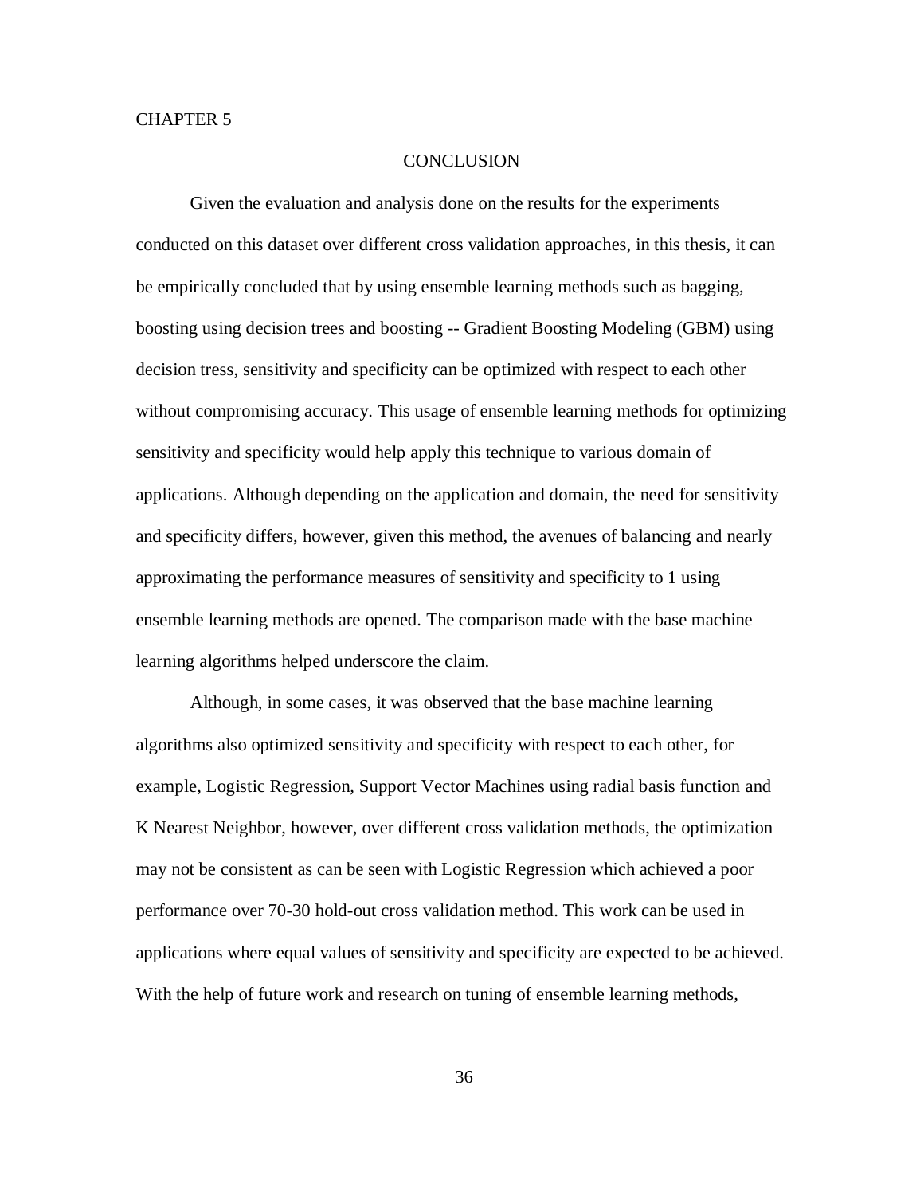# CHAPTER 5

## CONCLUSION

Given the evaluation and analysis done on the results for the experiments conducted on this dataset over different cross validation approaches, in this thesis, it can be empirically concluded that by using ensemble learning methods such as bagging, boosting using decision trees and boosting -- Gradient Boosting Modeling (GBM) using decision tress, sensitivity and specificity can be optimized with respect to each other without compromising accuracy. This usage of ensemble learning methods for optimizing sensitivity and specificity would help apply this technique to various domain of applications. Although depending on the application and domain, the need for sensitivity and specificity differs, however, given this method, the avenues of balancing and nearly approximating the performance measures of sensitivity and specificity to 1 using ensemble learning methods are opened. The comparison made with the base machine learning algorithms helped underscore the claim.

Although, in some cases, it was observed that the base machine learning algorithms also optimized sensitivity and specificity with respect to each other, for example, Logistic Regression, Support Vector Machines using radial basis function and K Nearest Neighbor, however, over different cross validation methods, the optimization may not be consistent as can be seen with Logistic Regression which achieved a poor performance over 70-30 hold-out cross validation method. This work can be used in applications where equal values of sensitivity and specificity are expected to be achieved. With the help of future work and research on tuning of ensemble learning methods,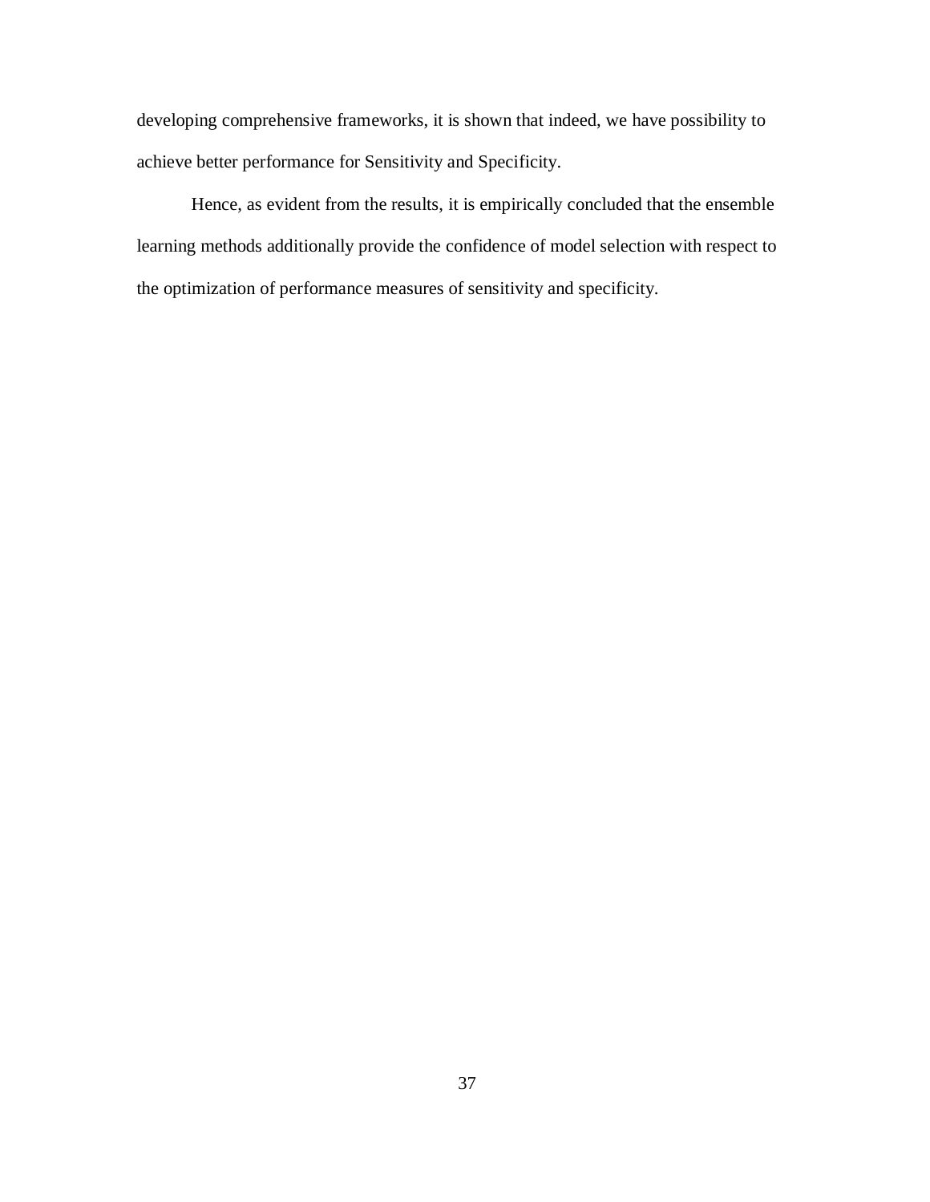developing comprehensive frameworks, it is shown that indeed, we have possibility to achieve better performance for Sensitivity and Specificity.

Hence, as evident from the results, it is empirically concluded that the ensemble learning methods additionally provide the confidence of model selection with respect to the optimization of performance measures of sensitivity and specificity.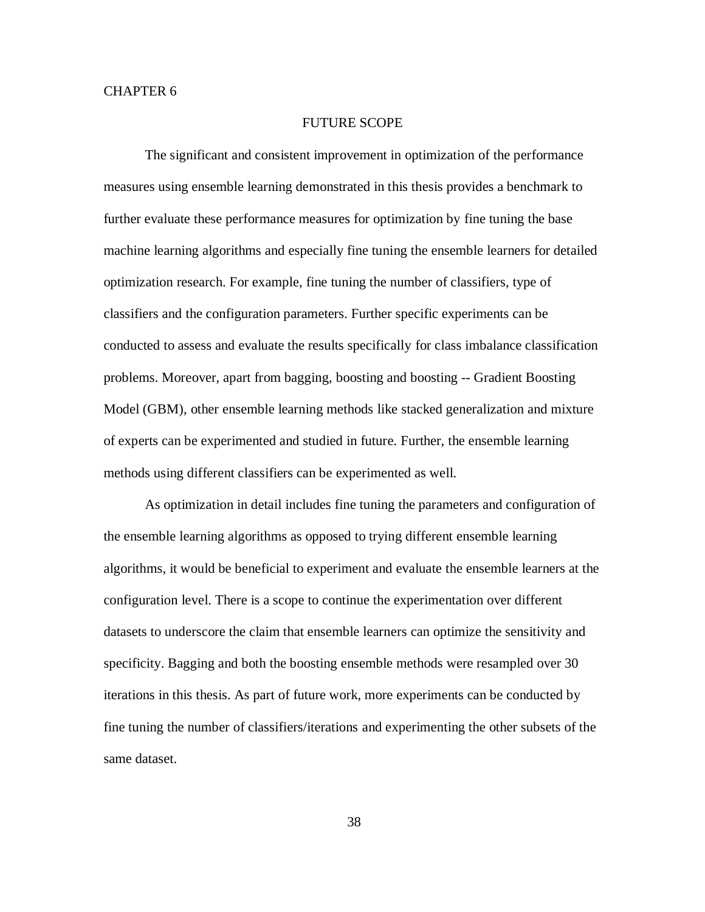# CHAPTER 6

## FUTURE SCOPE

The significant and consistent improvement in optimization of the performance measures using ensemble learning demonstrated in this thesis provides a benchmark to further evaluate these performance measures for optimization by fine tuning the base machine learning algorithms and especially fine tuning the ensemble learners for detailed optimization research. For example, fine tuning the number of classifiers, type of classifiers and the configuration parameters. Further specific experiments can be conducted to assess and evaluate the results specifically for class imbalance classification problems. Moreover, apart from bagging, boosting and boosting -- Gradient Boosting Model (GBM), other ensemble learning methods like stacked generalization and mixture of experts can be experimented and studied in future. Further, the ensemble learning methods using different classifiers can be experimented as well.

As optimization in detail includes fine tuning the parameters and configuration of the ensemble learning algorithms as opposed to trying different ensemble learning algorithms, it would be beneficial to experiment and evaluate the ensemble learners at the configuration level. There is a scope to continue the experimentation over different datasets to underscore the claim that ensemble learners can optimize the sensitivity and specificity. Bagging and both the boosting ensemble methods were resampled over 30 iterations in this thesis. As part of future work, more experiments can be conducted by fine tuning the number of classifiers/iterations and experimenting the other subsets of the same dataset.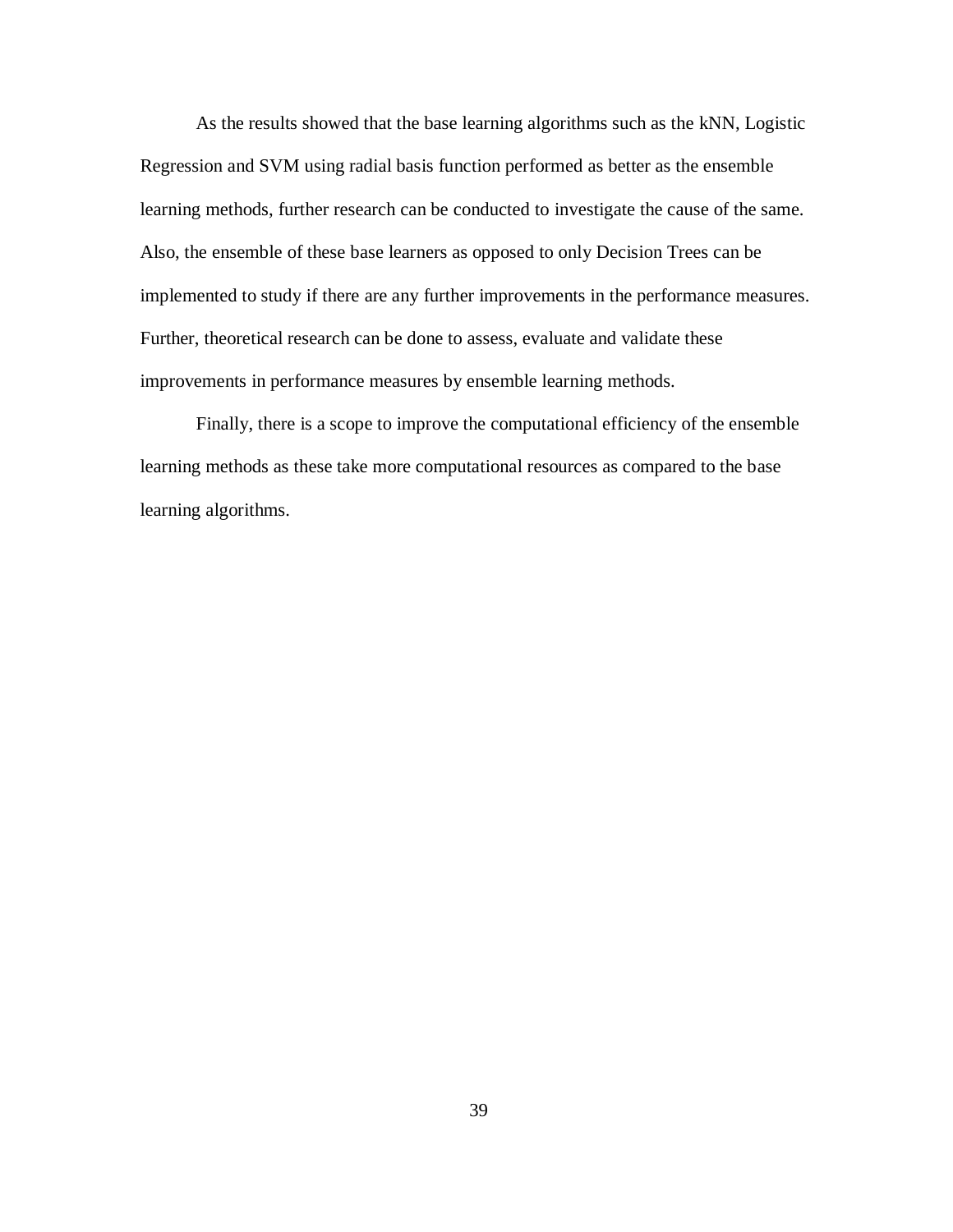As the results showed that the base learning algorithms such as the kNN, Logistic Regression and SVM using radial basis function performed as better as the ensemble learning methods, further research can be conducted to investigate the cause of the same. Also, the ensemble of these base learners as opposed to only Decision Trees can be implemented to study if there are any further improvements in the performance measures. Further, theoretical research can be done to assess, evaluate and validate these improvements in performance measures by ensemble learning methods.

Finally, there is a scope to improve the computational efficiency of the ensemble learning methods as these take more computational resources as compared to the base learning algorithms.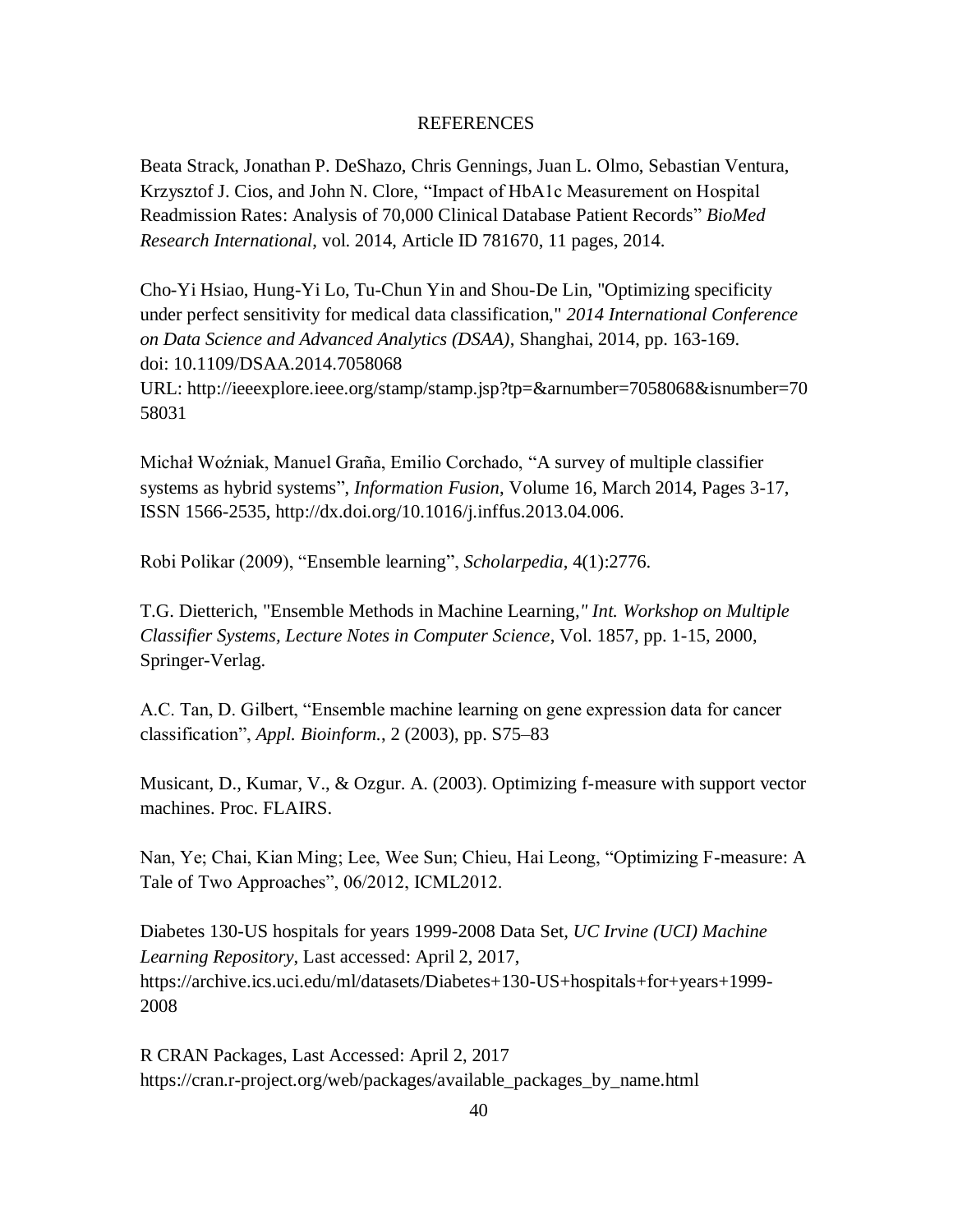# REFERENCES

Beata Strack, Jonathan P. DeShazo, Chris Gennings, Juan L. Olmo, Sebastian Ventura, Krzysztof J. Cios, and John N. Clore, “Impact of HbA1c Measurement on Hospital Readmission Rates: Analysis of 70,000 Clinical Database Patient Records” *BioMed Research International*, vol. 2014, Article ID 781670, 11 pages, 2014.

Cho-Yi Hsiao, Hung-Yi Lo, Tu-Chun Yin and Shou-De Lin, "Optimizing specificity under perfect sensitivity for medical data classification," *2014 International Conference on Data Science and Advanced Analytics (DSAA)*, Shanghai, 2014, pp. 163-169.
doi: 10.1109/DSAA.2014.7058068
URL: http://ieeexplore.ieee.org/stamp/stamp.jsp?tp=&arnumber=7058068&isnumber=7058031

Michał Woźniak, Manuel Graña, Emilio Corchado, “A survey of multiple classifier systems as hybrid systems”, *Information Fusion*, Volume 16, March 2014, Pages 3-17, ISSN 1566-2535, http://dx.doi.org/10.1016/j.inffus.2013.04.006.

Robi Polikar (2009), “Ensemble learning”, *Scholarpedia*, 4(1):2776.

T.G. Dietterich, "Ensemble Methods in Machine Learning," *Int. Workshop on Multiple Classifier Systems, Lecture Notes in Computer Science*, Vol. 1857, pp. 1-15, 2000, Springer-Verlag.

A.C. Tan, D. Gilbert, “Ensemble machine learning on gene expression data for cancer classification”, *Appl. Bioinform.*, 2 (2003), pp. S75–83

Musicant, D., Kumar, V., & Ozgur. A. (2003). Optimizing f-measure with support vector machines. Proc. FLAIRS.

Nan, Ye; Chai, Kian Ming; Lee, Wee Sun; Chieu, Hai Leong, “Optimizing F-measure: A Tale of Two Approaches”, 06/2012, ICML2012.

Diabetes 130-US hospitals for years 1999-2008 Data Set, *UC Irvine (UCI) Machine Learning Repository*, Last accessed: April 2, 2017, https://archive.ics.uci.edu/ml/datasets/Diabetes+130-US+hospitals+for+years+1999-2008

R CRAN Packages, Last Accessed: April 2, 2017
https://cran.r-project.org/web/packages/available_packages_by_name.html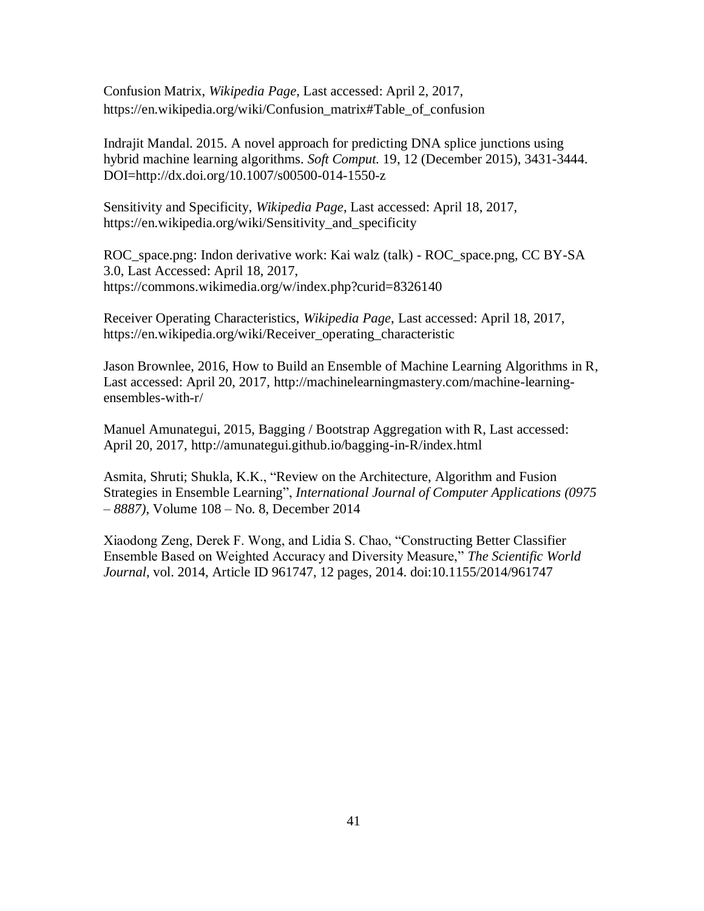Confusion Matrix, *Wikipedia Page*, Last accessed: April 2, 2017, https://en.wikipedia.org/wiki/Confusion_matrix#Table_of_confusion

Indrajit Mandal. 2015. A novel approach for predicting DNA splice junctions using hybrid machine learning algorithms. *Soft Comput.* 19, 12 (December 2015), 3431-3444. DOI=http://dx.doi.org/10.1007/s00500-014-1550-z

Sensitivity and Specificity, *Wikipedia Page*, Last accessed: April 18, 2017, https://en.wikipedia.org/wiki/Sensitivity_and_specificity

ROC_space.png: Indon derivative work: Kai walz (talk) - ROC_space.png, CC BY-SA 3.0, Last Accessed: April 18, 2017, https://commons.wikimedia.org/w/index.php?curid=8326140

Receiver Operating Characteristics, *Wikipedia Page*, Last accessed: April 18, 2017, https://en.wikipedia.org/wiki/Receiver_operating_characteristic

Jason Brownlee, 2016, How to Build an Ensemble of Machine Learning Algorithms in R, Last accessed: April 20, 2017, http://machinelearningmastery.com/machine-learning-ensembles-with-r/

Manuel Amunategui, 2015, Bagging / Bootstrap Aggregation with R, Last accessed: April 20, 2017, http://amunategui.github.io/bagging-in-R/index.html

Asmita, Shruti; Shukla, K.K., "Review on the Architecture, Algorithm and Fusion Strategies in Ensemble Learning", *International Journal of Computer Applications (0975 – 8887)*, Volume 108 – No. 8, December 2014

Xiaodong Zeng, Derek F. Wong, and Lidia S. Chao, "Constructing Better Classifier Ensemble Based on Weighted Accuracy and Diversity Measure," *The Scientific World Journal*, vol. 2014, Article ID 961747, 12 pages, 2014. doi:10.1155/2014/961747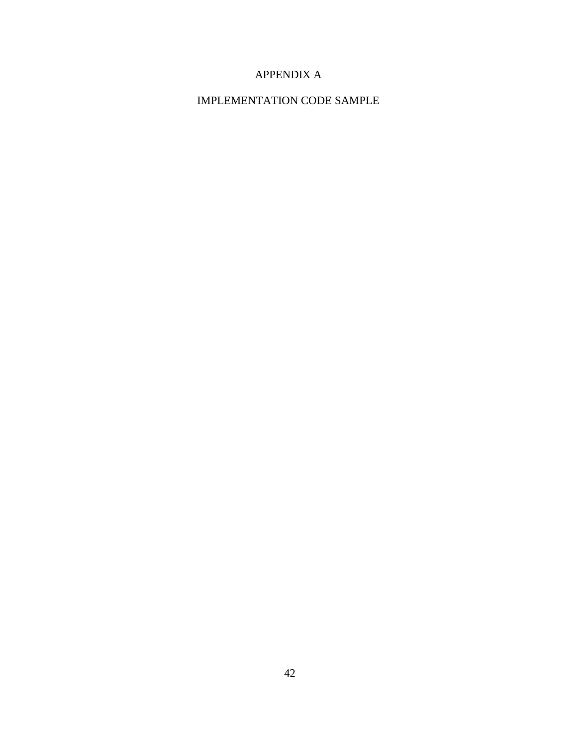# APPENDIX A

# IMPLEMENTATION CODE SAMPLE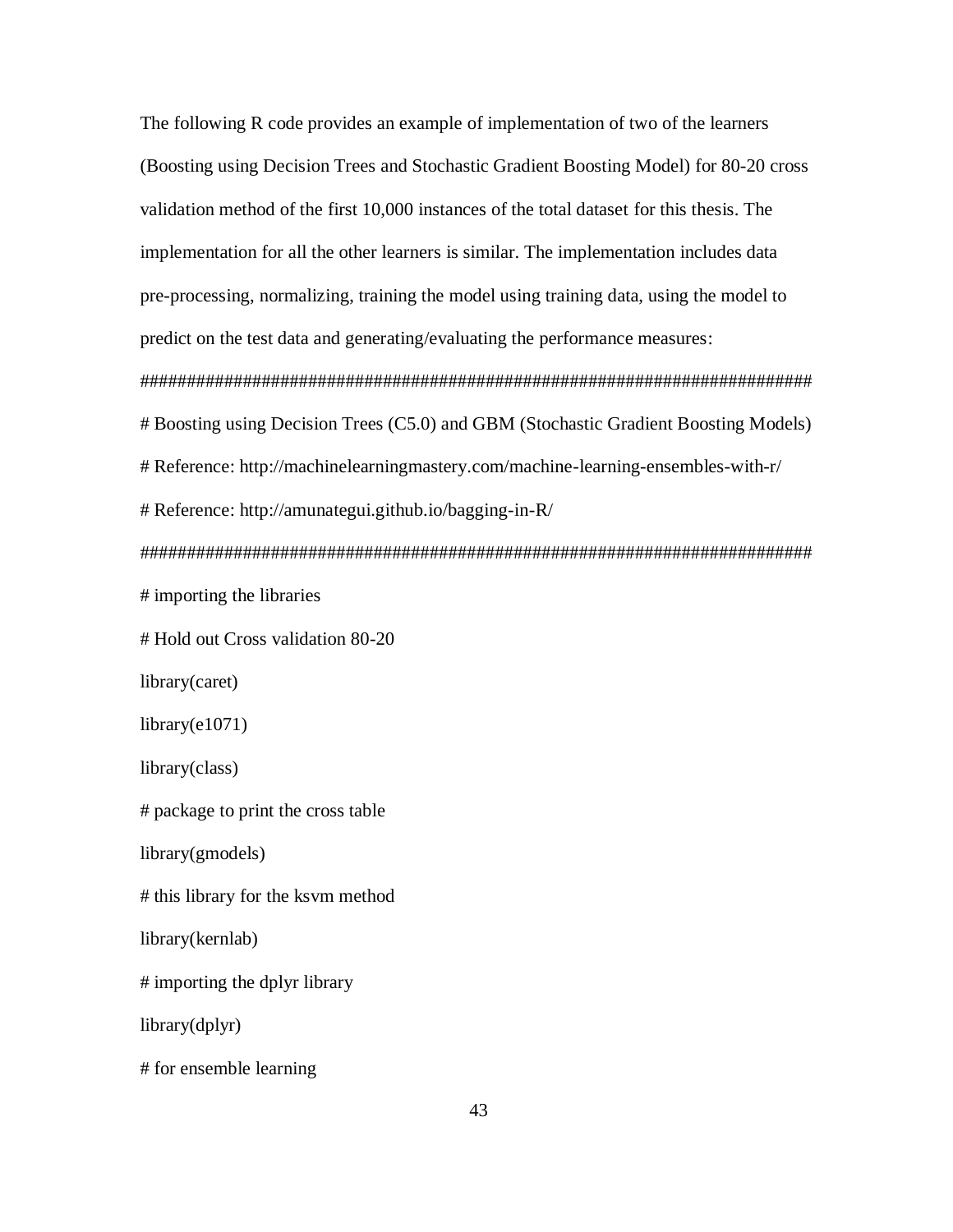The following R code provides an example of implementation of two of the learners (Boosting using Decision Trees and Stochastic Gradient Boosting Model) for 80-20 cross validation method of the first 10,000 instances of the total dataset for this thesis. The implementation for all the other learners is similar. The implementation includes data pre-processing, normalizing, training the model using training data, using the model to predict on the test data and generating/evaluating the performance measures:

```
##########################################################################
# Boosting using Decision Trees (C5.0) and GBM (Stochastic Gradient Boosting Models)
# Reference: http://machinelearningmastery.com/machine-learning-ensembles-with-r/
# Reference: http://amunategui.github.io/bagging-in-R/
##########################################################################
# importing the libraries
# Hold out Cross validation 80-20
library(caret)
library(e1071)
library(class)
# package to print the cross table
library(gmodels)
# this library for the ksvm method
library(kernlab)
# importing the dplyr library
library(dplyr)
# for ensemble learning
```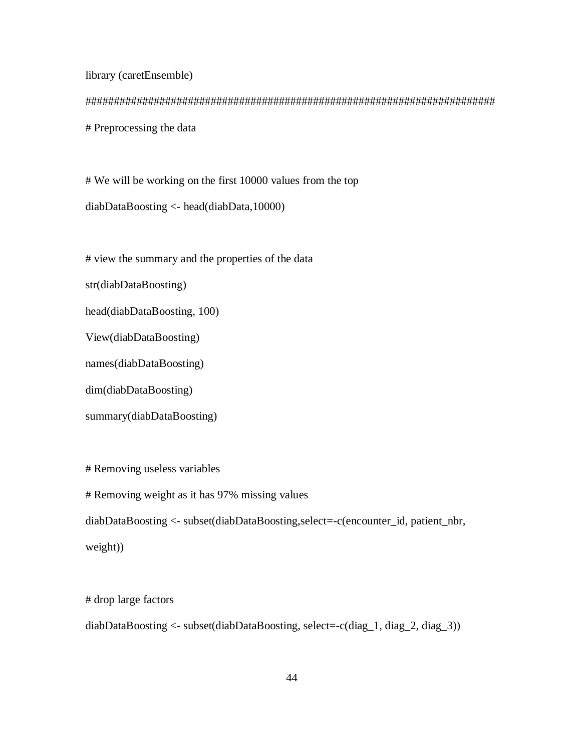```
library (caretEnsemble)

###########################################################################

# Preprocessing the data


# We will be working on the first 10000 values from the top

diabDataBoosting <- head(diabData,10000)


# view the summary and the properties of the data

str(diabDataBoosting)

head(diabDataBoosting, 100)

View(diabDataBoosting)

names(diabDataBoosting)

dim(diabDataBoosting)

summary(diabDataBoosting)


# Removing useless variables

# Removing weight as it has 97% missing values

diabDataBoosting <- subset(diabDataBoosting,select=-c(encounter_id, patient_nbr,
weight))


# drop large factors

diabDataBoosting <- subset(diabDataBoosting, select=-c(diag_1, diag_2, diag_3))
```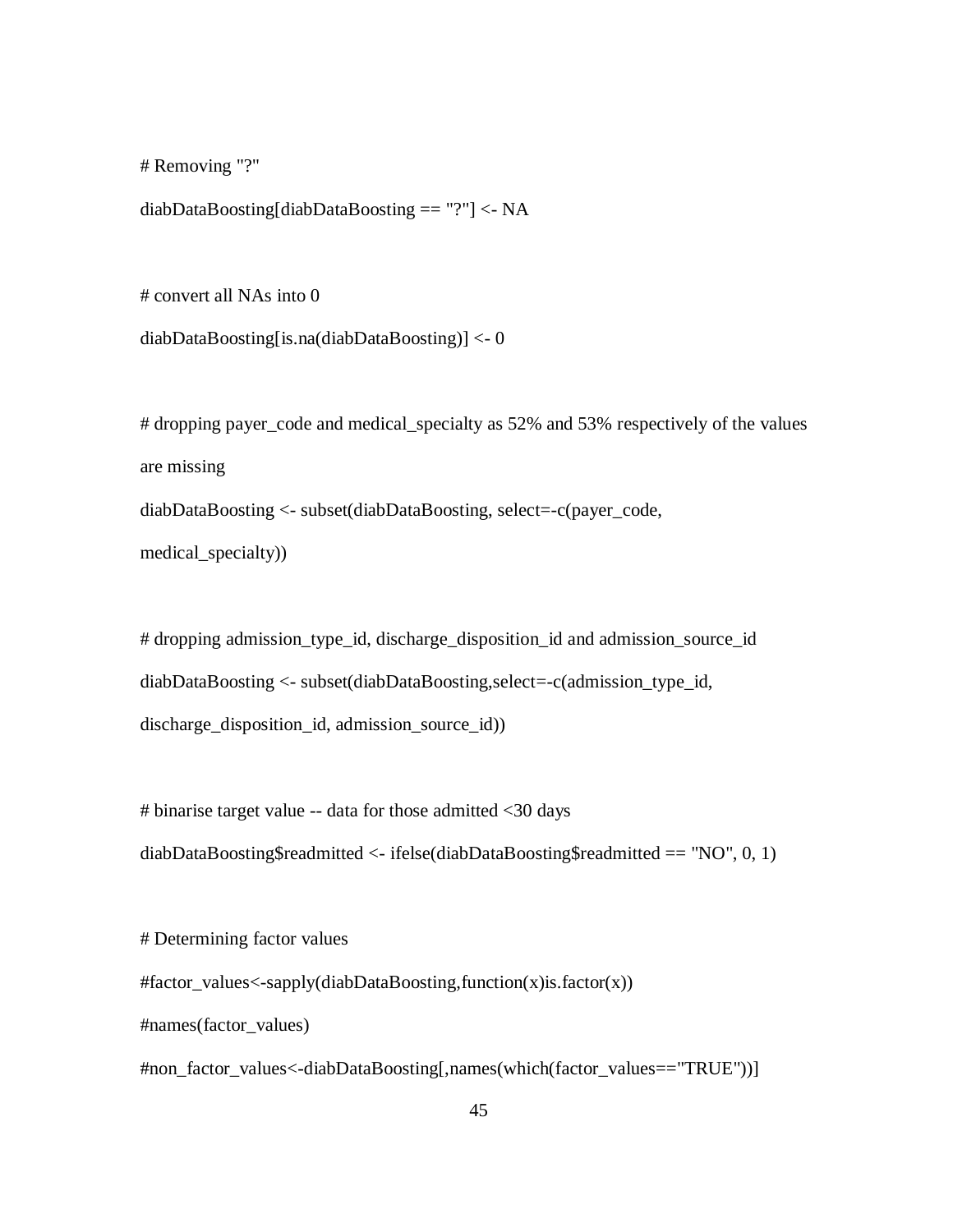```
# Removing "?"
diabDataBoosting[diabDataBoosting == "?"] <- NA

# convert all NAs into 0
diabDataBoosting[is.na(diabDataBoosting)] <- 0

# dropping payer_code and medical_specialty as 52% and 53% respectively of the values
are missing
diabDataBoosting <- subset(diabDataBoosting, select=-c(payer_code,
medical_specialty))

# dropping admission_type_id, discharge_disposition_id and admission_source_id
diabDataBoosting <- subset(diabDataBoosting,select=-c(admission_type_id,
discharge_disposition_id, admission_source_id))

# binarise target value -- data for those admitted <30 days
diabDataBoosting$readmitted <- ifelse(diabDataBoosting$readmitted == "NO", 0, 1)

# Determining factor values
#factor_values<-sapply(diabDataBoosting,function(x)is.factor(x))
#names(factor_values)
#non_factor_values<-diabDataBoosting[,names(which(factor_values=="TRUE"))]
```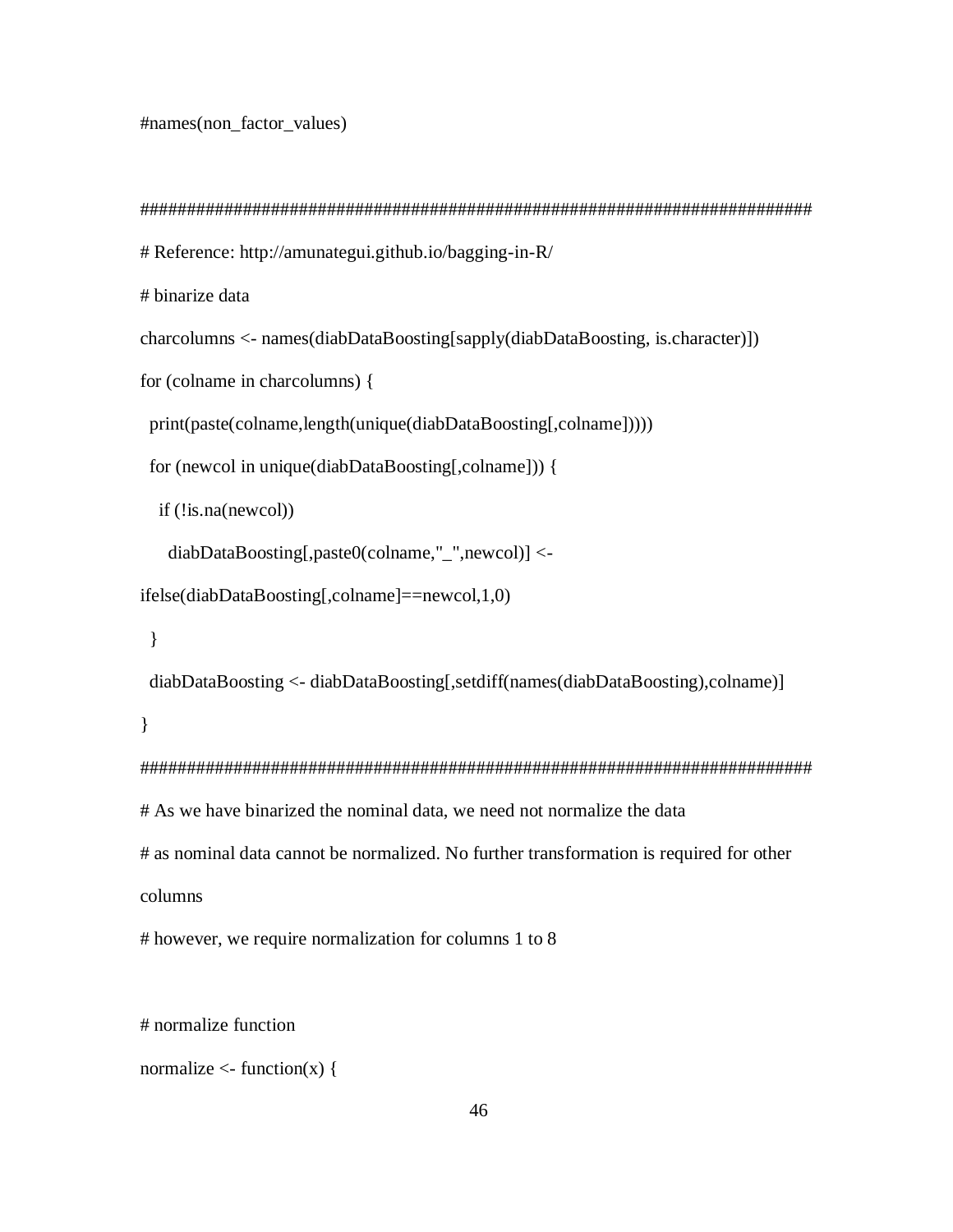```
#names(non_factor_values)

###########################################################################
# Reference: http://amunategui.github.io/bagging-in-R/
# binarize data
charcolumns <- names(diabDataBoosting[sapply(diabDataBoosting, is.character)])
for (colname in charcolumns) {
  print(paste(colname,length(unique(diabDataBoosting[,colname]))))
  for (newcol in unique(diabDataBoosting[,colname])) {
    if (!is.na(newcol))
      diabDataBoosting[,paste0(colname,"_",newcol)] <-
ifelse(diabDataBoosting[,colname]==newcol,1,0)
  }
  diabDataBoosting <- diabDataBoosting[,setdiff(names(diabDataBoosting),colname)]
}
###########################################################################
# As we have binarized the nominal data, we need not normalize the data
# as nominal data cannot be normalized. No further transformation is required for other
columns
# however, we require normalization for columns 1 to 8

# normalize function
normalize <- function(x) {
```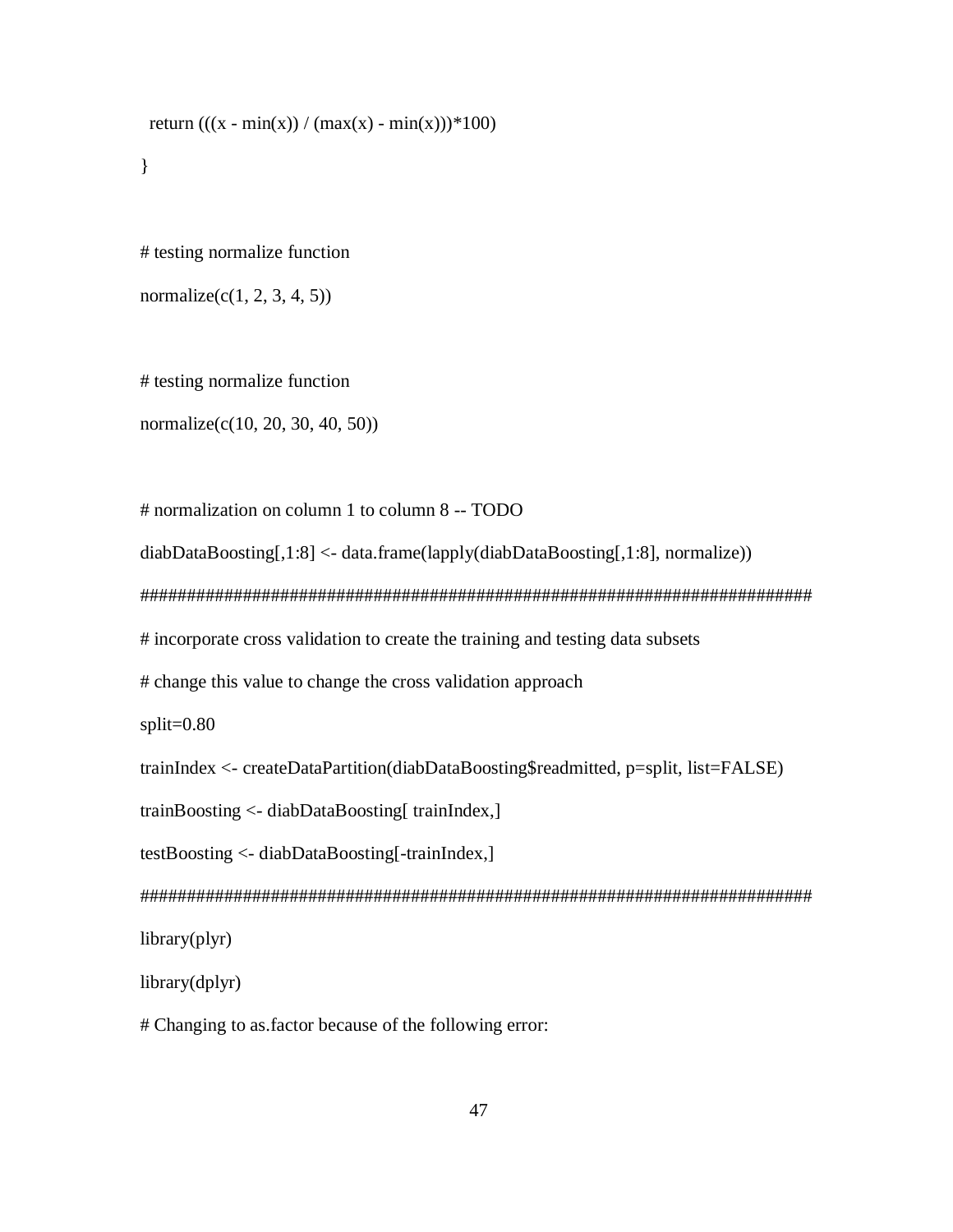```
  return (((x - min(x)) / (max(x) - min(x)))*100)
}

# testing normalize function
normalize(c(1, 2, 3, 4, 5))

# testing normalize function
normalize(c(10, 20, 30, 40, 50))

# normalization on column 1 to column 8 -- TODO
diabDataBoosting[,1:8] <- data.frame(lapply(diabDataBoosting[,1:8], normalize))
##########################################################################
# incorporate cross validation to create the training and testing data subsets
# change this value to change the cross validation approach
split=0.80
trainIndex <- createDataPartition(diabDataBoosting$readmitted, p=split, list=FALSE)
trainBoosting <- diabDataBoosting[ trainIndex,]
testBoosting <- diabDataBoosting[-trainIndex,]
##########################################################################
library(plyr)
library(dplyr)
# Changing to as.factor because of the following error:
```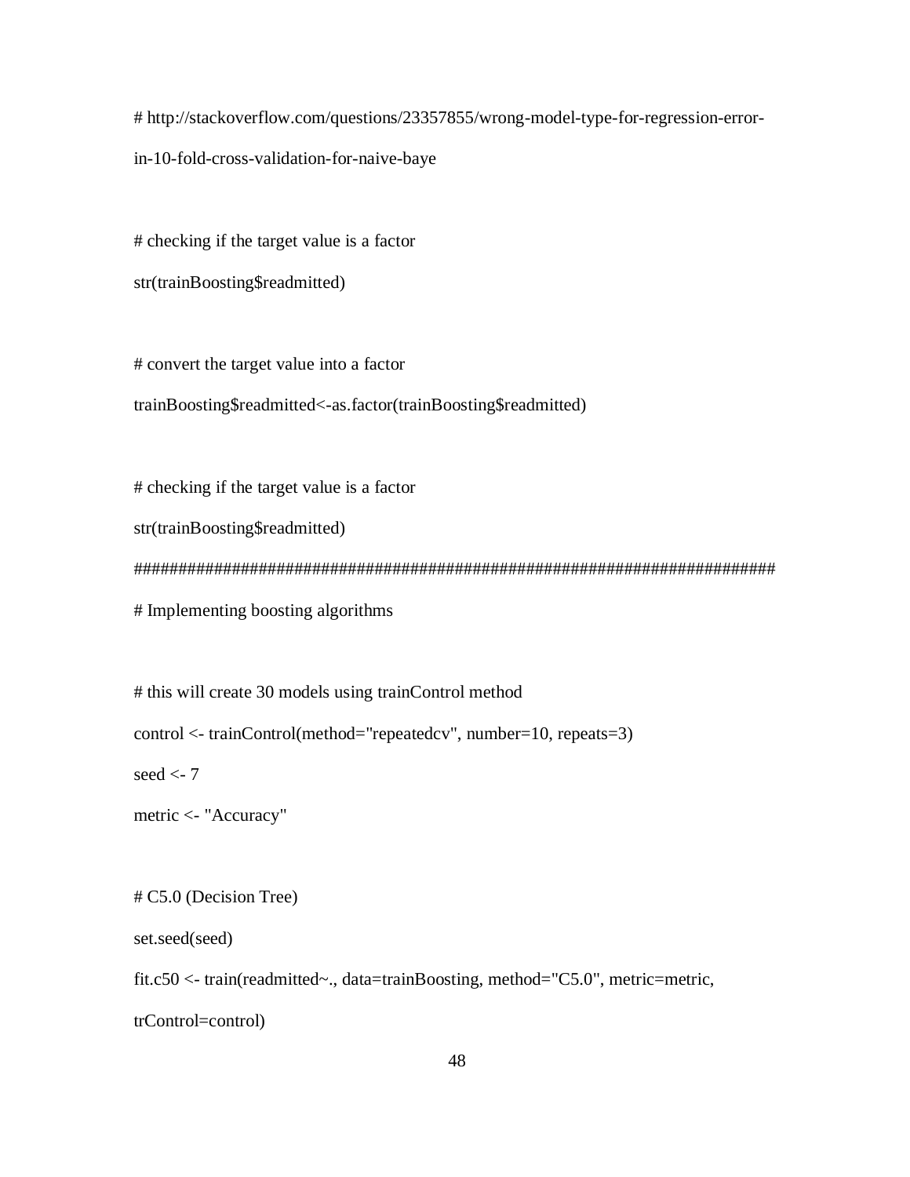```
# http://stackoverflow.com/questions/23357855/wrong-model-type-for-regression-error-
in-10-fold-cross-validation-for-naive-baye

# checking if the target value is a factor
str(trainBoosting$readmitted)

# convert the target value into a factor
trainBoosting$readmitted<-as.factor(trainBoosting$readmitted)

# checking if the target value is a factor
str(trainBoosting$readmitted)
##########################################################################
# Implementing boosting algorithms

# this will create 30 models using trainControl method
control <- trainControl(method="repeatedcv", number=10, repeats=3)
seed <- 7
metric <- "Accuracy"

# C5.0 (Decision Tree)
set.seed(seed)
fit.c50 <- train(readmitted~., data=trainBoosting, method="C5.0", metric=metric,
trControl=control)
```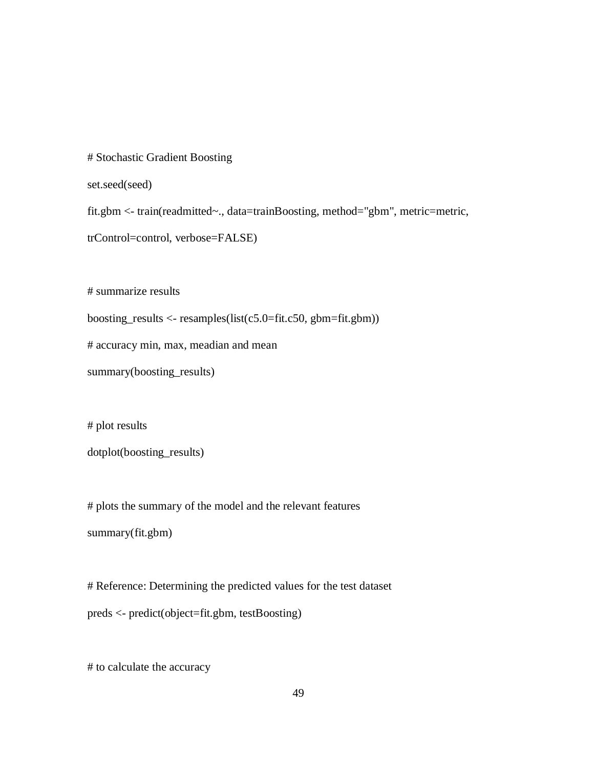```
# Stochastic Gradient Boosting
set.seed(seed)
fit.gbm <- train(readmitted~., data=trainBoosting, method="gbm", metric=metric,
trControl=control, verbose=FALSE)

# summarize results
boosting_results <- resamples(list(c5.0=fit.c50, gbm=fit.gbm))
# accuracy min, max, meadian and mean
summary(boosting_results)

# plot results
dotplot(boosting_results)

# plots the summary of the model and the relevant features
summary(fit.gbm)

# Reference: Determining the predicted values for the test dataset
preds <- predict(object=fit.gbm, testBoosting)

# to calculate the accuracy
```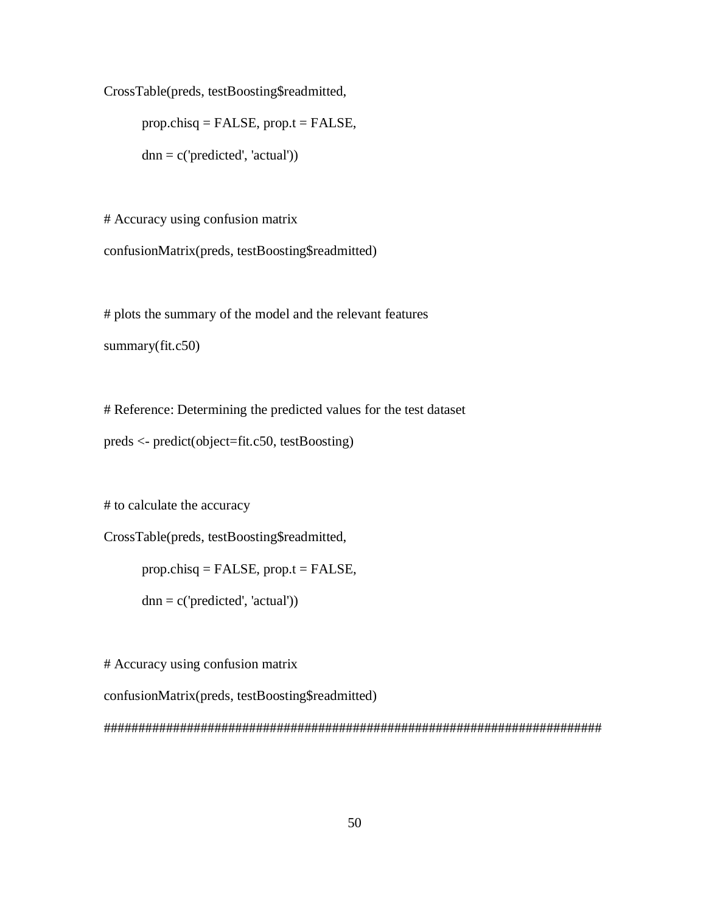```
CrossTable(preds, testBoosting$readmitted,
        prop.chisq = FALSE, prop.t = FALSE,
        dnn = c('predicted', 'actual'))

# Accuracy using confusion matrix
confusionMatrix(preds, testBoosting$readmitted)

# plots the summary of the model and the relevant features
summary(fit.c50)

# Reference: Determining the predicted values for the test dataset
preds <- predict(object=fit.c50, testBoosting)

# to calculate the accuracy
CrossTable(preds, testBoosting$readmitted,
        prop.chisq = FALSE, prop.t = FALSE,
        dnn = c('predicted', 'actual'))

# Accuracy using confusion matrix
confusionMatrix(preds, testBoosting$readmitted)
############################################################################
```